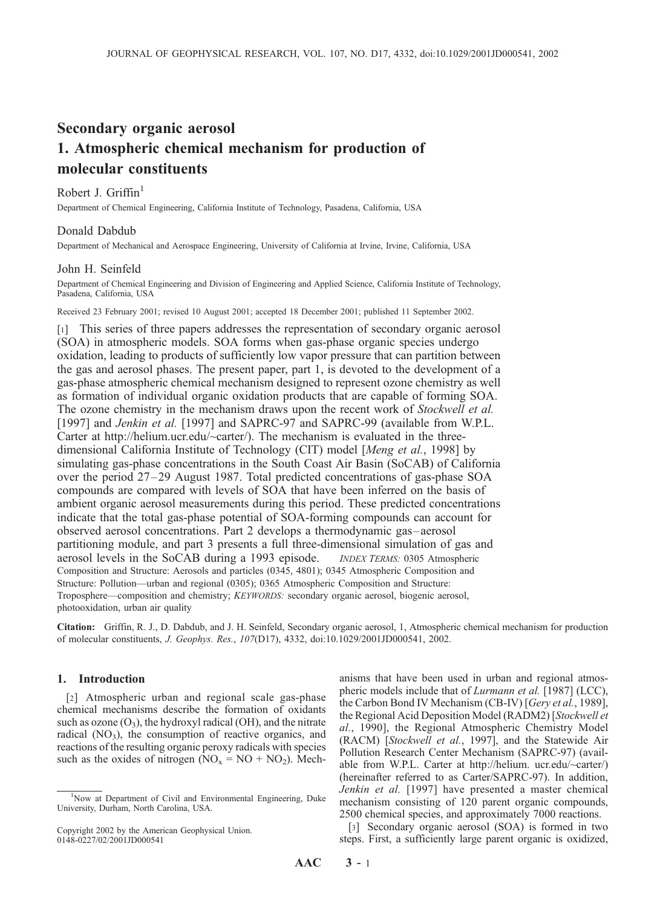# Secondary organic aerosol
# 1. Atmospheric chemical mechanism for production of molecular constituents

Robert J. Griffin[1]

Department of Chemical Engineering, California Institute of Technology, Pasadena, California, USA

Donald Dabdub

Department of Mechanical and Aerospace Engineering, University of California at Irvine, Irvine, California, USA

John H. Seinfeld

Department of Chemical Engineering and Division of Engineering and Applied Science, California Institute of Technology, Pasadena, California, USA

Received 23 February 2001; revised 10 August 2001; accepted 18 December 2001; published 11 September 2002.

[1] This series of three papers addresses the representation of secondary organic aerosol (SOA) in atmospheric models. SOA forms when gas-phase organic species undergo oxidation, leading to products of sufficiently low vapor pressure that can partition between the gas and aerosol phases. The present paper, part 1, is devoted to the development of a gas-phase atmospheric chemical mechanism designed to represent ozone chemistry as well as formation of individual organic oxidation products that are capable of forming SOA. The ozone chemistry in the mechanism draws upon the recent work of *Stockwell et al.* [1997] and *Jenkin et al.* [1997] and SAPRC-97 and SAPRC-99 (available from W.P.L. Carter at http://helium.ucr.edu/~carter/). The mechanism is evaluated in the three-dimensional California Institute of Technology (CIT) model [*Meng et al.*, 1998] by simulating gas-phase concentrations in the South Coast Air Basin (SoCAB) of California over the period 27–29 August 1987. Total predicted concentrations of gas-phase SOA compounds are compared with levels of SOA that have been inferred on the basis of ambient organic aerosol measurements during this period. These predicted concentrations indicate that the total gas-phase potential of SOA-forming compounds can account for observed aerosol concentrations. Part 2 develops a thermodynamic gas–aerosol partitioning module, and part 3 presents a full three-dimensional simulation of gas and aerosol levels in the SoCAB during a 1993 episode. *INDEX TERMS:* 0305 Atmospheric Composition and Structure: Aerosols and particles (0345, 4801); 0345 Atmospheric Composition and Structure: Pollution—urban and regional (0305); 0365 Atmospheric Composition and Structure: Troposphere—composition and chemistry; *KEYWORDS:* secondary organic aerosol, biogenic aerosol, photooxidation, urban air quality

**Citation:** Griffin, R. J., D. Dabdub, and J. H. Seinfeld, Secondary organic aerosol, 1, Atmospheric chemical mechanism for production of molecular constituents, *J. Geophys. Res.*, *107*(D17), 4332, doi:10.1029/2001JD000541, 2002.

## 1. Introduction

[2] Atmospheric urban and regional scale gas-phase chemical mechanisms describe the formation of oxidants such as ozone ($O_3$), the hydroxyl radical (OH), and the nitrate radical ($NO_3$), the consumption of reactive organics, and reactions of the resulting organic peroxy radicals with species such as the oxides of nitrogen ($NO_x = NO + NO_2$). Mechanisms that have been used in urban and regional atmospheric models include that of *Lurmann et al.* [1987] (LCC), the Carbon Bond IV Mechanism (CB-IV) [*Gery et al.*, 1989], the Regional Acid Deposition Model (RADM2) [*Stockwell et al.*, 1990], the Regional Atmospheric Chemistry Model (RACM) [*Stockwell et al.*, 1997], and the Statewide Air Pollution Research Center Mechanism (SAPRC-97) (available from W.P.L. Carter at http://helium.ucr.edu/~carter/) (hereinafter referred to as Carter/SAPRC-97). In addition, *Jenkin et al.* [1997] have presented a master chemical mechanism consisting of 120 parent organic compounds, 2500 chemical species, and approximately 7000 reactions.

[3] Secondary organic aerosol (SOA) is formed in two steps. First, a sufficiently large parent organic is oxidized,

[1] Now at Department of Civil and Environmental Engineering, Duke University, Durham, North Carolina, USA.

Copyright 2002 by the American Geophysical Union.
0148-0227/02/2001JD000541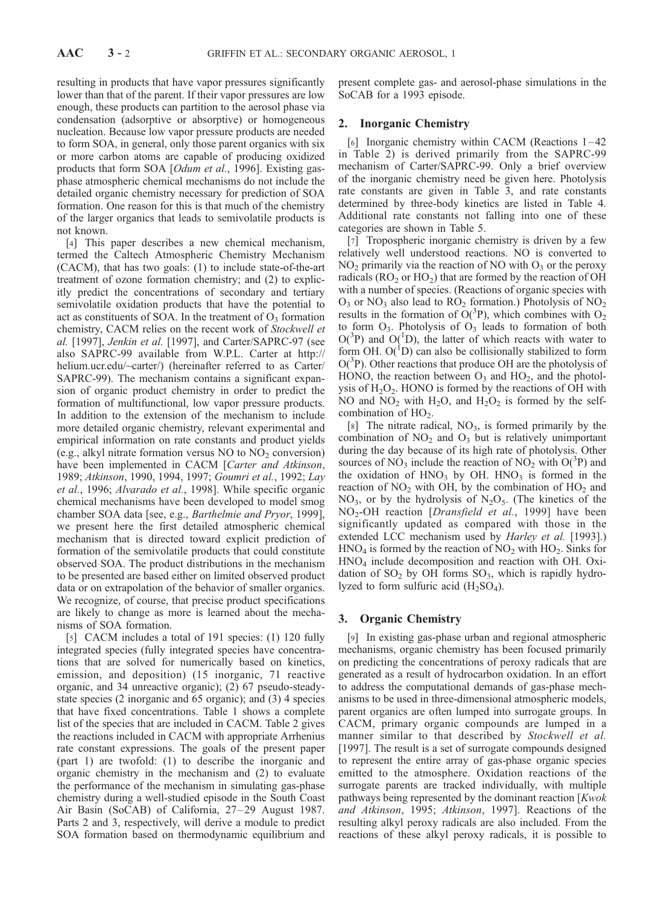resulting in products that have vapor pressures significantly lower than that of the parent. If their vapor pressures are low enough, these products can partition to the aerosol phase via condensation (adsorptive or absorptive) or homogeneous nucleation. Because low vapor pressure products are needed to form SOA, in general, only those parent organics with six or more carbon atoms are capable of producing oxidized products that form SOA [*Odum et al.*, 1996]. Existing gas-phase atmospheric chemical mechanisms do not include the detailed organic chemistry necessary for prediction of SOA formation. One reason for this is that much of the chemistry of the larger organics that leads to semivolatile products is not known.

[4] This paper describes a new chemical mechanism, termed the Caltech Atmospheric Chemistry Mechanism (CACM), that has two goals: (1) to include state-of-the-art treatment of ozone formation chemistry; and (2) to explicitly predict the concentrations of secondary and tertiary semivolatile oxidation products that have the potential to act as constituents of SOA. In the treatment of $O_3$ formation chemistry, CACM relies on the recent work of *Stockwell et al.* [1997], *Jenkin et al.* [1997], and Carter/SAPRC-97 (see also SAPRC-99 available from W.P.L. Carter at http://helium.ucr.edu/~carter/) (hereinafter referred to as Carter/SAPRC-99). The mechanism contains a significant expansion of organic product chemistry in order to predict the formation of multifunctional, low vapor pressure products. In addition to the extension of the mechanism to include more detailed organic chemistry, relevant experimental and empirical information on rate constants and product yields (e.g., alkyl nitrate formation versus NO to $NO_2$ conversion) have been implemented in CACM [*Carter and Atkinson*, 1989; *Atkinson*, 1990, 1994, 1997; *Goumri et al.*, 1992; *Lay et al.*, 1996; *Alvarado et al.*, 1998]. While specific organic chemical mechanisms have been developed to model smog chamber SOA data [see, e.g., *Barthelmie and Pryor*, 1999], we present here the first detailed atmospheric chemical mechanism that is directed toward explicit prediction of formation of the semivolatile products that could constitute observed SOA. The product distributions in the mechanism to be presented are based either on limited observed product data or on extrapolation of the behavior of smaller organics. We recognize, of course, that precise product specifications are likely to change as more is learned about the mechanisms of SOA formation.

[5] CACM includes a total of 191 species: (1) 120 fully integrated species (fully integrated species have concentrations that are solved for numerically based on kinetics, emission, and deposition) (15 inorganic, 71 reactive organic, and 34 unreactive organic); (2) 67 pseudo-steady-state species (2 inorganic and 65 organic); and (3) 4 species that have fixed concentrations. Table 1 shows a complete list of the species that are included in CACM. Table 2 gives the reactions included in CACM with appropriate Arrhenius rate constant expressions. The goals of the present paper (part 1) are twofold: (1) to describe the inorganic and organic chemistry in the mechanism and (2) to evaluate the performance of the mechanism in simulating gas-phase chemistry during a well-studied episode in the South Coast Air Basin (SoCAB) of California, 27–29 August 1987. Parts 2 and 3, respectively, will derive a module to predict SOA formation based on thermodynamic equilibrium and present complete gas- and aerosol-phase simulations in the SoCAB for a 1993 episode.

## 2. Inorganic Chemistry

[6] Inorganic chemistry within CACM (Reactions 1–42 in Table 2) is derived primarily from the SAPRC-99 mechanism of Carter/SAPRC-99. Only a brief overview of the inorganic chemistry need be given here. Photolysis rate constants are given in Table 3, and rate constants determined by three-body kinetics are listed in Table 4. Additional rate constants not falling into one of these categories are shown in Table 5.

[7] Tropospheric inorganic chemistry is driven by a few relatively well understood reactions. NO is converted to $NO_2$ primarily via the reaction of NO with $O_3$ or the peroxy radicals ($RO_2$ or $HO_2$) that are formed by the reaction of OH with a number of species. (Reactions of organic species with $O_3$ or $NO_3$ also lead to $RO_2$ formation.) Photolysis of $NO_2$ results in the formation of $O(^3P)$, which combines with $O_2$ to form $O_3$. Photolysis of $O_3$ leads to formation of both $O(^3P)$ and $O(^1D)$, the latter of which reacts with water to form OH. $O(^1D)$ can also be collisionally stabilized to form $O(^3P)$. Other reactions that produce OH are the photolysis of HONO, the reaction between $O_3$ and $HO_2$, and the photolysis of $H_2O_2$. HONO is formed by the reactions of OH with NO and $NO_2$ with $H_2O$, and $H_2O_2$ is formed by the self-combination of $HO_2$.

[8] The nitrate radical, $NO_3$, is formed primarily by the combination of $NO_2$ and $O_3$ but is relatively unimportant during the day because of its high rate of photolysis. Other sources of $NO_3$ include the reaction of $NO_2$ with $O(^3P)$ and the oxidation of $HNO_3$ by OH. $HNO_3$ is formed in the reaction of $NO_2$ with OH, by the combination of $HO_2$ and $NO_3$, or by the hydrolysis of $N_2O_5$. (The kinetics of the $NO_2$-OH reaction [*Dransfield et al.*, 1999] have been significantly updated as compared with those in the extended LCC mechanism used by *Harley et al.* [1993].) $HNO_4$ is formed by the reaction of $NO_2$ with $HO_2$. Sinks for $HNO_4$ include decomposition and reaction with OH. Oxidation of $SO_2$ by OH forms $SO_3$, which is rapidly hydrolyzed to form sulfuric acid ($H_2SO_4$).

## 3. Organic Chemistry

[9] In existing gas-phase urban and regional atmospheric mechanisms, organic chemistry has been focused primarily on predicting the concentrations of peroxy radicals that are generated as a result of hydrocarbon oxidation. In an effort to address the computational demands of gas-phase mechanisms to be used in three-dimensional atmospheric models, parent organics are often lumped into surrogate groups. In CACM, primary organic compounds are lumped in a manner similar to that described by *Stockwell et al.* [1997]. The result is a set of surrogate compounds designed to represent the entire array of gas-phase organic species emitted to the atmosphere. Oxidation reactions of the surrogate parents are tracked individually, with multiple pathways being represented by the dominant reaction [*Kwok and Atkinson*, 1995; *Atkinson*, 1997]. Reactions of the resulting alkyl peroxy radicals are also included. From the reactions of these alkyl peroxy radicals, it is possible to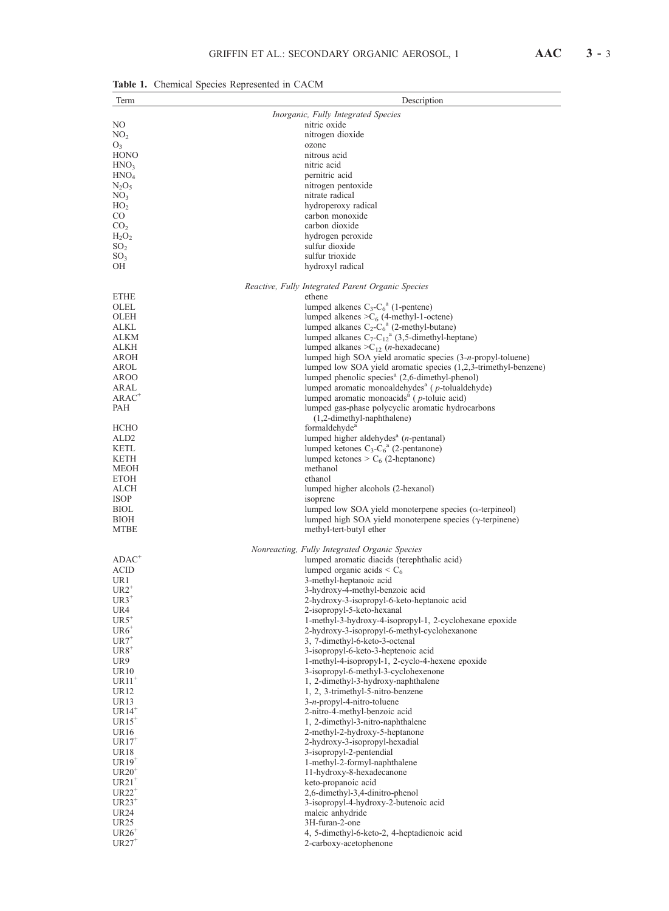**Table 1.** Chemical Species Represented in CACM

| Term | Description |
|---|---|
| | *Inorganic, Fully Integrated Species* |
| NO | nitric oxide |
| $NO_2$ | nitrogen dioxide |
| $O_3$ | ozone |
| HONO | nitrous acid |
| $HNO_3$ | nitric acid |
| $HNO_4$ | pernitric acid |
| $N_2O_5$ | nitrogen pentoxide |
| $NO_3$ | nitrate radical |
| $HO_2$ | hydroperoxy radical |
| CO | carbon monoxide |
| $CO_2$ | carbon dioxide |
| $H_2O_2$ | hydrogen peroxide |
| $SO_2$ | sulfur dioxide |
| $SO_3$ | sulfur trioxide |
| OH | hydroxyl radical |
| | *Reactive, Fully Integrated Parent Organic Species* |
| ETHE | ethene |
| OLEL | lumped alkenes $C_3$-$C_6$[a] (1-pentene) |
| OLEH | lumped alkenes $>C_6$ (4-methyl-1-octene) |
| ALKL | lumped alkanes $C_2$-$C_6$[a] (2-methyl-butane) |
| ALKM | lumped alkanes $C_7$-$C_{12}$[a] (3,5-dimethyl-heptane) |
| ALKH | lumped alkanes $>C_{12}$ (*n*-hexadecane) |
| AROH | lumped high SOA yield aromatic species (3-*n*-propyl-toluene) |
| AROL | lumped low SOA yield aromatic species (1,2,3-trimethyl-benzene) |
| AROO | lumped phenolic species[a] (2,6-dimethyl-phenol) |
| ARAL | lumped aromatic monoaldehydes[a] ( *p*-tolualdehyde) |
| ARAC[+] | lumped aromatic monoacids[a] ( *p*-toluic acid) |
| PAH | lumped gas-phase polycyclic aromatic hydrocarbons (1,2-dimethyl-naphthalene) |
| HCHO | formaldehyde[a] |
| ALD2 | lumped higher aldehydes[a] (*n*-pentanal) |
| KETL | lumped ketones $C_3$-$C_6$[a] (2-pentanone) |
| KETH | lumped ketones $> C_6$ (2-heptanone) |
| MEOH | methanol |
| ETOH | ethanol |
| ALCH | lumped higher alcohols (2-hexanol) |
| ISOP | isoprene |
| BIOL | lumped low SOA yield monoterpene species ($\alpha$-terpineol) |
| BIOH | lumped high SOA yield monoterpene species ($\gamma$-terpinene) |
| MTBE | methyl-tert-butyl ether |
| | *Nonreacting, Fully Integrated Organic Species* |
| ADAC[+] | lumped aromatic diacids (terephthalic acid) |
| ACID | lumped organic acids $< C_6$ |
| UR1 | 3-methyl-heptanoic acid |
| UR2[+] | 3-hydroxy-4-methyl-benzoic acid |
| UR3[+] | 2-hydroxy-3-isopropyl-6-keto-heptanoic acid |
| UR4 | 2-isopropyl-5-keto-hexanal |
| UR5[+] | 1-methyl-3-hydroxy-4-isopropyl-1, 2-cyclohexane epoxide |
| UR6[+] | 2-hydroxy-3-isopropyl-6-methyl-cyclohexanone |
| UR7[+] | 3, 7-dimethyl-6-keto-3-octenal |
| UR8[+] | 3-isopropyl-6-keto-3-heptenoic acid |
| UR9 | 1-methyl-4-isopropyl-1, 2-cyclo-4-hexene epoxide |
| UR10 | 3-isopropyl-6-methyl-3-cyclohexenone |
| UR11[+] | 1, 2-dimethyl-3-hydroxy-naphthalene |
| UR12 | 1, 2, 3-trimethyl-5-nitro-benzene |
| UR13 | 3-*n*-propyl-4-nitro-toluene |
| UR14[+] | 2-nitro-4-methyl-benzoic acid |
| UR15[+] | 1, 2-dimethyl-3-nitro-naphthalene |
| UR16 | 2-methyl-2-hydroxy-5-heptanone |
| UR17[+] | 2-hydroxy-3-isopropyl-hexadial |
| UR18 | 3-isopropyl-2-pentendial |
| UR19[+] | 1-methyl-2-formyl-naphthalene |
| UR20[+] | 11-hydroxy-8-hexadecanone |
| UR21[+] | keto-propanoic acid |
| UR22[+] | 2,6-dimethyl-3,4-dinitro-phenol |
| UR23[+] | 3-isopropyl-4-hydroxy-2-butenoic acid |
| UR24 | maleic anhydride |
| UR25 | 3H-furan-2-one |
| UR26[+] | 4, 5-dimethyl-6-keto-2, 4-heptadienoic acid |
| UR27[+] | 2-carboxy-acetophenone |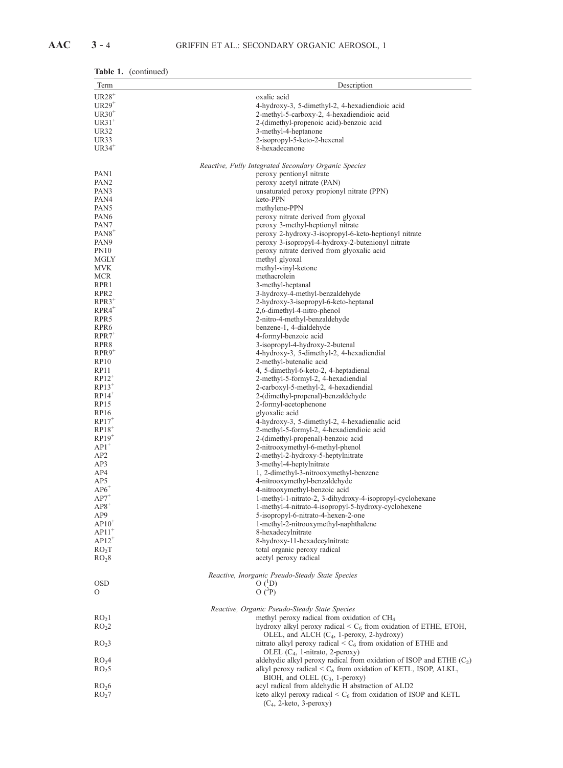**Table 1.** (continued)

| Term | Description |
|---|---|
| $UR28^+$ | oxalic acid |
| $UR29^+$ | 4-hydroxy-3, 5-dimethyl-2, 4-hexadiendioic acid |
| $UR30^+$ | 2-methyl-5-carboxy-2, 4-hexadiendioic acid |
| $UR31^+$ | 2-(dimethyl-propenoic acid)-benzoic acid |
| UR32 | 3-methyl-4-heptanone |
| UR33 | 2-isopropyl-5-keto-2-hexenal |
| $UR34^+$ | 8-hexadecanone |
| | *Reactive, Fully Integrated Secondary Organic Species* |
| PAN1 | peroxy pentionyl nitrate |
| PAN2 | peroxy acetyl nitrate (PAN) |
| PAN3 | unsaturated peroxy propionyl nitrate (PPN) |
| PAN4 | keto-PPN |
| PAN5 | methylene-PPN |
| PAN6 | peroxy nitrate derived from glyoxal |
| PAN7 | peroxy 3-methyl-heptionyl nitrate |
| $PAN8^+$ | peroxy 2-hydroxy-3-isopropyl-6-keto-heptionyl nitrate |
| PAN9 | peroxy 3-isopropyl-4-hydroxy-2-butenionyl nitrate |
| PN10 | peroxy nitrate derived from glyoxalic acid |
| MGLY | methyl glyoxal |
| MVK | methyl-vinyl-ketone |
| MCR | methacrolein |
| RPR1 | 3-methyl-heptanal |
| RPR2 | 3-hydroxy-4-methyl-benzaldehyde |
| $RPR3^+$ | 2-hydroxy-3-isopropyl-6-keto-heptanal |
| $RPR4^+$ | 2,6-dimethyl-4-nitro-phenol |
| RPR5 | 2-nitro-4-methyl-benzaldehyde |
| RPR6 | benzene-1, 4-dialdehyde |
| $RPR7^+$ | 4-formyl-benzoic acid |
| RPR8 | 3-isopropyl-4-hydroxy-2-butenal |
| $RPR9^+$ | 4-hydroxy-3, 5-dimethyl-2, 4-hexadiendial |
| RP10 | 2-methyl-butenalic acid |
| RP11 | 4, 5-dimethyl-6-keto-2, 4-heptadienal |
| $RP12^+$ | 2-methyl-5-formyl-2, 4-hexadiendial |
| $RP13^+$ | 2-carboxyl-5-methyl-2, 4-hexadiendial |
| $RP14^+$ | 2-(dimethyl-propenal)-benzaldehyde |
| RP15 | 2-formyl-acetophenone |
| RP16 | glyoxalic acid |
| $RP17^+$ | 4-hydroxy-3, 5-dimethyl-2, 4-hexadienalic acid |
| $RP18^+$ | 2-methyl-5-formyl-2, 4-hexadiendioic acid |
| $RP19^+$ | 2-(dimethyl-propenal)-benzoic acid |
| $AP1^+$ | 2-nitrooxymethyl-6-methyl-phenol |
| AP2 | 2-methyl-2-hydroxy-5-heptylnitrate |
| AP3 | 3-methyl-4-heptylnitrate |
| AP4 | 1, 2-dimethyl-3-nitrooxymethyl-benzene |
| AP5 | 4-nitrooxymethyl-benzaldehyde |
| $AP6^+$ | 4-nitrooxymethyl-benzoic acid |
| $AP7^+$ | 1-methyl-1-nitrato-2, 3-dihydroxy-4-isopropyl-cyclohexane |
| $AP8^+$ | 1-methyl-4-nitrato-4-isopropyl-5-hydroxy-cyclohexene |
| AP9 | 5-isopropyl-6-nitrato-4-hexen-2-one |
| $AP10^+$ | 1-methyl-2-nitrooxymethyl-naphthalene |
| $AP11^+$ | 8-hexadecylnitrate |
| $AP12^+$ | 8-hydroxy-11-hexadecylnitrate |
| $RO_2T$ | total organic peroxy radical |
| $RO_28$ | acetyl peroxy radical |
| | *Reactive, Inorganic Pseudo-Steady State Species* |
| OSD | $O\ (^1D)$ |
| O | $O\ (^3P)$ |
| | *Reactive, Organic Pseudo-Steady State Species* |
| $RO_21$ | methyl peroxy radical from oxidation of $CH_4$ |
| $RO_22$ | hydroxy alkyl peroxy radical $< C_6$ from oxidation of ETHE, ETOH, OLEL, and ALCH ($C_4$, 1-peroxy, 2-hydroxy) |
| $RO_23$ | nitrato alkyl peroxy radical $< C_6$ from oxidation of ETHE and OLEL ($C_4$, 1-nitrato, 2-peroxy) |
| $RO_24$ | aldehydic alkyl peroxy radical from oxidation of ISOP and ETHE ($C_2$) |
| $RO_25$ | alkyl peroxy radical $< C_6$ from oxidation of KETL, ISOP, ALKL, BIOH, and OLEL ($C_3$, 1-peroxy) |
| $RO_26$ | acyl radical from aldehydic H abstraction of ALD2 |
| $RO_27$ | keto alkyl peroxy radical $< C_6$ from oxidation of ISOP and KETL ($C_4$, 2-keto, 3-peroxy) |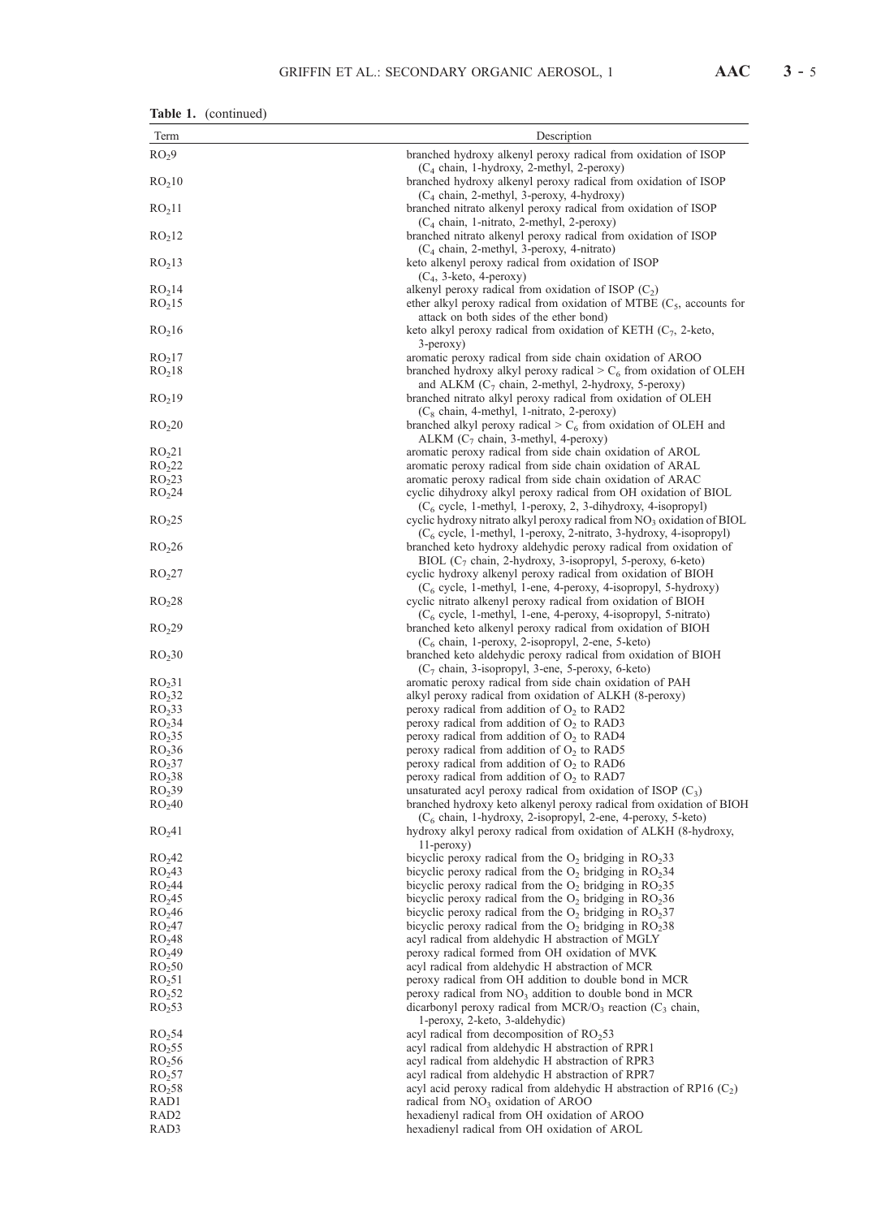**Table 1.** (continued)

| Term | Description |
|---|---|
| $RO_29$ | branched hydroxy alkenyl peroxy radical from oxidation of ISOP ($C_4$ chain, 1-hydroxy, 2-methyl, 2-peroxy) |
| $RO_210$ | branched hydroxy alkenyl peroxy radical from oxidation of ISOP ($C_4$ chain, 2-methyl, 3-peroxy, 4-hydroxy) |
| $RO_211$ | branched nitrato alkenyl peroxy radical from oxidation of ISOP ($C_4$ chain, 1-nitrato, 2-methyl, 2-peroxy) |
| $RO_212$ | branched nitrato alkenyl peroxy radical from oxidation of ISOP ($C_4$ chain, 2-methyl, 3-peroxy, 4-nitrato) |
| $RO_213$ | keto alkenyl peroxy radical from oxidation of ISOP ($C_4$, 3-keto, 4-peroxy) |
| $RO_214$ | alkenyl peroxy radical from oxidation of ISOP ($C_2$) |
| $RO_215$ | ether alkyl peroxy radical from oxidation of MTBE ($C_5$, accounts for attack on both sides of the ether bond) |
| $RO_216$ | keto alkyl peroxy radical from oxidation of KETH ($C_7$, 2-keto, 3-peroxy) |
| $RO_217$ | aromatic peroxy radical from side chain oxidation of AROO |
| $RO_218$ | branched hydroxy alkyl peroxy radical > $C_6$ from oxidation of OLEH and ALKM ($C_7$ chain, 2-methyl, 2-hydroxy, 5-peroxy) |
| $RO_219$ | branched nitrato alkyl peroxy radical from oxidation of OLEH ($C_8$ chain, 4-methyl, 1-nitrato, 2-peroxy) |
| $RO_220$ | branched alkyl peroxy radical > $C_6$ from oxidation of OLEH and ALKM ($C_7$ chain, 3-methyl, 4-peroxy) |
| $RO_221$ | aromatic peroxy radical from side chain oxidation of AROL |
| $RO_222$ | aromatic peroxy radical from side chain oxidation of ARAL |
| $RO_223$ | aromatic peroxy radical from side chain oxidation of ARAC |
| $RO_224$ | cyclic dihydroxy alkyl peroxy radical from OH oxidation of BIOL ($C_6$ cycle, 1-methyl, 1-peroxy, 2, 3-dihydroxy, 4-isopropyl) |
| $RO_225$ | cyclic hydroxy nitrato alkyl peroxy radical from $NO_3$ oxidation of BIOL ($C_6$ cycle, 1-methyl, 1-peroxy, 2-nitrato, 3-hydroxy, 4-isopropyl) |
| $RO_226$ | branched keto hydroxy aldehydic peroxy radical from oxidation of BIOL ($C_7$ chain, 2-hydroxy, 3-isopropyl, 5-peroxy, 6-keto) |
| $RO_227$ | cyclic hydroxy alkenyl peroxy radical from oxidation of BIOH ($C_6$ cycle, 1-methyl, 1-ene, 4-peroxy, 4-isopropyl, 5-hydroxy) |
| $RO_228$ | cyclic nitrato alkenyl peroxy radical from oxidation of BIOH ($C_6$ cycle, 1-methyl, 1-ene, 4-peroxy, 4-isopropyl, 5-nitrato) |
| $RO_229$ | branched keto alkenyl peroxy radical from oxidation of BIOH ($C_6$ chain, 1-peroxy, 2-isopropyl, 2-ene, 5-keto) |
| $RO_230$ | branched keto aldehydic peroxy radical from oxidation of BIOH ($C_7$ chain, 3-isopropyl, 3-ene, 5-peroxy, 6-keto) |
| $RO_231$ | aromatic peroxy radical from side chain oxidation of PAH |
| $RO_232$ | alkyl peroxy radical from oxidation of ALKH (8-peroxy) |
| $RO_233$ | peroxy radical from addition of $O_2$ to RAD2 |
| $RO_234$ | peroxy radical from addition of $O_2$ to RAD3 |
| $RO_235$ | peroxy radical from addition of $O_2$ to RAD4 |
| $RO_236$ | peroxy radical from addition of $O_2$ to RAD5 |
| $RO_237$ | peroxy radical from addition of $O_2$ to RAD6 |
| $RO_238$ | peroxy radical from addition of $O_2$ to RAD7 |
| $RO_239$ | unsaturated acyl peroxy radical from oxidation of ISOP ($C_3$) |
| $RO_240$ | branched hydroxy keto alkenyl peroxy radical from oxidation of BIOH ($C_6$ chain, 1-hydroxy, 2-isopropyl, 2-ene, 4-peroxy, 5-keto) |
| $RO_241$ | hydroxy alkyl peroxy radical from oxidation of ALKH (8-hydroxy, 11-peroxy) |
| $RO_242$ | bicyclic peroxy radical from the $O_2$ bridging in $RO_233$ |
| $RO_243$ | bicyclic peroxy radical from the $O_2$ bridging in $RO_234$ |
| $RO_244$ | bicyclic peroxy radical from the $O_2$ bridging in $RO_235$ |
| $RO_245$ | bicyclic peroxy radical from the $O_2$ bridging in $RO_236$ |
| $RO_246$ | bicyclic peroxy radical from the $O_2$ bridging in $RO_237$ |
| $RO_247$ | bicyclic peroxy radical from the $O_2$ bridging in $RO_238$ |
| $RO_248$ | acyl radical from aldehydic H abstraction of MGLY |
| $RO_249$ | peroxy radical formed from OH oxidation of MVK |
| $RO_250$ | acyl radical from aldehydic H abstraction of MCR |
| $RO_251$ | peroxy radical from OH addition to double bond in MCR |
| $RO_252$ | peroxy radical from $NO_3$ addition to double bond in MCR |
| $RO_253$ | dicarbonyl peroxy radical from MCR/$O_3$ reaction ($C_3$ chain, 1-peroxy, 2-keto, 3-aldehydic) |
| $RO_254$ | acyl radical from decomposition of $RO_253$ |
| $RO_255$ | acyl radical from aldehydic H abstraction of RPR1 |
| $RO_256$ | acyl radical from aldehydic H abstraction of RPR3 |
| $RO_257$ | acyl radical from aldehydic H abstraction of RPR7 |
| $RO_258$ | acyl acid peroxy radical from aldehydic H abstraction of RP16 ($C_2$) |
| RAD1 | radical from $NO_3$ oxidation of AROO |
| RAD2 | hexadienyl radical from OH oxidation of AROO |
| RAD3 | hexadienyl radical from OH oxidation of AROL |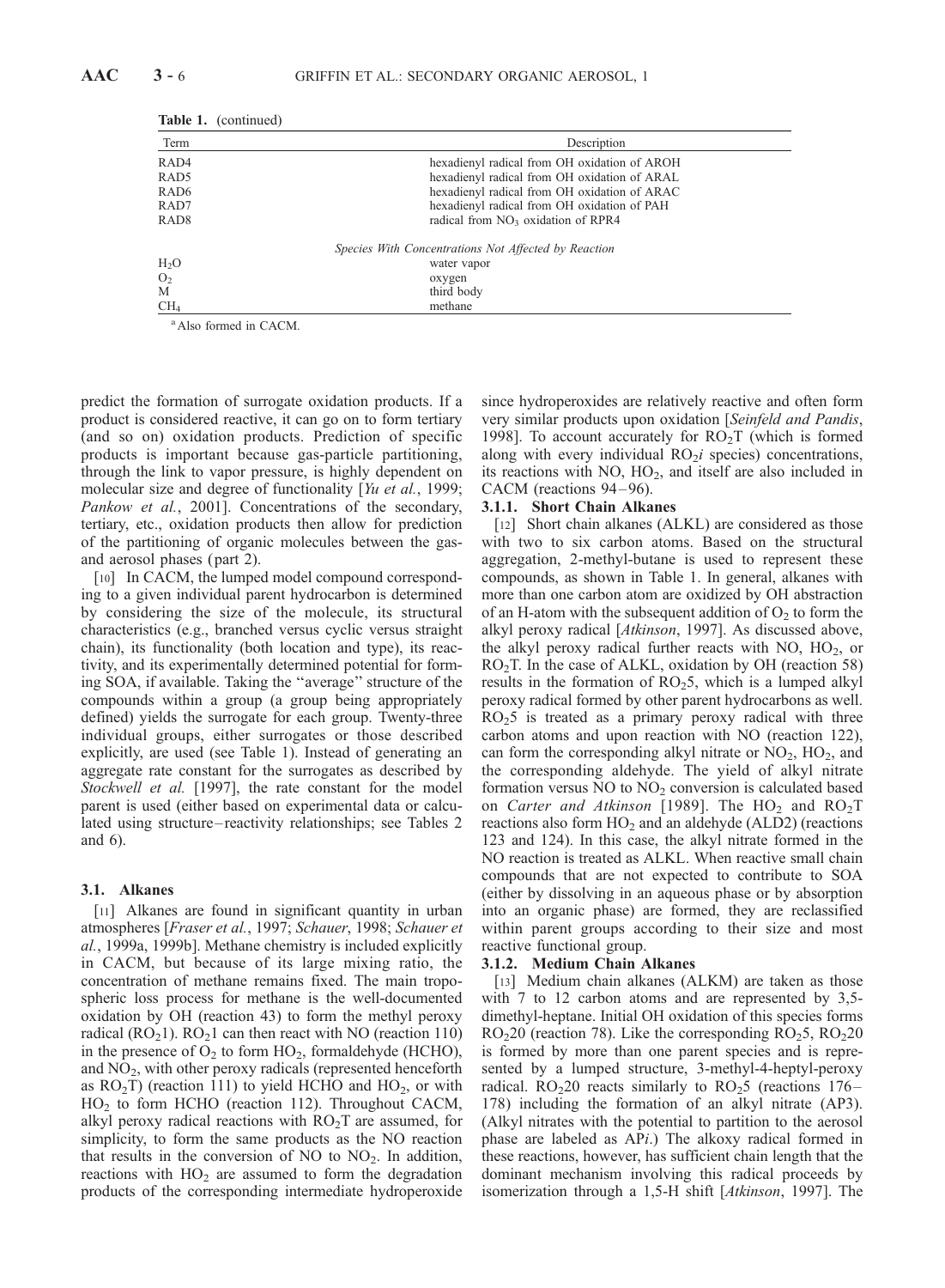**Table 1.** (continued)

| Term | Description |
|---|---|
| RAD4 | hexadienyl radical from OH oxidation of AROH |
| RAD5 | hexadienyl radical from OH oxidation of ARAL |
| RAD6 | hexadienyl radical from OH oxidation of ARAC |
| RAD7 | hexadienyl radical from OH oxidation of PAH |
| RAD8 | radical from $NO_3$ oxidation of RPR4 |
| | *Species With Concentrations Not Affected by Reaction* |
| $H_2O$ | water vapor |
| $O_2$ | oxygen |
| M | third body |
| $CH_4$ | methane |

[a] Also formed in CACM.

predict the formation of surrogate oxidation products. If a product is considered reactive, it can go on to form tertiary (and so on) oxidation products. Prediction of specific products is important because gas-particle partitioning, through the link to vapor pressure, is highly dependent on molecular size and degree of functionality [*Yu et al.*, 1999; *Pankow et al.*, 2001]. Concentrations of the secondary, tertiary, etc., oxidation products then allow for prediction of the partitioning of organic molecules between the gas- and aerosol phases (part 2).

[10] In CACM, the lumped model compound corresponding to a given individual parent hydrocarbon is determined by considering the size of the molecule, its structural characteristics (e.g., branched versus cyclic versus straight chain), its functionality (both location and type), its reactivity, and its experimentally determined potential for forming SOA, if available. Taking the "average" structure of the compounds within a group (a group being appropriately defined) yields the surrogate for each group. Twenty-three individual groups, either surrogates or those described explicitly, are used (see Table 1). Instead of generating an aggregate rate constant for the surrogates as described by *Stockwell et al.* [1997], the rate constant for the model parent is used (either based on experimental data or calculated using structure–reactivity relationships; see Tables 2 and 6).

### 3.1. Alkanes

[11] Alkanes are found in significant quantity in urban atmospheres [*Fraser et al.*, 1997; *Schauer*, 1998; *Schauer et al.*, 1999a, 1999b]. Methane chemistry is included explicitly in CACM, but because of its large mixing ratio, the concentration of methane remains fixed. The main tropospheric loss process for methane is the well-documented oxidation by OH (reaction 43) to form the methyl peroxy radical ($RO_21$). $RO_21$ can then react with NO (reaction 110) in the presence of $O_2$ to form $HO_2$, formaldehyde (HCHO), and $NO_2$, with other peroxy radicals (represented henceforth as $RO_2T$) (reaction 111) to yield HCHO and $HO_2$, or with $HO_2$ to form HCHO (reaction 112). Throughout CACM, alkyl peroxy radical reactions with $RO_2T$ are assumed, for simplicity, to form the same products as the NO reaction that results in the conversion of NO to $NO_2$. In addition, reactions with $HO_2$ are assumed to form the degradation products of the corresponding intermediate hydroperoxide since hydroperoxides are relatively reactive and often form very similar products upon oxidation [*Seinfeld and Pandis*, 1998]. To account accurately for $RO_2T$ (which is formed along with every individual $RO_2i$ species) concentrations, its reactions with NO, $HO_2$, and itself are also included in CACM (reactions 94–96).

#### 3.1.1. Short Chain Alkanes

[12] Short chain alkanes (ALKL) are considered as those with two to six carbon atoms. Based on the structural aggregation, 2-methyl-butane is used to represent these compounds, as shown in Table 1. In general, alkanes with more than one carbon atom are oxidized by OH abstraction of an H-atom with the subsequent addition of $O_2$ to form the alkyl peroxy radical [*Atkinson*, 1997]. As discussed above, the alkyl peroxy radical further reacts with NO, $HO_2$, or $RO_2T$. In the case of ALKL, oxidation by OH (reaction 58) results in the formation of $RO_25$, which is a lumped alkyl peroxy radical formed by other parent hydrocarbons as well. $RO_25$ is treated as a primary peroxy radical with three carbon atoms and upon reaction with NO (reaction 122), can form the corresponding alkyl nitrate or $NO_2$, $HO_2$, and the corresponding aldehyde. The yield of alkyl nitrate formation versus NO to $NO_2$ conversion is calculated based on *Carter and Atkinson* [1989]. The $HO_2$ and $RO_2T$ reactions also form $HO_2$ and an aldehyde (ALD2) (reactions 123 and 124). In this case, the alkyl nitrate formed in the NO reaction is treated as ALKL. When reactive small chain compounds that are not expected to contribute to SOA (either by dissolving in an aqueous phase or by absorption into an organic phase) are formed, they are reclassified within parent groups according to their size and most reactive functional group.

#### 3.1.2. Medium Chain Alkanes

[13] Medium chain alkanes (ALKM) are taken as those with 7 to 12 carbon atoms and are represented by 3,5-dimethyl-heptane. Initial OH oxidation of this species forms $RO_220$ (reaction 78). Like the corresponding $RO_25$, $RO_220$ is formed by more than one parent species and is represented by a lumped structure, 3-methyl-4-heptyl-peroxy radical. $RO_220$ reacts similarly to $RO_25$ (reactions 176–178) including the formation of an alkyl nitrate (AP3). (Alkyl nitrates with the potential to partition to the aerosol phase are labeled as AP*i*.) The alkoxy radical formed in these reactions, however, has sufficient chain length that the dominant mechanism involving this radical proceeds by isomerization through a 1,5-H shift [*Atkinson*, 1997]. The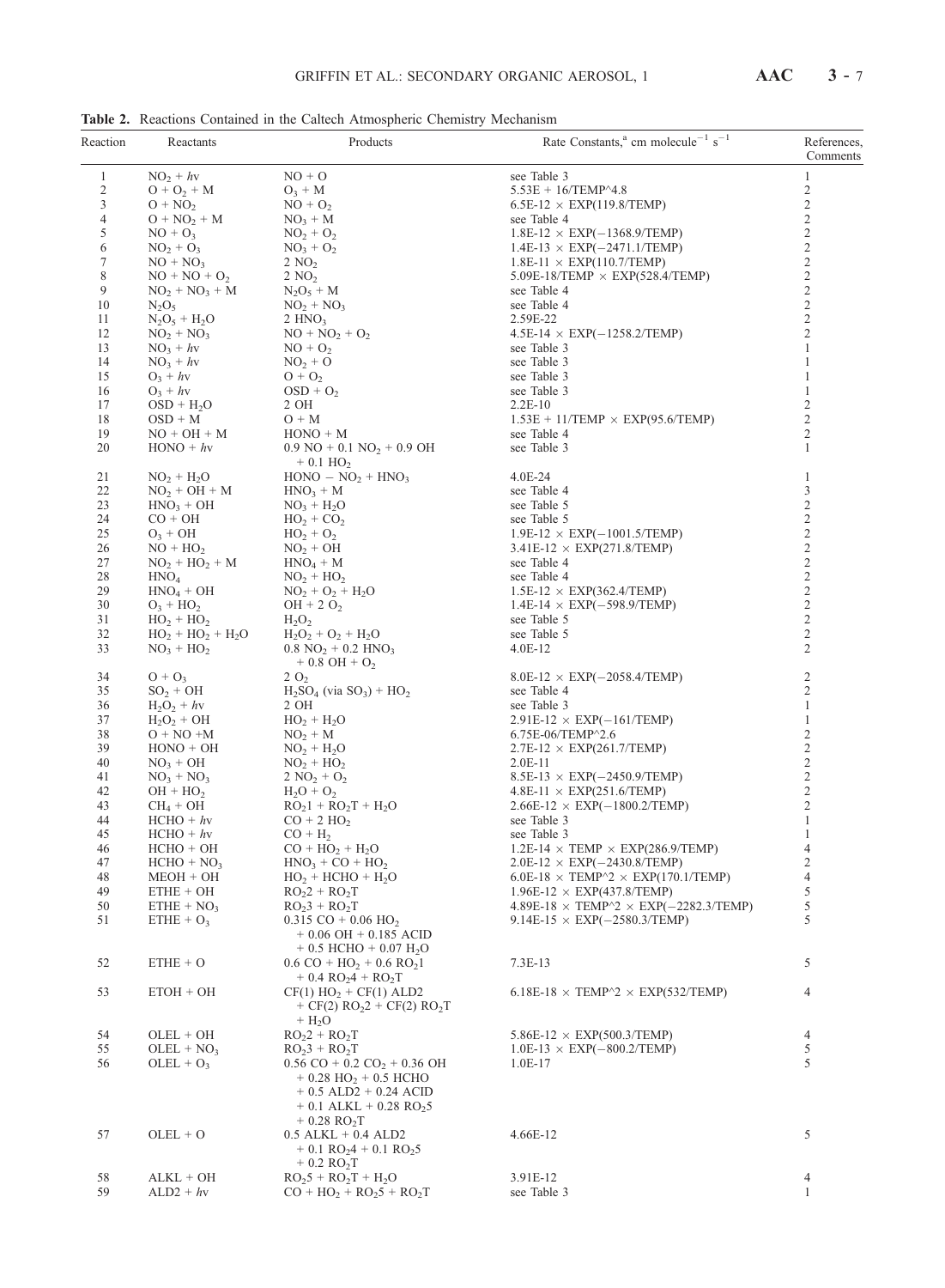**Table 2.** Reactions Contained in the Caltech Atmospheric Chemistry Mechanism

| Reaction | Reactants | Products | Rate Constants,[a] cm molecule$^{-1}$ s$^{-1}$ | References, Comments |
|---|---|---|---|---|
| 1 | $NO_2$ + $h\nu$ | NO + O | see Table 3 | 1 |
| 2 | O + $O_2$ + M | $O_3$ + M | 5.53E + 16/TEMP^4.8 | 2 |
| 3 | O + $NO_2$ | NO + $O_2$ | 6.5E-12 × EXP(119.8/TEMP) | 2 |
| 4 | O + $NO_2$ + M | $NO_3$ + M | see Table 4 | 2 |
| 5 | NO + $O_3$ | $NO_2$ + $O_2$ | 1.8E-12 × EXP(−1368.9/TEMP) | 2 |
| 6 | $NO_2$ + $O_3$ | $NO_3$ + $O_2$ | 1.4E-13 × EXP(−2471.1/TEMP) | 2 |
| 7 | NO + $NO_3$ | 2 $NO_2$ | 1.8E-11 × EXP(110.7/TEMP) | 2 |
| 8 | NO + NO + $O_2$ | 2 $NO_2$ | 5.09E-18/TEMP × EXP(528.4/TEMP) | 2 |
| 9 | $NO_2$ + $NO_3$ + M | $N_2O_5$ + M | see Table 4 | 2 |
| 10 | $N_2O_5$ | $NO_2$ + $NO_3$ | see Table 4 | 2 |
| 11 | $N_2O_5$ + $H_2O$ | 2 $HNO_3$ | 2.59E-22 | 2 |
| 12 | $NO_2$ + $NO_3$ | NO + $NO_2$ + $O_2$ | 4.5E-14 × EXP(−1258.2/TEMP) | 2 |
| 13 | $NO_3$ + $h\nu$ | NO + $O_2$ | see Table 3 | 1 |
| 14 | $NO_3$ + $h\nu$ | $NO_2$ + O | see Table 3 | 1 |
| 15 | $O_3$ + $h\nu$ | O + $O_2$ | see Table 3 | 1 |
| 16 | $O_3$ + $h\nu$ | OSD + $O_2$ | see Table 3 | 1 |
| 17 | OSD + $H_2O$ | 2 OH | 2.2E-10 | 2 |
| 18 | OSD + M | O + M | 1.53E + 11/TEMP × EXP(95.6/TEMP) | 2 |
| 19 | NO + OH + M | HONO + M | see Table 4 | 2 |
| 20 | HONO + $h\nu$ | 0.9 NO + 0.1 $NO_2$ + 0.9 OH + 0.1 $HO_2$ | see Table 3 | 1 |
| 21 | $NO_2$ + $H_2O$ | HONO − $NO_2$ + $HNO_3$ | 4.0E-24 | 1 |
| 22 | $NO_2$ + OH + M | $HNO_3$ + M | see Table 4 | 3 |
| 23 | $HNO_3$ + OH | $NO_3$ + $H_2O$ | see Table 5 | 2 |
| 24 | CO + OH | $HO_2$ + $CO_2$ | see Table 5 | 2 |
| 25 | $O_3$ + OH | $HO_2$ + $O_2$ | 1.9E-12 × EXP(−1001.5/TEMP) | 2 |
| 26 | NO + $HO_2$ | $NO_2$ + OH | 3.41E-12 × EXP(271.8/TEMP) | 2 |
| 27 | $NO_2$ + $HO_2$ + M | $HNO_4$ + M | see Table 4 | 2 |
| 28 | $HNO_4$ | $NO_2$ + $HO_2$ | see Table 4 | 2 |
| 29 | $HNO_4$ + OH | $NO_2$ + $O_2$ + $H_2O$ | 1.5E-12 × EXP(362.4/TEMP) | 2 |
| 30 | $O_3$ + $HO_2$ | OH + 2 $O_2$ | 1.4E-14 × EXP(−598.9/TEMP) | 2 |
| 31 | $HO_2$ + $HO_2$ | $H_2O_2$ | see Table 5 | 2 |
| 32 | $HO_2$ + $HO_2$ + $H_2O$ | $H_2O_2$ + $O_2$ + $H_2O$ | see Table 5 | 2 |
| 33 | $NO_3$ + $HO_2$ | 0.8 $NO_2$ + 0.2 $HNO_3$ + 0.8 OH + $O_2$ | 4.0E-12 | 2 |
| 34 | O + $O_3$ | 2 $O_2$ | 8.0E-12 × EXP(−2058.4/TEMP) | 2 |
| 35 | $SO_2$ + OH | $H_2SO_4$ (via $SO_3$) + $HO_2$ | see Table 4 | 2 |
| 36 | $H_2O_2$ + $h\nu$ | 2 OH | see Table 3 | 1 |
| 37 | $H_2O_2$ + OH | $HO_2$ + $H_2O$ | 2.91E-12 × EXP(−161/TEMP) | 1 |
| 38 | O + NO +M | $NO_2$ + M | 6.75E-06/TEMP^2.6 | 2 |
| 39 | HONO + OH | $NO_2$ + $H_2O$ | 2.7E-12 × EXP(261.7/TEMP) | 2 |
| 40 | $NO_3$ + OH | $NO_2$ + $HO_2$ | 2.0E-11 | 2 |
| 41 | $NO_3$ + $NO_3$ | 2 $NO_2$ + $O_2$ | 8.5E-13 × EXP(−2450.9/TEMP) | 2 |
| 42 | OH + $HO_2$ | $H_2O$ + $O_2$ | 4.8E-11 × EXP(251.6/TEMP) | 2 |
| 43 | $CH_4$ + OH | $RO_2$1 + $RO_2$T + $H_2O$ | 2.66E-12 × EXP(−1800.2/TEMP) | 2 |
| 44 | HCHO + $h\nu$ | CO + 2 $HO_2$ | see Table 3 | 1 |
| 45 | HCHO + $h\nu$ | CO + $H_2$ | see Table 3 | 1 |
| 46 | HCHO + OH | CO + $HO_2$ + $H_2O$ | 1.2E-14 × TEMP × EXP(286.9/TEMP) | 4 |
| 47 | HCHO + $NO_3$ | $HNO_3$ + CO + $HO_2$ | 2.0E-12 × EXP(−2430.8/TEMP) | 2 |
| 48 | MEOH + OH | $HO_2$ + HCHO + $H_2O$ | 6.0E-18 × TEMP^2 × EXP(170.1/TEMP) | 4 |
| 49 | ETHE + OH | $RO_2$2 + $RO_2$T | 1.96E-12 × EXP(437.8/TEMP) | 5 |
| 50 | ETHE + $NO_3$ | $RO_2$3 + $RO_2$T | 4.89E-18 × TEMP^2 × EXP(−2282.3/TEMP) | 5 |
| 51 | ETHE + $O_3$ | 0.315 CO + 0.06 $HO_2$ + 0.06 OH + 0.185 ACID + 0.5 HCHO + 0.07 $H_2O$ | 9.14E-15 × EXP(−2580.3/TEMP) | 5 |
| 52 | ETHE + O | 0.6 CO + $HO_2$ + 0.6 $RO_2$1 + 0.4 $RO_2$4 + $RO_2$T | 7.3E-13 | 5 |
| 53 | ETOH + OH | CF(1) $HO_2$ + CF(1) ALD2 + CF(2) $RO_2$2 + CF(2) $RO_2$T + $H_2O$ | 6.18E-18 × TEMP^2 × EXP(532/TEMP) | 4 |
| 54 | OLEL + OH | $RO_2$2 + $RO_2$T | 5.86E-12 × EXP(500.3/TEMP) | 4 |
| 55 | OLEL + $NO_3$ | $RO_2$3 + $RO_2$T | 1.0E-13 × EXP(−800.2/TEMP) | 5 |
| 56 | OLEL + $O_3$ | 0.56 CO + 0.2 $CO_2$ + 0.36 OH + 0.28 $HO_2$ + 0.5 HCHO + 0.5 ALD2 + 0.24 ACID + 0.1 ALKL + 0.28 $RO_2$5 + 0.28 $RO_2$T | 1.0E-17 | 5 |
| 57 | OLEL + O | 0.5 ALKL + 0.4 ALD2 + 0.1 $RO_2$4 + 0.1 $RO_2$5 + 0.2 $RO_2$T | 4.66E-12 | 5 |
| 58 | ALKL + OH | $RO_2$5 + $RO_2$T + $H_2O$ | 3.91E-12 | 4 |
| 59 | ALD2 + $h\nu$ | CO + $HO_2$ + $RO_2$5 + $RO_2$T | see Table 3 | 1 |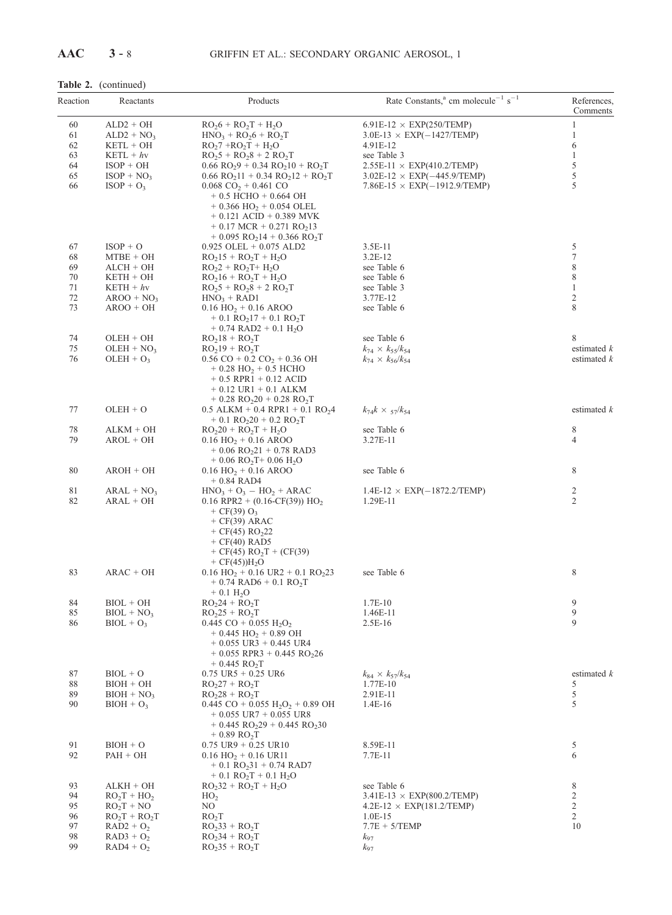**Table 2.** (continued)

| Reaction | Reactants | Products | Rate Constants,[a] cm molecule$^{-1}$ s$^{-1}$ | References, Comments |
|---|---|---|---|---|
| 60 | ALD2 + OH | $RO_26$ + $RO_2T$ + $H_2O$ | 6.91E-12 × EXP(250/TEMP) | 1 |
| 61 | ALD2 + $NO_3$ | $HNO_3$ + $RO_26$ + $RO_2T$ | 3.0E-13 × EXP(−1427/TEMP) | 1 |
| 62 | KETL + OH | $RO_27$ + $RO_2T$ + $H_2O$ | 4.91E-12 | 6 |
| 63 | KETL + $h\nu$ | $RO_25$ + $RO_28$ + 2 $RO_2T$ | see Table 3 | 1 |
| 64 | ISOP + OH | 0.66 $RO_29$ + 0.34 $RO_210$ + $RO_2T$ | 2.55E-11 × EXP(410.2/TEMP) | 5 |
| 65 | ISOP + $NO_3$ | 0.66 $RO_211$ + 0.34 $RO_212$ + $RO_2T$ | 3.02E-12 × EXP(−445.9/TEMP) | 5 |
| 66 | ISOP + $O_3$ | 0.068 $CO_2$ + 0.461 CO + 0.5 HCHO + 0.664 OH + 0.366 $HO_2$ + 0.054 OLEL + 0.121 ACID + 0.389 MVK + 0.17 MCR + 0.271 $RO_213$ + 0.095 $RO_214$ + 0.366 $RO_2T$ | 7.86E-15 × EXP(−1912.9/TEMP) | 5 |
| 67 | ISOP + O | 0.925 OLEL + 0.075 ALD2 | 3.5E-11 | 5 |
| 68 | MTBE + OH | $RO_215$ + $RO_2T$ + $H_2O$ | 3.2E-12 | 7 |
| 69 | ALCH + OH | $RO_22$ + $RO_2T$+ $H_2O$ | see Table 6 | 8 |
| 70 | KETH + OH | $RO_216$ + $RO_2T$ + $H_2O$ | see Table 6 | 8 |
| 71 | KETH + $h\nu$ | $RO_25$ + $RO_28$ + 2 $RO_2T$ | see Table 3 | 1 |
| 72 | AROO + $NO_3$ | $HNO_3$ + RAD1 | 3.77E-12 | 2 |
| 73 | AROO + OH | 0.16 $HO_2$ + 0.16 AROO + 0.1 $RO_217$ + 0.1 $RO_2T$ + 0.74 RAD2 + 0.1 $H_2O$ | see Table 6 | 8 |
| 74 | OLEH + OH | $RO_218$ + $RO_2T$ | see Table 6 | 8 |
| 75 | OLEH + $NO_3$ | $RO_219$ + $RO_2T$ | $k_{74} \times k_{55}/k_{54}$ | estimated $k$ |
| 76 | OLEH + $O_3$ | 0.56 CO + 0.2 $CO_2$ + 0.36 OH + 0.28 $HO_2$ + 0.5 HCHO + 0.5 RPR1 + 0.12 ACID + 0.12 UR1 + 0.1 ALKM + 0.28 $RO_220$ + 0.28 $RO_2T$ | $k_{74} \times k_{56}/k_{54}$ | estimated $k$ |
| 77 | OLEH + O | 0.5 ALKM + 0.4 RPR1 + 0.1 $RO_24$ + 0.1 $RO_220$ + 0.2 $RO_2T$ | $k_{74}k \times {}_{57}/k_{54}$ | estimated $k$ |
| 78 | ALKM + OH | $RO_220$ + $RO_2T$ + $H_2O$ | see Table 6 | 8 |
| 79 | AROL + OH | 0.16 $HO_2$ + 0.16 AROO + 0.06 $RO_221$ + 0.78 RAD3 + 0.06 $RO_2T$+ 0.06 $H_2O$ | 3.27E-11 | 4 |
| 80 | AROH + OH | 0.16 $HO_2$ + 0.16 AROO + 0.84 RAD4 | see Table 6 | 8 |
| 81 | ARAL + $NO_3$ | $HNO_3$ + $O_3$ − $HO_2$ + ARAC | 1.4E-12 × EXP(−1872.2/TEMP) | 2 |
| 82 | ARAL + OH | 0.16 RPR2 + (0.16-CF(39)) $HO_2$ + CF(39) $O_3$ + CF(39) ARAC + CF(45) $RO_222$ + CF(40) RAD5 + CF(45) $RO_2T$ + (CF(39) + CF(45))$H_2O$ | 1.29E-11 | 2 |
| 83 | ARAC + OH | 0.16 $HO_2$ + 0.16 UR2 + 0.1 $RO_223$ + 0.74 RAD6 + 0.1 $RO_2T$ + 0.1 $H_2O$ | see Table 6 | 8 |
| 84 | BIOL + OH | $RO_224$ + $RO_2T$ | 1.7E-10 | 9 |
| 85 | BIOL + $NO_3$ | $RO_225$ + $RO_2T$ | 1.46E-11 | 9 |
| 86 | BIOL + $O_3$ | 0.445 CO + 0.055 $H_2O_2$ + 0.445 $HO_2$ + 0.89 OH + 0.055 UR3 + 0.445 UR4 + 0.055 RPR3 + 0.445 $RO_226$ + 0.445 $RO_2T$ | 2.5E-16 | 9 |
| 87 | BIOL + O | 0.75 UR5 + 0.25 UR6 | $k_{84} \times k_{57}/k_{54}$ | estimated $k$ |
| 88 | BIOH + OH | $RO_227$ + $RO_2T$ | 1.77E-10 | 5 |
| 89 | BIOH + $NO_3$ | $RO_228$ + $RO_2T$ | 2.91E-11 | 5 |
| 90 | BIOH + $O_3$ | 0.445 CO + 0.055 $H_2O_2$ + 0.89 OH + 0.055 UR7 + 0.055 UR8 + 0.445 $RO_229$ + 0.445 $RO_230$ + 0.89 $RO_2T$ | 1.4E-16 | 5 |
| 91 | BIOH + O | 0.75 UR9 + 0.25 UR10 | 8.59E-11 | 5 |
| 92 | PAH + OH | 0.16 $HO_2$ + 0.16 UR11 + 0.1 $RO_231$ + 0.74 RAD7 + 0.1 $RO_2T$ + 0.1 $H_2O$ | 7.7E-11 | 6 |
| 93 | ALKH + OH | $RO_232$ + $RO_2T$ + $H_2O$ | see Table 6 | 8 |
| 94 | $RO_2T$ + $HO_2$ | $HO_2$ | 3.41E-13 × EXP(800.2/TEMP) | 2 |
| 95 | $RO_2T$ + NO | NO | 4.2E-12 × EXP(181.2/TEMP) | 2 |
| 96 | $RO_2T$ + $RO_2T$ | $RO_2T$ | 1.0E-15 | 2 |
| 97 | RAD2 + $O_2$ | $RO_233$ + $RO_2T$ | 7.7E + 5/TEMP | 10 |
| 98 | RAD3 + $O_2$ | $RO_234$ + $RO_2T$ | $k_{97}$ | |
| 99 | RAD4 + $O_2$ | $RO_235$ + $RO_2T$ | $k_{97}$ | |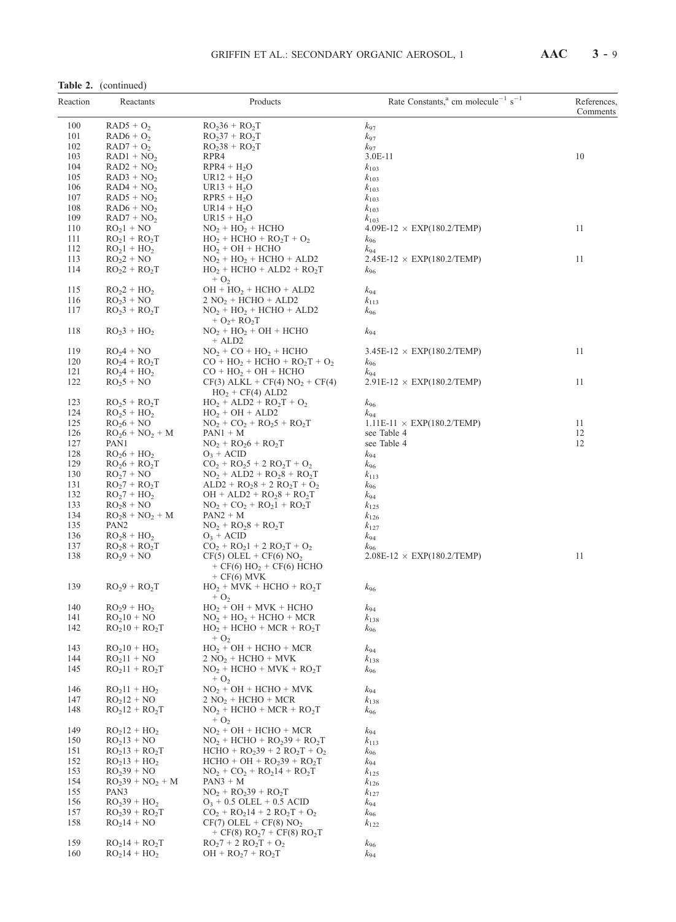**Table 2.** (continued)

| Reaction | Reactants | Products | Rate Constants,[a] cm molecule$^{-1}$ s$^{-1}$ | References, Comments |
|---|---|---|---|---|
| 100 | RAD5 + $O_2$ | $RO_2$36 + $RO_2$T | $k_{97}$ | |
| 101 | RAD6 + $O_2$ | $RO_2$37 + $RO_2$T | $k_{97}$ | |
| 102 | RAD7 + $O_2$ | $RO_2$38 + $RO_2$T | $k_{97}$ | |
| 103 | RAD1 + $NO_2$ | RPR4 | 3.0E-11 | 10 |
| 104 | RAD2 + $NO_2$ | RPR4 + $H_2O$ | $k_{103}$ | |
| 105 | RAD3 + $NO_2$ | UR12 + $H_2O$ | $k_{103}$ | |
| 106 | RAD4 + $NO_2$ | UR13 + $H_2O$ | $k_{103}$ | |
| 107 | RAD5 + $NO_2$ | RPR5 + $H_2O$ | $k_{103}$ | |
| 108 | RAD6 + $NO_2$ | UR14 + $H_2O$ | $k_{103}$ | |
| 109 | RAD7 + $NO_2$ | UR15 + $H_2O$ | $k_{103}$ | |
| 110 | $RO_2$1 + NO | $NO_2$ + $HO_2$ + HCHO | 4.09E-12 × EXP(180.2/TEMP) | 11 |
| 111 | $RO_2$1 + $RO_2$T | $HO_2$ + HCHO + $RO_2$T + $O_2$ | $k_{96}$ | |
| 112 | $RO_2$1 + $HO_2$ | $HO_2$ + OH + HCHO | $k_{94}$ | |
| 113 | $RO_2$2 + NO | $NO_2$ + $HO_2$ + HCHO + ALD2 | 2.45E-12 × EXP(180.2/TEMP) | 11 |
| 114 | $RO_2$2 + $RO_2$T | $HO_2$ + HCHO + ALD2 + $RO_2$T + $O_2$ | $k_{96}$ | |
| 115 | $RO_2$2 + $HO_2$ | OH + $HO_2$ + HCHO + ALD2 | $k_{94}$ | |
| 116 | $RO_2$3 + NO | 2 $NO_2$ + HCHO + ALD2 | $k_{113}$ | |
| 117 | $RO_2$3 + $RO_2$T | $NO_2$ + $HO_2$ + HCHO + ALD2 + $O_2$+ $RO_2$T | $k_{96}$ | |
| 118 | $RO_2$3 + $HO_2$ | $NO_2$ + $HO_2$ + OH + HCHO + ALD2 | $k_{94}$ | |
| 119 | $RO_2$4 + NO | $NO_2$ + CO + $HO_2$ + HCHO | 3.45E-12 × EXP(180.2/TEMP) | 11 |
| 120 | $RO_2$4 + $RO_2$T | CO + $HO_2$ + HCHO + $RO_2$T + $O_2$ | $k_{96}$ | |
| 121 | $RO_2$4 + $HO_2$ | CO + $HO_2$ + OH + HCHO | $k_{94}$ | |
| 122 | $RO_2$5 + NO | CF(3) ALKL + CF(4) $NO_2$ + CF(4) $HO_2$ + CF(4) ALD2 | 2.91E-12 × EXP(180.2/TEMP) | 11 |
| 123 | $RO_2$5 + $RO_2$T | $HO_2$ + ALD2 + $RO_2$T + $O_2$ | $k_{96}$ | |
| 124 | $RO_2$5 + $HO_2$ | $HO_2$ + OH + ALD2 | $k_{94}$ | |
| 125 | $RO_2$6 + NO | $NO_2$ + $CO_2$ + $RO_2$5 + $RO_2$T | 1.11E-11 × EXP(180.2/TEMP) | 11 |
| 126 | $RO_2$6 + $NO_2$ + M | PAN1 + M | see Table 4 | 12 |
| 127 | PAN1 | $NO_2$ + $RO_2$6 + $RO_2$T | see Table 4 | 12 |
| 128 | $RO_2$6 + $HO_2$ | $O_3$ + ACID | $k_{94}$ | |
| 129 | $RO_2$6 + $RO_2$T | $CO_2$ + $RO_2$5 + 2 $RO_2$T + $O_2$ | $k_{96}$ | |
| 130 | $RO_2$7 + NO | $NO_2$ + ALD2 + $RO_2$8 + $RO_2$T | $k_{113}$ | |
| 131 | $RO_2$7 + $RO_2$T | ALD2 + $RO_2$8 + 2 $RO_2$T + $O_2$ | $k_{96}$ | |
| 132 | $RO_2$7 + $HO_2$ | OH + ALD2 + $RO_2$8 + $RO_2$T | $k_{94}$ | |
| 133 | $RO_2$8 + NO | $NO_2$ + $CO_2$ + $RO_2$1 + $RO_2$T | $k_{125}$ | |
| 134 | $RO_2$8 + $NO_2$ + M | PAN2 + M | $k_{126}$ | |
| 135 | PAN2 | $NO_2$ + $RO_2$8 + $RO_2$T | $k_{127}$ | |
| 136 | $RO_2$8 + $HO_2$ | $O_3$ + ACID | $k_{94}$ | |
| 137 | $RO_2$8 + $RO_2$T | $CO_2$ + $RO_2$1 + 2 $RO_2$T + $O_2$ | $k_{96}$ | |
| 138 | $RO_2$9 + NO | CF(5) OLEL + CF(6) $NO_2$ + CF(6) $HO_2$ + CF(6) HCHO + CF(6) MVK | 2.08E-12 × EXP(180.2/TEMP) | 11 |
| 139 | $RO_2$9 + $RO_2$T | $HO_2$ + MVK + HCHO + $RO_2$T + $O_2$ | $k_{96}$ | |
| 140 | $RO_2$9 + $HO_2$ | $HO_2$ + OH + MVK + HCHO | $k_{94}$ | |
| 141 | $RO_2$10 + NO | $NO_2$ + $HO_2$ + HCHO + MCR | $k_{138}$ | |
| 142 | $RO_2$10 + $RO_2$T | $HO_2$ + HCHO + MCR + $RO_2$T + $O_2$ | $k_{96}$ | |
| 143 | $RO_2$10 + $HO_2$ | $HO_2$ + OH + HCHO + MCR | $k_{94}$ | |
| 144 | $RO_2$11 + NO | 2 $NO_2$ + HCHO + MVK | $k_{138}$ | |
| 145 | $RO_2$11 + $RO_2$T | $NO_2$ + HCHO + MVK + $RO_2$T + $O_2$ | $k_{96}$ | |
| 146 | $RO_2$11 + $HO_2$ | $NO_2$ + OH + HCHO + MVK | $k_{94}$ | |
| 147 | $RO_2$12 + NO | 2 $NO_2$ + HCHO + MCR | $k_{138}$ | |
| 148 | $RO_2$12 + $RO_2$T | $NO_2$ + HCHO + MCR + $RO_2$T + $O_2$ | $k_{96}$ | |
| 149 | $RO_2$12 + $HO_2$ | $NO_2$ + OH + HCHO + MCR | $k_{94}$ | |
| 150 | $RO_2$13 + NO | $NO_2$ + HCHO + $RO_2$39 + $RO_2$T | $k_{113}$ | |
| 151 | $RO_2$13 + $RO_2$T | HCHO + $RO_2$39 + 2 $RO_2$T + $O_2$ | $k_{96}$ | |
| 152 | $RO_2$13 + $HO_2$ | HCHO + OH + $RO_2$39 + $RO_2$T | $k_{94}$ | |
| 153 | $RO_2$39 + NO | $NO_2$ + $CO_2$ + $RO_2$14 + $RO_2$T | $k_{125}$ | |
| 154 | $RO_2$39 + $NO_2$ + M | PAN3 + M | $k_{126}$ | |
| 155 | PAN3 | $NO_2$ + $RO_2$39 + $RO_2$T | $k_{127}$ | |
| 156 | $RO_2$39 + $HO_2$ | $O_3$ + 0.5 OLEL + 0.5 ACID | $k_{94}$ | |
| 157 | $RO_2$39 + $RO_2$T | $CO_2$ + $RO_2$14 + 2 $RO_2$T + $O_2$ | $k_{96}$ | |
| 158 | $RO_2$14 + NO | CF(7) OLEL + CF(8) $NO_2$ + CF(8) $RO_2$7 + CF(8) $RO_2$T | $k_{122}$ | |
| 159 | $RO_2$14 + $RO_2$T | $RO_2$7 + 2 $RO_2$T + $O_2$ | $k_{96}$ | |
| 160 | $RO_2$14 + $HO_2$ | OH + $RO_2$7 + $RO_2$T | $k_{94}$ | |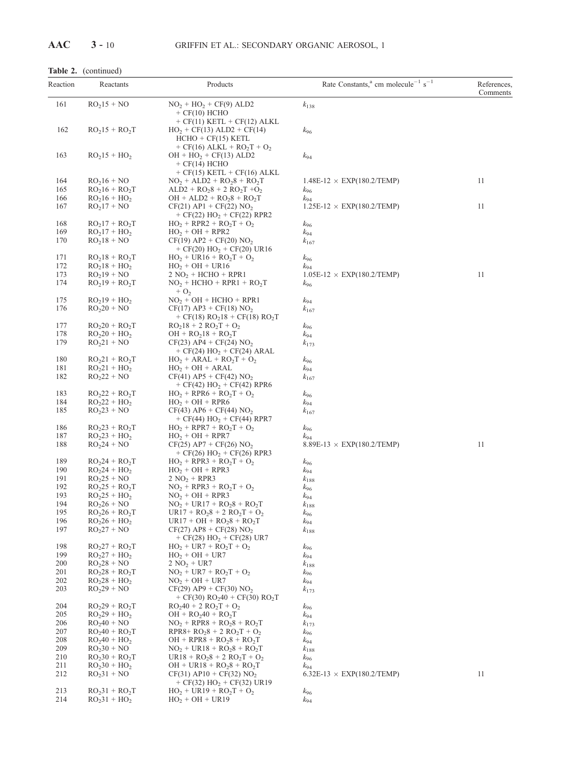**Table 2.** (continued)

| Reaction | Reactants | Products | Rate Constants,[a] cm molecule$^{-1}$ s$^{-1}$ | References, Comments |
|---|---|---|---|---|
| 161 | $RO_2$15 + NO | $NO_2$ + $HO_2$ + CF(9) ALD2 + CF(10) HCHO + CF(11) KETL + CF(12) ALKL | $k_{138}$ | |
| 162 | $RO_2$15 + $RO_2$T | $HO_2$ + CF(13) ALD2 + CF(14) HCHO + CF(15) KETL + CF(16) ALKL + $RO_2$T + $O_2$ | $k_{96}$ | |
| 163 | $RO_2$15 + $HO_2$ | OH + $HO_2$ + CF(13) ALD2 + CF(14) HCHO + CF(15) KETL + CF(16) ALKL | $k_{94}$ | |
| 164 | $RO_2$16 + NO | $NO_2$ + ALD2 + $RO_2$8 + $RO_2$T | 1.48E-12 × EXP(180.2/TEMP) | 11 |
| 165 | $RO_2$16 + $RO_2$T | ALD2 + $RO_2$8 + 2 $RO_2$T +$O_2$ | $k_{96}$ | |
| 166 | $RO_2$16 + $HO_2$ | OH + ALD2 + $RO_2$8 + $RO_2$T | $k_{94}$ | |
| 167 | $RO_2$17 + NO | CF(21) AP1 + CF(22) $NO_2$ + CF(22) $HO_2$ + CF(22) RPR2 | 1.25E-12 × EXP(180.2/TEMP) | 11 |
| 168 | $RO_2$17 + $RO_2$T | $HO_2$ + RPR2 + $RO_2$T + $O_2$ | $k_{96}$ | |
| 169 | $RO_2$17 + $HO_2$ | $HO_2$ + OH + RPR2 | $k_{94}$ | |
| 170 | $RO_2$18 + NO | CF(19) AP2 + CF(20) $NO_2$ + CF(20) $HO_2$ + CF(20) UR16 | $k_{167}$ | |
| 171 | $RO_2$18 + $RO_2$T | $HO_2$ + UR16 + $RO_2$T + $O_2$ | $k_{96}$ | |
| 172 | $RO_2$18 + $HO_2$ | $HO_2$ + OH + UR16 | $k_{94}$ | |
| 173 | $RO_2$19 + NO | 2 $NO_2$ + HCHO + RPR1 | 1.05E-12 × EXP(180.2/TEMP) | 11 |
| 174 | $RO_2$19 + $RO_2$T | $NO_2$ + HCHO + RPR1 + $RO_2$T + $O_2$ | $k_{96}$ | |
| 175 | $RO_2$19 + $HO_2$ | $NO_2$ + OH + HCHO + RPR1 | $k_{94}$ | |
| 176 | $RO_2$20 + NO | CF(17) AP3 + CF(18) $NO_2$ + CF(18) $RO_2$18 + CF(18) $RO_2$T | $k_{167}$ | |
| 177 | $RO_2$20 + $RO_2$T | $RO_2$18 + 2 $RO_2$T + $O_2$ | $k_{96}$ | |
| 178 | $RO_2$20 + $HO_2$ | OH + $RO_2$18 + $RO_2$T | $k_{94}$ | |
| 179 | $RO_2$21 + NO | CF(23) AP4 + CF(24) $NO_2$ + CF(24) $HO_2$ + CF(24) ARAL | $k_{173}$ | |
| 180 | $RO_2$21 + $RO_2$T | $HO_2$ + ARAL + $RO_2$T + $O_2$ | $k_{96}$ | |
| 181 | $RO_2$21 + $HO_2$ | $HO_2$ + OH + ARAL | $k_{94}$ | |
| 182 | $RO_2$22 + NO | CF(41) AP5 + CF(42) $NO_2$ + CF(42) $HO_2$ + CF(42) RPR6 | $k_{167}$ | |
| 183 | $RO_2$22 + $RO_2$T | $HO_2$ + RPR6 + $RO_2$T + $O_2$ | $k_{96}$ | |
| 184 | $RO_2$22 + $HO_2$ | $HO_2$ + OH + RPR6 | $k_{94}$ | |
| 185 | $RO_2$23 + NO | CF(43) AP6 + CF(44) $NO_2$ + CF(44) $HO_2$ + CF(44) RPR7 | $k_{167}$ | |
| 186 | $RO_2$23 + $RO_2$T | $HO_2$ + RPR7 + $RO_2$T + $O_2$ | $k_{96}$ | |
| 187 | $RO_2$23 + $HO_2$ | $HO_2$ + OH + RPR7 | $k_{94}$ | |
| 188 | $RO_2$24 + NO | CF(25) AP7 + CF(26) $NO_2$ + CF(26) $HO_2$ + CF(26) RPR3 | 8.89E-13 × EXP(180.2/TEMP) | 11 |
| 189 | $RO_2$24 + $RO_2$T | $HO_2$ + RPR3 + $RO_2$T + $O_2$ | $k_{96}$ | |
| 190 | $RO_2$24 + $HO_2$ | $HO_2$ + OH + RPR3 | $k_{94}$ | |
| 191 | $RO_2$25 + NO | 2 $NO_2$ + RPR3 | $k_{188}$ | |
| 192 | $RO_2$25 + $RO_2$T | $NO_2$ + RPR3 + $RO_2$T + $O_2$ | $k_{96}$ | |
| 193 | $RO_2$25 + $HO_2$ | $NO_2$ + OH + RPR3 | $k_{94}$ | |
| 194 | $RO_2$26 + NO | $NO_2$ + UR17 + $RO_2$8 + $RO_2$T | $k_{188}$ | |
| 195 | $RO_2$26 + $RO_2$T | UR17 + $RO_2$8 + 2 $RO_2$T + $O_2$ | $k_{96}$ | |
| 196 | $RO_2$26 + $HO_2$ | UR17 + OH + $RO_2$8 + $RO_2$T | $k_{94}$ | |
| 197 | $RO_2$27 + NO | CF(27) AP8 + CF(28) $NO_2$ + CF(28) $HO_2$ + CF(28) UR7 | $k_{188}$ | |
| 198 | $RO_2$27 + $RO_2$T | $HO_2$ + UR7 + $RO_2$T + $O_2$ | $k_{96}$ | |
| 199 | $RO_2$27 + $HO_2$ | $HO_2$ + OH + UR7 | $k_{94}$ | |
| 200 | $RO_2$28 + NO | 2 $NO_2$ + UR7 | $k_{188}$ | |
| 201 | $RO_2$28 + $RO_2$T | $NO_2$ + UR7 + $RO_2$T + $O_2$ | $k_{96}$ | |
| 202 | $RO_2$28 + $HO_2$ | $NO_2$ + OH + UR7 | $k_{94}$ | |
| 203 | $RO_2$29 + NO | CF(29) AP9 + CF(30) $NO_2$ + CF(30) $RO_2$40 + CF(30) $RO_2$T | $k_{173}$ | |
| 204 | $RO_2$29 + $RO_2$T | $RO_2$40 + 2 $RO_2$T + $O_2$ | $k_{96}$ | |
| 205 | $RO_2$29 + $HO_2$ | OH + $RO_2$40 + $RO_2$T | $k_{94}$ | |
| 206 | $RO_2$40 + NO | $NO_2$ + RPR8 + $RO_2$8 + $RO_2$T | $k_{173}$ | |
| 207 | $RO_2$40 + $RO_2$T | RPR8+ $RO_2$8 + 2 $RO_2$T + $O_2$ | $k_{96}$ | |
| 208 | $RO_2$40 + $HO_2$ | OH + RPR8 + $RO_2$8 + $RO_2$T | $k_{94}$ | |
| 209 | $RO_2$30 + NO | $NO_2$ + UR18 + $RO_2$8 + $RO_2$T | $k_{188}$ | |
| 210 | $RO_2$30 + $RO_2$T | UR18 + $RO_2$8 + 2 $RO_2$T + $O_2$ | $k_{96}$ | |
| 211 | $RO_2$30 + $HO_2$ | OH + UR18 + $RO_2$8 + $RO_2$T | $k_{94}$ | |
| 212 | $RO_2$31 + NO | CF(31) AP10 + CF(32) $NO_2$ + CF(32) $HO_2$ + CF(32) UR19 | 6.32E-13 × EXP(180.2/TEMP) | 11 |
| 213 | $RO_2$31 + $RO_2$T | $HO_2$ + UR19 + $RO_2$T + $O_2$ | $k_{96}$ | |
| 214 | $RO_2$31 + $HO_2$ | $HO_2$ + OH + UR19 | $k_{94}$ | |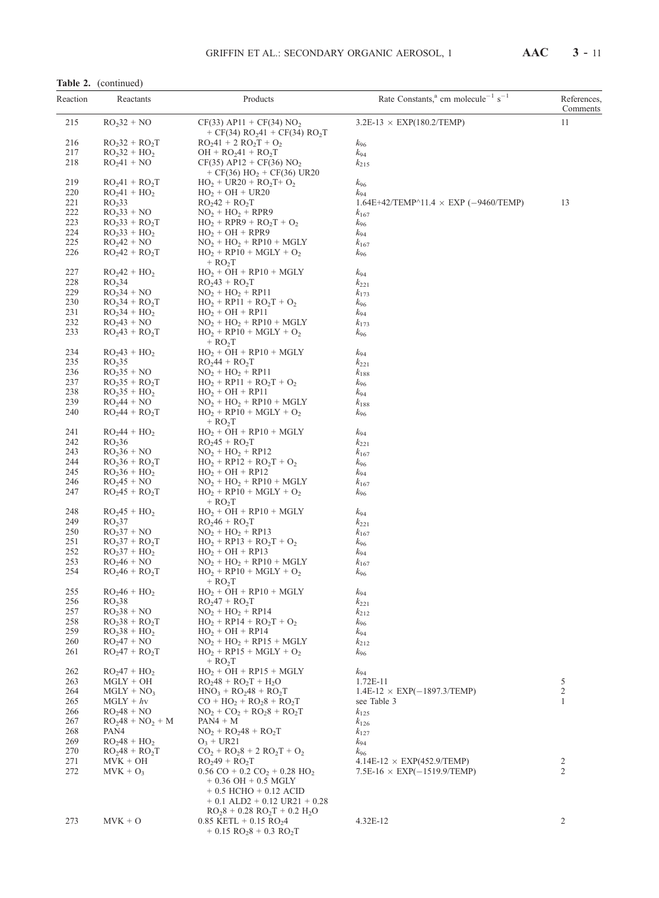**Table 2.** (continued)

| Reaction | Reactants | Products | Rate Constants,[a] cm molecule$^{-1}$ s$^{-1}$ | References, Comments |
|---|---|---|---|---|
| 215 | $RO_2 32$ + NO | CF(33) AP11 + CF(34) $NO_2$ + CF(34) $RO_2 41$ + CF(34) $RO_2 T$ | 3.2E-13 × EXP(180.2/TEMP) | 11 |
| 216 | $RO_2 32$ + $RO_2 T$ | $RO_2 41$ + 2 $RO_2 T$ + $O_2$ | $k_{96}$ | |
| 217 | $RO_2 32$ + $HO_2$ | OH + $RO_2 41$ + $RO_2 T$ | $k_{94}$ | |
| 218 | $RO_2 41$ + NO | CF(35) AP12 + CF(36) $NO_2$ + CF(36) $HO_2$ + CF(36) UR20 | $k_{215}$ | |
| 219 | $RO_2 41$ + $RO_2 T$ | $HO_2$ + UR20 + $RO_2 T$+ $O_2$ | $k_{96}$ | |
| 220 | $RO_2 41$ + $HO_2$ | $HO_2$ + OH + UR20 | $k_{94}$ | |
| 221 | $RO_2 33$ | $RO_2 42$ + $RO_2 T$ | 1.64E+42/TEMP^11.4 × EXP (−9460/TEMP) | 13 |
| 222 | $RO_2 33$ + NO | $NO_2$ + $HO_2$ + RPR9 | $k_{167}$ | |
| 223 | $RO_2 33$ + $RO_2 T$ | $HO_2$ + RPR9 + $RO_2 T$ + $O_2$ | $k_{96}$ | |
| 224 | $RO_2 33$ + $HO_2$ | $HO_2$ + OH + RPR9 | $k_{94}$ | |
| 225 | $RO_2 42$ + NO | $NO_2$ + $HO_2$ + RP10 + MGLY | $k_{167}$ | |
| 226 | $RO_2 42$ + $RO_2 T$ | $HO_2$ + RP10 + MGLY + $O_2$ + $RO_2 T$ | $k_{96}$ | |
| 227 | $RO_2 42$ + $HO_2$ | $HO_2$ + OH + RP10 + MGLY | $k_{94}$ | |
| 228 | $RO_2 34$ | $RO_2 43$ + $RO_2 T$ | $k_{221}$ | |
| 229 | $RO_2 34$ + NO | $NO_2$ + $HO_2$ + RP11 | $k_{173}$ | |
| 230 | $RO_2 34$ + $RO_2 T$ | $HO_2$ + RP11 + $RO_2 T$ + $O_2$ | $k_{96}$ | |
| 231 | $RO_2 34$ + $HO_2$ | $HO_2$ + OH + RP11 | $k_{94}$ | |
| 232 | $RO_2 43$ + NO | $NO_2$ + $HO_2$ + RP10 + MGLY | $k_{173}$ | |
| 233 | $RO_2 43$ + $RO_2 T$ | $HO_2$ + RP10 + MGLY + $O_2$ + $RO_2 T$ | $k_{96}$ | |
| 234 | $RO_2 43$ + $HO_2$ | $HO_2$ + OH + RP10 + MGLY | $k_{94}$ | |
| 235 | $RO_2 35$ | $RO_2 44$ + $RO_2 T$ | $k_{221}$ | |
| 236 | $RO_2 35$ + NO | $NO_2$ + $HO_2$ + RP11 | $k_{188}$ | |
| 237 | $RO_2 35$ + $RO_2 T$ | $HO_2$ + RP11 + $RO_2 T$ + $O_2$ | $k_{96}$ | |
| 238 | $RO_2 35$ + $HO_2$ | $HO_2$ + OH + RP11 | $k_{94}$ | |
| 239 | $RO_2 44$ + NO | $NO_2$ + $HO_2$ + RP10 + MGLY | $k_{188}$ | |
| 240 | $RO_2 44$ + $RO_2 T$ | $HO_2$ + RP10 + MGLY + $O_2$ + $RO_2 T$ | $k_{96}$ | |
| 241 | $RO_2 44$ + $HO_2$ | $HO_2$ + OH + RP10 + MGLY | $k_{94}$ | |
| 242 | $RO_2 36$ | $RO_2 45$ + $RO_2 T$ | $k_{221}$ | |
| 243 | $RO_2 36$ + NO | $NO_2$ + $HO_2$ + RP12 | $k_{167}$ | |
| 244 | $RO_2 36$ + $RO_2 T$ | $HO_2$ + RP12 + $RO_2 T$ + $O_2$ | $k_{96}$ | |
| 245 | $RO_2 36$ + $HO_2$ | $HO_2$ + OH + RP12 | $k_{94}$ | |
| 246 | $RO_2 45$ + NO | $NO_2$ + $HO_2$ + RP10 + MGLY | $k_{167}$ | |
| 247 | $RO_2 45$ + $RO_2 T$ | $HO_2$ + RP10 + MGLY + $O_2$ + $RO_2 T$ | $k_{96}$ | |
| 248 | $RO_2 45$ + $HO_2$ | $HO_2$ + OH + RP10 + MGLY | $k_{94}$ | |
| 249 | $RO_2 37$ | $RO_2 46$ + $RO_2 T$ | $k_{221}$ | |
| 250 | $RO_2 37$ + NO | $NO_2$ + $HO_2$ + RP13 | $k_{167}$ | |
| 251 | $RO_2 37$ + $RO_2 T$ | $HO_2$ + RP13 + $RO_2 T$ + $O_2$ | $k_{96}$ | |
| 252 | $RO_2 37$ + $HO_2$ | $HO_2$ + OH + RP13 | $k_{94}$ | |
| 253 | $RO_2 46$ + NO | $NO_2$ + $HO_2$ + RP10 + MGLY | $k_{167}$ | |
| 254 | $RO_2 46$ + $RO_2 T$ | $HO_2$ + RP10 + MGLY + $O_2$ + $RO_2 T$ | $k_{96}$ | |
| 255 | $RO_2 46$ + $HO_2$ | $HO_2$ + OH + RP10 + MGLY | $k_{94}$ | |
| 256 | $RO_2 38$ | $RO_2 47$ + $RO_2 T$ | $k_{221}$ | |
| 257 | $RO_2 38$ + NO | $NO_2$ + $HO_2$ + RP14 | $k_{212}$ | |
| 258 | $RO_2 38$ + $RO_2 T$ | $HO_2$ + RP14 + $RO_2 T$ + $O_2$ | $k_{96}$ | |
| 259 | $RO_2 38$ + $HO_2$ | $HO_2$ + OH + RP14 | $k_{94}$ | |
| 260 | $RO_2 47$ + NO | $NO_2$ + $HO_2$ + RP15 + MGLY | $k_{212}$ | |
| 261 | $RO_2 47$ + $RO_2 T$ | $HO_2$ + RP15 + MGLY + $O_2$ + $RO_2 T$ | $k_{96}$ | |
| 262 | $RO_2 47$ + $HO_2$ | $HO_2$ + OH + RP15 + MGLY | $k_{94}$ | |
| 263 | MGLY + OH | $RO_2 48$ + $RO_2 T$ + $H_2O$ | 1.72E-11 | 5 |
| 264 | MGLY + $NO_3$ | $HNO_3$ + $RO_2 48$ + $RO_2 T$ | 1.4E-12 × EXP(−1897.3/TEMP) | 2 |
| 265 | MGLY + $h\nu$ | CO + $HO_2$ + $RO_2 8$ + $RO_2 T$ | see Table 3 | 1 |
| 266 | $RO_2 48$ + NO | $NO_2$ + $CO_2$ + $RO_2 8$ + $RO_2 T$ | $k_{125}$ | |
| 267 | $RO_2 48$ + $NO_2$ + M | PAN4 + M | $k_{126}$ | |
| 268 | PAN4 | $NO_2$ + $RO_2 48$ + $RO_2 T$ | $k_{127}$ | |
| 269 | $RO_2 48$ + $HO_2$ | $O_3$ + UR21 | $k_{94}$ | |
| 270 | $RO_2 48$ + $RO_2 T$ | $CO_2$ + $RO_2 8$ + 2 $RO_2 T$ + $O_2$ | $k_{96}$ | |
| 271 | MVK + OH | $RO_2 49$ + $RO_2 T$ | 4.14E-12 × EXP(452.9/TEMP) | 2 |
| 272 | MVK + $O_3$ | 0.56 CO + 0.2 $CO_2$ + 0.28 $HO_2$ + 0.36 OH + 0.5 MGLY + 0.5 HCHO + 0.12 ACID + 0.1 ALD2 + 0.12 UR21 + 0.28 $RO_2 8$ + 0.28 $RO_2 T$ + 0.2 $H_2O$ | 7.5E-16 × EXP(−1519.9/TEMP) | 2 |
| 273 | MVK + O | 0.85 KETL + 0.15 $RO_2 4$ + 0.15 $RO_2 8$ + 0.3 $RO_2 T$ | 4.32E-12 | 2 |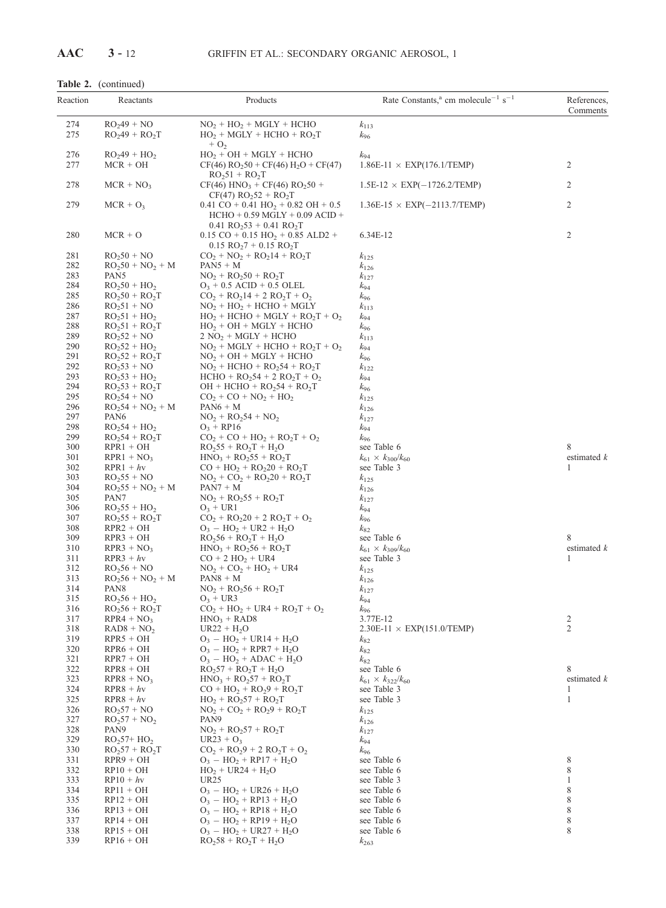**Table 2.** (continued)

| Reaction | Reactants | Products | Rate Constants,[a] cm molecule$^{-1}$ s$^{-1}$ | References, Comments |
|---|---|---|---|---|
| 274 | $RO_249$ + NO | $NO_2$ + $HO_2$ + MGLY + HCHO | $k_{113}$ | |
| 275 | $RO_249$ + $RO_2T$ | $HO_2$ + MGLY + HCHO + $RO_2T$ + $O_2$ | $k_{96}$ | |
| 276 | $RO_249$ + $HO_2$ | $HO_2$ + OH + MGLY + HCHO | $k_{94}$ | |
| 277 | MCR + OH | CF(46) $RO_250$ + CF(46) $H_2O$ + CF(47) $RO_251$ + $RO_2T$ | 1.86E-11 × EXP(176.1/TEMP) | 2 |
| 278 | MCR + $NO_3$ | CF(46) $HNO_3$ + CF(46) $RO_250$ + CF(47) $RO_252$ + $RO_2T$ | 1.5E-12 × EXP(−1726.2/TEMP) | 2 |
| 279 | MCR + $O_3$ | 0.41 CO + 0.41 $HO_2$ + 0.82 OH + 0.5 HCHO + 0.59 MGLY + 0.09 ACID + 0.41 $RO_253$ + 0.41 $RO_2T$ | 1.36E-15 × EXP(−2113.7/TEMP) | 2 |
| 280 | MCR + O | 0.15 CO + 0.15 $HO_2$ + 0.85 ALD2 + 0.15 $RO_27$ + 0.15 $RO_2T$ | 6.34E-12 | 2 |
| 281 | $RO_250$ + NO | $CO_2$ + $NO_2$ + $RO_214$ + $RO_2T$ | $k_{125}$ | |
| 282 | $RO_250$ + $NO_2$ + M | PAN5 + M | $k_{126}$ | |
| 283 | PAN5 | $NO_2$ + $RO_250$ + $RO_2T$ | $k_{127}$ | |
| 284 | $RO_250$ + $HO_2$ | $O_3$ + 0.5 ACID + 0.5 OLEL | $k_{94}$ | |
| 285 | $RO_250$ + $RO_2T$ | $CO_2$ + $RO_214$ + 2 $RO_2T$ + $O_2$ | $k_{96}$ | |
| 286 | $RO_251$ + NO | $NO_2$ + $HO_2$ + HCHO + MGLY | $k_{113}$ | |
| 287 | $RO_251$ + $HO_2$ | $HO_2$ + HCHO + MGLY + $RO_2T$ + $O_2$ | $k_{94}$ | |
| 288 | $RO_251$ + $RO_2T$ | $HO_2$ + OH + MGLY + HCHO | $k_{96}$ | |
| 289 | $RO_252$ + NO | 2 $NO_2$ + MGLY + HCHO | $k_{113}$ | |
| 290 | $RO_252$ + $HO_2$ | $NO_2$ + MGLY + HCHO + $RO_2T$ + $O_2$ | $k_{94}$ | |
| 291 | $RO_252$ + $RO_2T$ | $NO_2$ + OH + MGLY + HCHO | $k_{96}$ | |
| 292 | $RO_253$ + NO | $NO_2$ + HCHO + $RO_254$ + $RO_2T$ | $k_{122}$ | |
| 293 | $RO_253$ + $HO_2$ | HCHO + $RO_254$ + 2 $RO_2T$ + $O_2$ | $k_{94}$ | |
| 294 | $RO_253$ + $RO_2T$ | OH + HCHO + $RO_254$ + $RO_2T$ | $k_{96}$ | |
| 295 | $RO_254$ + NO | $CO_2$ + CO + $NO_2$ + $HO_2$ | $k_{125}$ | |
| 296 | $RO_254$ + $NO_2$ + M | PAN6 + M | $k_{126}$ | |
| 297 | PAN6 | $NO_2$ + $RO_254$ + $NO_2$ | $k_{127}$ | |
| 298 | $RO_254$ + $HO_2$ | $O_3$ + RP16 | $k_{94}$ | |
| 299 | $RO_254$ + $RO_2T$ | $CO_2$ + CO + $HO_2$ + $RO_2T$ + $O_2$ | $k_{96}$ | |
| 300 | RPR1 + OH | $RO_255$ + $RO_2T$ + $H_2O$ | see Table 6 | 8 |
| 301 | RPR1 + $NO_3$ | $HNO_3$ + $RO_255$ + $RO_2T$ | $k_{61} \times k_{300}/k_{60}$ | estimated *k* |
| 302 | RPR1 + *h*ν | CO + $HO_2$ + $RO_220$ + $RO_2T$ | see Table 3 | 1 |
| 303 | $RO_255$ + NO | $NO_2$ + $CO_2$ + $RO_220$ + $RO_2T$ | $k_{125}$ | |
| 304 | $RO_255$ + $NO_2$ + M | PAN7 + M | $k_{126}$ | |
| 305 | PAN7 | $NO_2$ + $RO_255$ + $RO_2T$ | $k_{127}$ | |
| 306 | $RO_255$ + $HO_2$ | $O_3$ + UR1 | $k_{94}$ | |
| 307 | $RO_255$ + $RO_2T$ | $CO_2$ + $RO_220$ + 2 $RO_2T$ + $O_2$ | $k_{96}$ | |
| 308 | RPR2 + OH | $O_3$ − $HO_2$ + UR2 + $H_2O$ | $k_{82}$ | |
| 309 | RPR3 + OH | $RO_256$ + $RO_2T$ + $H_2O$ | see Table 6 | 8 |
| 310 | RPR3 + $NO_3$ | $HNO_3$ + $RO_256$ + $RO_2T$ | $k_{61} \times k_{309}/k_{60}$ | estimated *k* |
| 311 | RPR3 + *h*ν | CO + 2 $HO_2$ + UR4 | see Table 3 | 1 |
| 312 | $RO_256$ + NO | $NO_2$ + $CO_2$ + $HO_2$ + UR4 | $k_{125}$ | |
| 313 | $RO_256$ + $NO_2$ + M | PAN8 + M | $k_{126}$ | |
| 314 | PAN8 | $NO_2$ + $RO_256$ + $RO_2T$ | $k_{127}$ | |
| 315 | $RO_256$ + $HO_2$ | $O_3$ + UR3 | $k_{94}$ | |
| 316 | $RO_256$ + $RO_2T$ | $CO_2$ + $HO_2$ + UR4 + $RO_2T$ + $O_2$ | $k_{96}$ | |
| 317 | RPR4 + $NO_3$ | $HNO_3$ + RAD8 | 3.77E-12 | 2 |
| 318 | RAD8 + $NO_2$ | UR22 + $H_2O$ | 2.30E-11 × EXP(151.0/TEMP) | 2 |
| 319 | RPR5 + OH | $O_3$ − $HO_2$ + UR14 + $H_2O$ | $k_{82}$ | |
| 320 | RPR6 + OH | $O_3$ − $HO_2$ + RPR7 + $H_2O$ | $k_{82}$ | |
| 321 | RPR7 + OH | $O_3$ − $HO_2$ + ADAC + $H_2O$ | $k_{82}$ | |
| 322 | RPR8 + OH | $RO_257$ + $RO_2T$ + $H_2O$ | see Table 6 | 8 |
| 323 | RPR8 + $NO_3$ | $HNO_3$ + $RO_257$ + $RO_2T$ | $k_{61} \times k_{322}/k_{60}$ | estimated *k* |
| 324 | RPR8 + *h*ν | CO + $HO_2$ + $RO_29$ + $RO_2T$ | see Table 3 | 1 |
| 325 | RPR8 + *h*ν | $HO_2$ + $RO_257$ + $RO_2T$ | see Table 3 | 1 |
| 326 | $RO_257$ + NO | $NO_2$ + $CO_2$ + $RO_29$ + $RO_2T$ | $k_{125}$ | |
| 327 | $RO_257$ + $NO_2$ | PAN9 | $k_{126}$ | |
| 328 | PAN9 | $NO_2$ + $RO_257$ + $RO_2T$ | $k_{127}$ | |
| 329 | $RO_257$+ $HO_2$ | UR23 + $O_3$ | $k_{94}$ | |
| 330 | $RO_257$ + $RO_2T$ | $CO_2$ + $RO_29$ + 2 $RO_2T$ + $O_2$ | $k_{96}$ | |
| 331 | RPR9 + OH | $O_3$ − $HO_2$ + RP17 + $H_2O$ | see Table 6 | 8 |
| 332 | RP10 + OH | $HO_2$ + UR24 + $H_2O$ | see Table 6 | 8 |
| 333 | RP10 + *h*ν | UR25 | see Table 3 | 1 |
| 334 | RP11 + OH | $O_3$ − $HO_2$ + UR26 + $H_2O$ | see Table 6 | 8 |
| 335 | RP12 + OH | $O_3$ − $HO_2$ + RP13 + $H_2O$ | see Table 6 | 8 |
| 336 | RP13 + OH | $O_3$ − $HO_2$ + RP18 + $H_2O$ | see Table 6 | 8 |
| 337 | RP14 + OH | $O_3$ − $HO_2$ + RP19 + $H_2O$ | see Table 6 | 8 |
| 338 | RP15 + OH | $O_3$ − $HO_2$ + UR27 + $H_2O$ | see Table 6 | 8 |
| 339 | RP16 + OH | $RO_258$ + $RO_2T$ + $H_2O$ | $k_{263}$ | |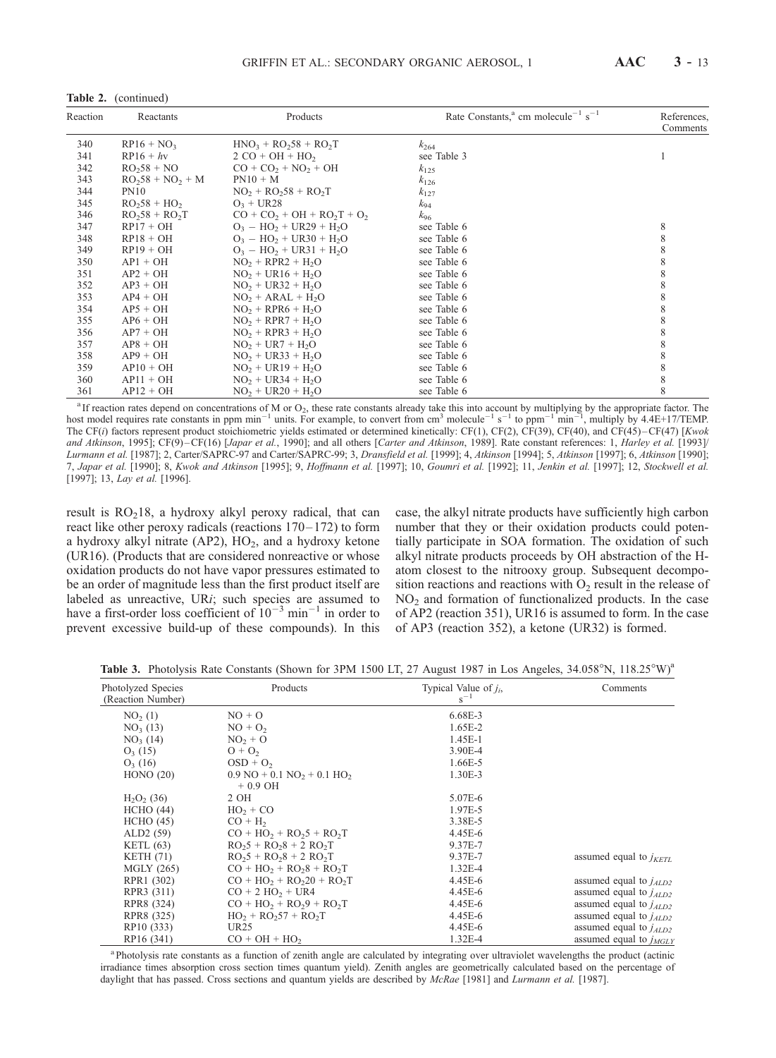**Table 2.** (continued)

| Reaction | Reactants | Products | Rate Constants,[a] cm molecule$^{-1}$ s$^{-1}$ | References, Comments |
|---|---|---|---|---|
| 340 | RP16 + $NO_3$ | $HNO_3$ + $RO_2$58 + $RO_2$T | $k_{264}$ | |
| 341 | RP16 + $h\nu$ | 2 CO + OH + $HO_2$ | see Table 3 | 1 |
| 342 | $RO_2$58 + NO | CO + $CO_2$ + $NO_2$ + OH | $k_{125}$ | |
| 343 | $RO_2$58 + $NO_2$ + M | PN10 + M | $k_{126}$ | |
| 344 | PN10 | $NO_2$ + $RO_2$58 + $RO_2$T | $k_{127}$ | |
| 345 | $RO_2$58 + $HO_2$ | $O_3$ + UR28 | $k_{94}$ | |
| 346 | $RO_2$58 + $RO_2$T | CO + $CO_2$ + OH + $RO_2$T + $O_2$ | $k_{96}$ | |
| 347 | RP17 + OH | $O_3$ − $HO_2$ + UR29 + $H_2O$ | see Table 6 | 8 |
| 348 | RP18 + OH | $O_3$ − $HO_2$ + UR30 + $H_2O$ | see Table 6 | 8 |
| 349 | RP19 + OH | $O_3$ − $HO_2$ + UR31 + $H_2O$ | see Table 6 | 8 |
| 350 | AP1 + OH | $NO_2$ + RPR2 + $H_2O$ | see Table 6 | 8 |
| 351 | AP2 + OH | $NO_2$ + UR16 + $H_2O$ | see Table 6 | 8 |
| 352 | AP3 + OH | $NO_2$ + UR32 + $H_2O$ | see Table 6 | 8 |
| 353 | AP4 + OH | $NO_2$ + ARAL + $H_2O$ | see Table 6 | 8 |
| 354 | AP5 + OH | $NO_2$ + RPR6 + $H_2O$ | see Table 6 | 8 |
| 355 | AP6 + OH | $NO_2$ + RPR7 + $H_2O$ | see Table 6 | 8 |
| 356 | AP7 + OH | $NO_2$ + RPR3 + $H_2O$ | see Table 6 | 8 |
| 357 | AP8 + OH | $NO_2$ + UR7 + $H_2O$ | see Table 6 | 8 |
| 358 | AP9 + OH | $NO_2$ + UR33 + $H_2O$ | see Table 6 | 8 |
| 359 | AP10 + OH | $NO_2$ + UR19 + $H_2O$ | see Table 6 | 8 |
| 360 | AP11 + OH | $NO_2$ + UR34 + $H_2O$ | see Table 6 | 8 |
| 361 | AP12 + OH | $NO_2$ + UR20 + $H_2O$ | see Table 6 | 8 |

[a] If reaction rates depend on concentrations of M or $O_2$, these rate constants already take this into account by multiplying by the appropriate factor. The host model requires rate constants in ppm min$^{-1}$ units. For example, to convert from cm$^3$ molecule$^{-1}$ s$^{-1}$ to ppm$^{-1}$ min$^{-1}$, multiply by 4.4E+17/TEMP. The CF($i$) factors represent product stoichiometric yields estimated or determined kinetically: CF(1), CF(2), CF(39), CF(40), and CF(45)–CF(47) [*Kwok and Atkinson*, 1995]; CF(9)–CF(16) [*Japar et al.*, 1990]; and all others [*Carter and Atkinson*, 1989]. Rate constant references: 1, *Harley et al.* [1993]/ *Lurmann et al.* [1987]; 2, Carter/SAPRC-97 and Carter/SAPRC-99; 3, *Dransfield et al.* [1999]; 4, *Atkinson* [1994]; 5, *Atkinson* [1997]; 6, *Atkinson* [1990]; 7, *Japar et al.* [1990]; 8, *Kwok and Atkinson* [1995]; 9, *Hoffmann et al.* [1997]; 10, *Goumri et al.* [1992]; 11, *Jenkin et al.* [1997]; 12, *Stockwell et al.* [1997]; 13, *Lay et al.* [1996].

result is $RO_2$18, a hydroxy alkyl peroxy radical, that can react like other peroxy radicals (reactions 170–172) to form a hydroxy alkyl nitrate (AP2), $HO_2$, and a hydroxy ketone (UR16). (Products that are considered nonreactive or whose oxidation products do not have vapor pressures estimated to be an order of magnitude less than the first product itself are labeled as unreactive, UR$i$; such species are assumed to have a first-order loss coefficient of $10^{-3}$ min$^{-1}$ in order to prevent excessive build-up of these compounds). In this case, the alkyl nitrate products have sufficiently high carbon number that they or their oxidation products could potentially participate in SOA formation. The oxidation of such alkyl nitrate products proceeds by OH abstraction of the H-atom closest to the nitrooxy group. Subsequent decomposition reactions and reactions with $O_2$ result in the release of $NO_2$ and formation of functionalized products. In the case of AP2 (reaction 351), UR16 is assumed to form. In the case of AP3 (reaction 352), a ketone (UR32) is formed.

**Table 3.** Photolysis Rate Constants (Shown for 3PM 1500 LT, 27 August 1987 in Los Angeles, 34.058°N, 118.25°W)[a]

| Photolyzed Species (Reaction Number) | Products | Typical Value of $j_i$, s$^{-1}$ | Comments |
|---|---|---|---|
| $NO_2$ (1) | NO + O | 6.68E-3 | |
| $NO_3$ (13) | NO + $O_2$ | 1.65E-2 | |
| $NO_3$ (14) | $NO_2$ + O | 1.45E-1 | |
| $O_3$ (15) | O + $O_2$ | 3.90E-4 | |
| $O_3$ (16) | OSD + $O_2$ | 1.66E-5 | |
| HONO (20) | 0.9 NO + 0.1 $NO_2$ + 0.1 $HO_2$ + 0.9 OH | 1.30E-3 | |
| $H_2O_2$ (36) | 2 OH | 5.07E-6 | |
| HCHO (44) | $HO_2$ + CO | 1.97E-5 | |
| HCHO (45) | CO + $H_2$ | 3.38E-5 | |
| ALD2 (59) | CO + $HO_2$ + $RO_2$5 + $RO_2$T | 4.45E-6 | |
| KETL (63) | $RO_2$5 + $RO_2$8 + 2 $RO_2$T | 9.37E-7 | |
| KETH (71) | $RO_2$5 + $RO_2$8 + 2 $RO_2$T | 9.37E-7 | assumed equal to $j_{KETL}$ |
| MGLY (265) | CO + $HO_2$ + $RO_2$8 + $RO_2$T | 1.32E-4 | |
| RPR1 (302) | CO + $HO_2$ + $RO_2$20 + $RO_2$T | 4.45E-6 | assumed equal to $j_{ALD2}$ |
| RPR3 (311) | CO + 2 $HO_2$ + UR4 | 4.45E-6 | assumed equal to $j_{ALD2}$ |
| RPR8 (324) | CO + $HO_2$ + $RO_2$9 + $RO_2$T | 4.45E-6 | assumed equal to $j_{ALD2}$ |
| RPR8 (325) | $HO_2$ + $RO_2$57 + $RO_2$T | 4.45E-6 | assumed equal to $j_{ALD2}$ |
| RP10 (333) | UR25 | 4.45E-6 | assumed equal to $j_{ALD2}$ |
| RP16 (341) | CO + OH + $HO_2$ | 1.32E-4 | assumed equal to $j_{MGLY}$ |

[a] Photolysis rate constants as a function of zenith angle are calculated by integrating over ultraviolet wavelengths the product (actinic irradiance times absorption cross section times quantum yield). Zenith angles are geometrically calculated based on the percentage of daylight that has passed. Cross sections and quantum yields are described by *McRae* [1981] and *Lurmann et al.* [1987].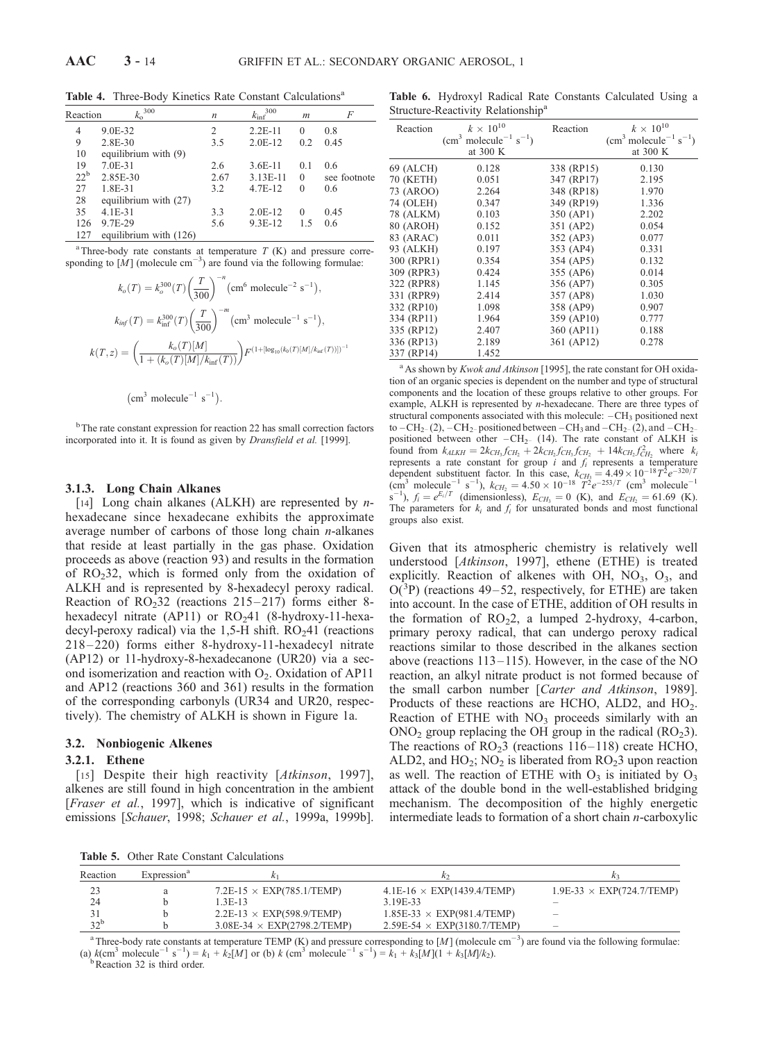**Table 4.** Three-Body Kinetics Rate Constant Calculations[a]

| Reaction | $k_o^{300}$ | $n$ | $k_{inf}^{300}$ | $m$ | $F$ |
|---|---|---|---|---|---|
| 4 | 9.0E-32 | 2 | 2.2E-11 | 0 | 0.8 |
| 9 | 2.8E-30 | 3.5 | 2.0E-12 | 0.2 | 0.45 |
| 10 | equilibrium with (9) | | | | |
| 19 | 7.0E-31 | 2.6 | 3.6E-11 | 0.1 | 0.6 |
| 22[b] | 2.85E-30 | 2.67 | 3.13E-11 | 0 | see footnote |
| 27 | 1.8E-31 | 3.2 | 4.7E-12 | 0 | 0.6 |
| 28 | equilibrium with (27) | | | | |
| 35 | 4.1E-31 | 3.3 | 2.0E-12 | 0 | 0.45 |
| 126 | 9.7E-29 | 5.6 | 9.3E-12 | 1.5 | 0.6 |
| 127 | equilibrium with (126) | | | | |

[a] Three-body rate constants at temperature $T$ (K) and pressure corresponding to $[M]$ (molecule cm$^{-3}$) are found via the following formulae:

$$k_o(T) = k_o^{300}(T)\left(\frac{T}{300}\right)^{-n} \left(\text{cm}^6 \text{ molecule}^{-2} \text{ s}^{-1}\right),$$

$$k_{inf}(T) = k_{\text{inf}}^{300}(T)\left(\frac{T}{300}\right)^{-m} \left(\text{cm}^3 \text{ molecule}^{-1} \text{ s}^{-1}\right),$$

$$k(T,z) = \left(\frac{k_o(T)[M]}{1 + (k_o(T)[M]/k_{\text{inf}}(T))}\right) F^{\left(1+[\log_{10}(k_o(T)[M]/k_{inf}(T))]\right)^{-1}}$$

$$\left(\text{cm}^3 \text{ molecule}^{-1} \text{ s}^{-1}\right).$$

[b] The rate constant expression for reaction 22 has small correction factors incorporated into it. It is found as given by *Dransfield et al.* [1999].

### 3.1.3. Long Chain Alkanes

[14] Long chain alkanes (ALKH) are represented by *n*-hexadecane since hexadecane exhibits the approximate average number of carbons of those long chain *n*-alkanes that reside at least partially in the gas phase. Oxidation proceeds as above (reaction 93) and results in the formation of $RO_2$32, which is formed only from the oxidation of ALKH and is represented by 8-hexadecyl peroxy radical. Reaction of $RO_2$32 (reactions 215–217) forms either 8-hexadecyl nitrate (AP11) or $RO_2$41 (8-hydroxy-11-hexadecyl-peroxy radical) via the 1,5-H shift. $RO_2$41 (reactions 218–220) forms either 8-hydroxy-11-hexadecyl nitrate (AP12) or 11-hydroxy-8-hexadecanone (UR20) via a second isomerization and reaction with $O_2$. Oxidation of AP11 and AP12 (reactions 360 and 361) results in the formation of the corresponding carbonyls (UR34 and UR20, respectively). The chemistry of ALKH is shown in Figure 1a.

## 3.2. Nonbiogenic Alkenes

### 3.2.1. Ethene

[15] Despite their high reactivity [*Atkinson*, 1997], alkenes are still found in high concentration in the ambient [*Fraser et al.*, 1997], which is indicative of significant emissions [*Schauer*, 1998; *Schauer et al.*, 1999a, 1999b]. Given that its atmospheric chemistry is relatively well understood [*Atkinson*, 1997], ethene (ETHE) is treated explicitly. Reaction of alkenes with OH, $NO_3$, $O_3$, and $O(^3P)$ (reactions 49–52, respectively, for ETHE) are taken into account. In the case of ETHE, addition of OH results in the formation of $RO_2$2, a lumped 2-hydroxy, 4-carbon, primary peroxy radical, that can undergo peroxy radical reactions similar to those described in the alkanes section above (reactions 113–115). However, in the case of the NO reaction, an alkyl nitrate product is not formed because of the small carbon number [*Carter and Atkinson*, 1989]. Products of these reactions are HCHO, ALD2, and $HO_2$. Reaction of ETHE with $NO_3$ proceeds similarly with an $ONO_2$ group replacing the OH group in the radical ($RO_2$3). The reactions of $RO_2$3 (reactions 116–118) create HCHO, ALD2, and $HO_2$; $NO_2$ is liberated from $RO_2$3 upon reaction as well. The reaction of ETHE with $O_3$ is initiated by $O_3$ attack of the double bond in the well-established bridging mechanism. The decomposition of the highly energetic intermediate leads to formation of a short chain *n*-carboxylic

**Table 6.** Hydroxyl Radical Rate Constants Calculated Using a Structure-Reactivity Relationship[a]

| Reaction | $k \times 10^{10}$ (cm$^3$ molecule$^{-1}$ s$^{-1}$) at 300 K | Reaction | $k \times 10^{10}$ (cm$^3$ molecule$^{-1}$ s$^{-1}$) at 300 K |
|---|---|---|---|
| 69 (ALCH) | 0.128 | 338 (RP15) | 0.130 |
| 70 (KETH) | 0.051 | 347 (RP17) | 2.195 |
| 73 (AROO) | 2.264 | 348 (RP18) | 1.970 |
| 74 (OLEH) | 0.347 | 349 (RP19) | 1.336 |
| 78 (ALKM) | 0.103 | 350 (AP1) | 2.202 |
| 80 (AROH) | 0.152 | 351 (AP2) | 0.054 |
| 83 (ARAC) | 0.011 | 352 (AP3) | 0.077 |
| 93 (ALKH) | 0.197 | 353 (AP4) | 0.331 |
| 300 (RPR1) | 0.354 | 354 (AP5) | 0.132 |
| 309 (RPR3) | 0.424 | 355 (AP6) | 0.014 |
| 322 (RPR8) | 1.145 | 356 (AP7) | 0.305 |
| 331 (RPR9) | 2.414 | 357 (AP8) | 1.030 |
| 332 (RP10) | 1.098 | 358 (AP9) | 0.907 |
| 334 (RP11) | 1.964 | 359 (AP10) | 0.777 |
| 335 (RP12) | 2.407 | 360 (AP11) | 0.188 |
| 336 (RP13) | 2.189 | 361 (AP12) | 0.278 |
| 337 (RP14) | 1.452 | | |

[a] As shown by *Kwok and Atkinson* [1995], the rate constant for OH oxidation of an organic species is dependent on the number and type of structural components and the location of these groups relative to other groups. For example, ALKH is represented by *n*-hexadecane. There are three types of structural components associated with this molecule: $-CH_3$ positioned next to $-CH_2-$ (2), $-CH_2-$ positioned between $-CH_3$ and $-CH_2-$ (2), and $-CH_2-$ positioned between other $-CH_2-$ (14). The rate constant of ALKH is found from $k_{ALKH} = 2k_{CH_3}f_{CH_2} + 2k_{CH_2}f_{CH_3}f_{CH_2} + 14k_{CH_2}f_{CH_2}^2$ where $k_i$ represents a rate constant for group $i$ and $f_i$ represents a temperature dependent substituent factor. In this case, $k_{CH_3} = 4.49 \times 10^{-18} T^2 e^{-320/T}$ (cm$^3$ molecule$^{-1}$ s$^{-1}$), $k_{CH_2} = 4.50 \times 10^{-18}\ T^2 e^{-253/T}$ (cm$^3$ molecule$^{-1}$ s$^{-1}$), $f_i = e^{E_i/T}$ (dimensionless), $E_{CH_3} = 0$ (K), and $E_{CH_2} = 61.69$ (K). The parameters for $k_i$ and $f_i$ for unsaturated bonds and most functional groups also exist.

**Table 5.** Other Rate Constant Calculations

| Reaction | Expression[a] | $k_1$ | $k_2$ | $k_3$ |
|---|---|---|---|---|
| 23 | a | 7.2E-15 × EXP(785.1/TEMP) | 4.1E-16 × EXP(1439.4/TEMP) | 1.9E-33 × EXP(724.7/TEMP) |
| 24 | b | 1.3E-13 | 3.19E-33 | – |
| 31 | b | 2.2E-13 × EXP(598.9/TEMP) | 1.85E-33 × EXP(981.4/TEMP) | – |
| 32[b] | b | 3.08E-34 × EXP(2798.2/TEMP) | 2.59E-54 × EXP(3180.7/TEMP) | – |

[a] Three-body rate constants at temperature TEMP (K) and pressure corresponding to $[M]$ (molecule cm$^{-3}$) are found via the following formulae: (a) $k$(cm$^3$ molecule$^{-1}$ s$^{-1}$) = $k_1 + k_2[M]$ or (b) $k$ (cm$^3$ molecule$^{-1}$ s$^{-1}$) = $k_1 + k_3[M](1 + k_3[M]/k_2)$.

[b] Reaction 32 is third order.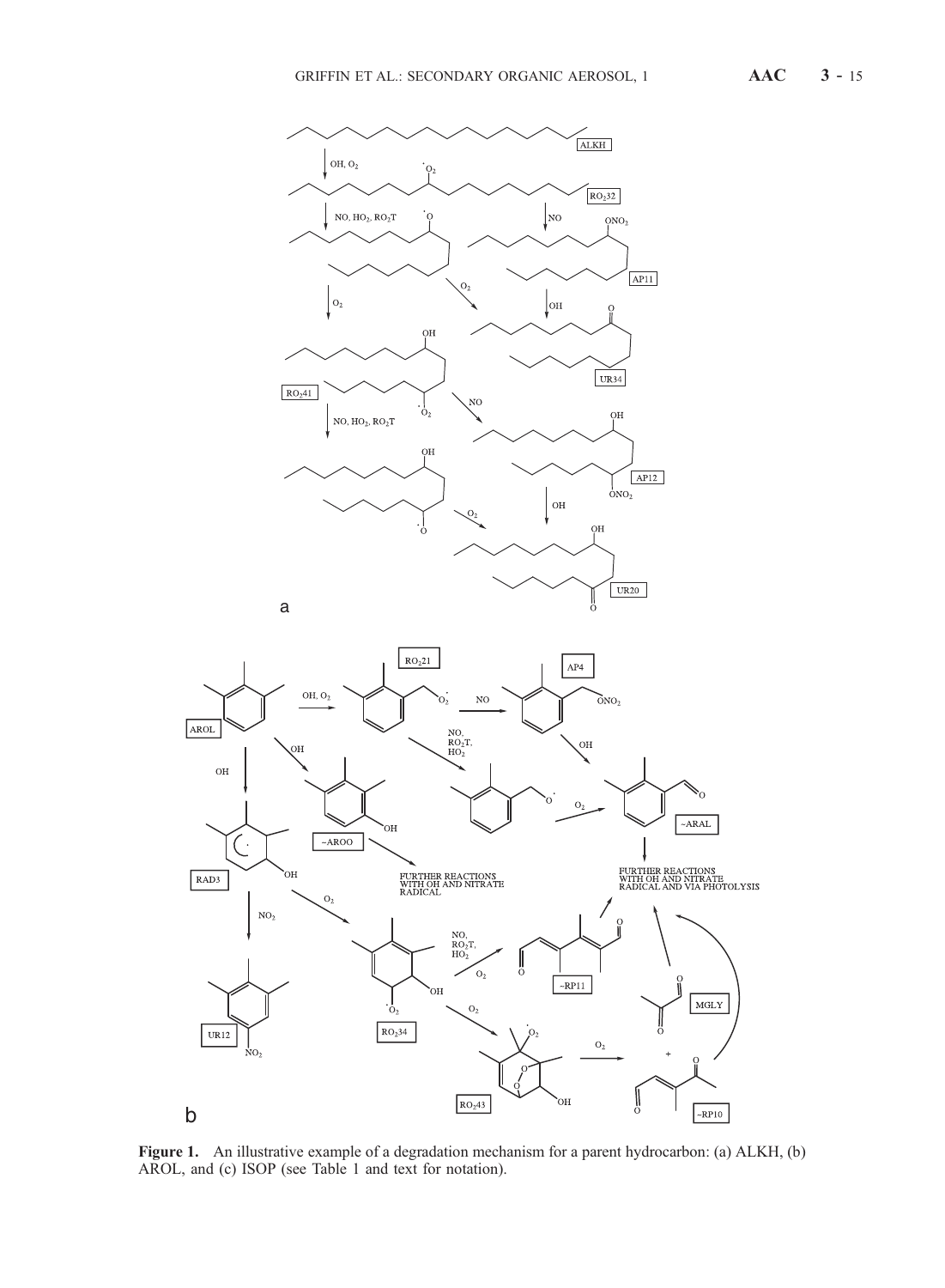**Figure 1.** An illustrative example of a degradation mechanism for a parent hydrocarbon: (a) ALKH, (b) AROL, and (c) ISOP (see Table 1 and text for notation).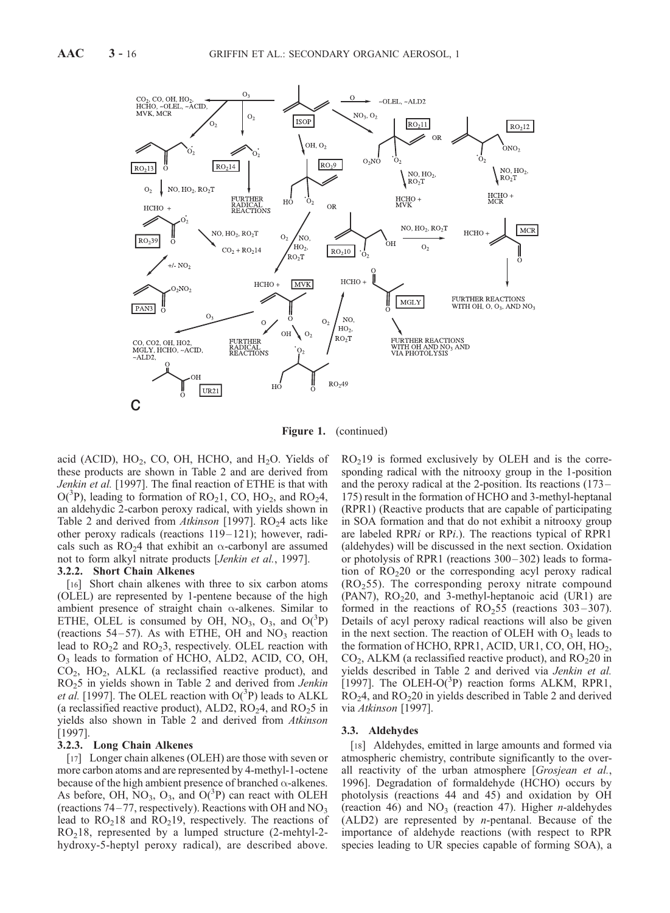**Figure 1.** (continued)

acid (ACID), $HO_2$, CO, OH, HCHO, and $H_2O$. Yields of these products are shown in Table 2 and are derived from *Jenkin et al.* [1997]. The final reaction of ETHE is that with $O(^3P)$, leading to formation of $RO_2$1, CO, $HO_2$, and $RO_2$4, an aldehydic 2-carbon peroxy radical, with yields shown in Table 2 and derived from *Atkinson* [1997]. $RO_2$4 acts like other peroxy radicals (reactions 119–121); however, radicals such as $RO_2$4 that exhibit an α-carbonyl are assumed not to form alkyl nitrate products [*Jenkin et al.*, 1997].

#### 3.2.2. Short Chain Alkenes

[16] Short chain alkenes with three to six carbon atoms (OLEL) are represented by 1-pentene because of the high ambient presence of straight chain α-alkenes. Similar to ETHE, OLEL is consumed by OH, $NO_3$, $O_3$, and $O(^3P)$ (reactions 54–57). As with ETHE, OH and $NO_3$ reaction lead to $RO_2$2 and $RO_2$3, respectively. OLEL reaction with $O_3$ leads to formation of HCHO, ALD2, ACID, CO, OH, $CO_2$, $HO_2$, ALKL (a reclassified reactive product), and $RO_2$5 in yields shown in Table 2 and derived from *Jenkin et al.* [1997]. The OLEL reaction with $O(^3P)$ leads to ALKL (a reclassified reactive product), ALD2, $RO_2$4, and $RO_2$5 in yields also shown in Table 2 and derived from *Atkinson* [1997].

#### 3.2.3. Long Chain Alkenes

[17] Longer chain alkenes (OLEH) are those with seven or more carbon atoms and are represented by 4-methyl-1-octene because of the high ambient presence of branched α-alkenes. As before, OH, $NO_3$, $O_3$, and $O(^3P)$ can react with OLEH (reactions 74–77, respectively). Reactions with OH and $NO_3$ lead to $RO_2$18 and $RO_2$19, respectively. The reactions of $RO_2$18, represented by a lumped structure (2-mehtyl-2-hydroxy-5-heptyl peroxy radical), are described above. $RO_2$19 is formed exclusively by OLEH and is the corresponding radical with the nitrooxy group in the 1-position and the peroxy radical at the 2-position. Its reactions (173–175) result in the formation of HCHO and 3-methyl-heptanal (RPR1) (Reactive products that are capable of participating in SOA formation and that do not exhibit a nitrooxy group are labeled RPR*i* or RP*i*.). The reactions typical of RPR1 (aldehydes) will be discussed in the next section. Oxidation or photolysis of RPR1 (reactions 300–302) leads to formation of $RO_2$20 or the corresponding acyl peroxy radical ($RO_2$55). The corresponding peroxy nitrate compound (PAN7), $RO_2$20, and 3-methyl-heptanoic acid (UR1) are formed in the reactions of $RO_2$55 (reactions 303–307). Details of acyl peroxy radical reactions will also be given in the next section. The reaction of OLEH with $O_3$ leads to the formation of HCHO, RPR1, ACID, UR1, CO, OH, $HO_2$, $CO_2$, ALKM (a reclassified reactive product), and $RO_2$20 in yields described in Table 2 and derived via *Jenkin et al.* [1997]. The OLEH-$O(^3P)$ reaction forms ALKM, RPR1, $RO_2$4, and $RO_2$20 in yields described in Table 2 and derived via *Atkinson* [1997].

### 3.3. Aldehydes

[18] Aldehydes, emitted in large amounts and formed via atmospheric chemistry, contribute significantly to the overall reactivity of the urban atmosphere [*Grosjean et al.*, 1996]. Degradation of formaldehyde (HCHO) occurs by photolysis (reactions 44 and 45) and oxidation by OH (reaction 46) and $NO_3$ (reaction 47). Higher *n*-aldehydes (ALD2) are represented by *n*-pentanal. Because of the importance of aldehyde reactions (with respect to RPR species leading to UR species capable of forming SOA), a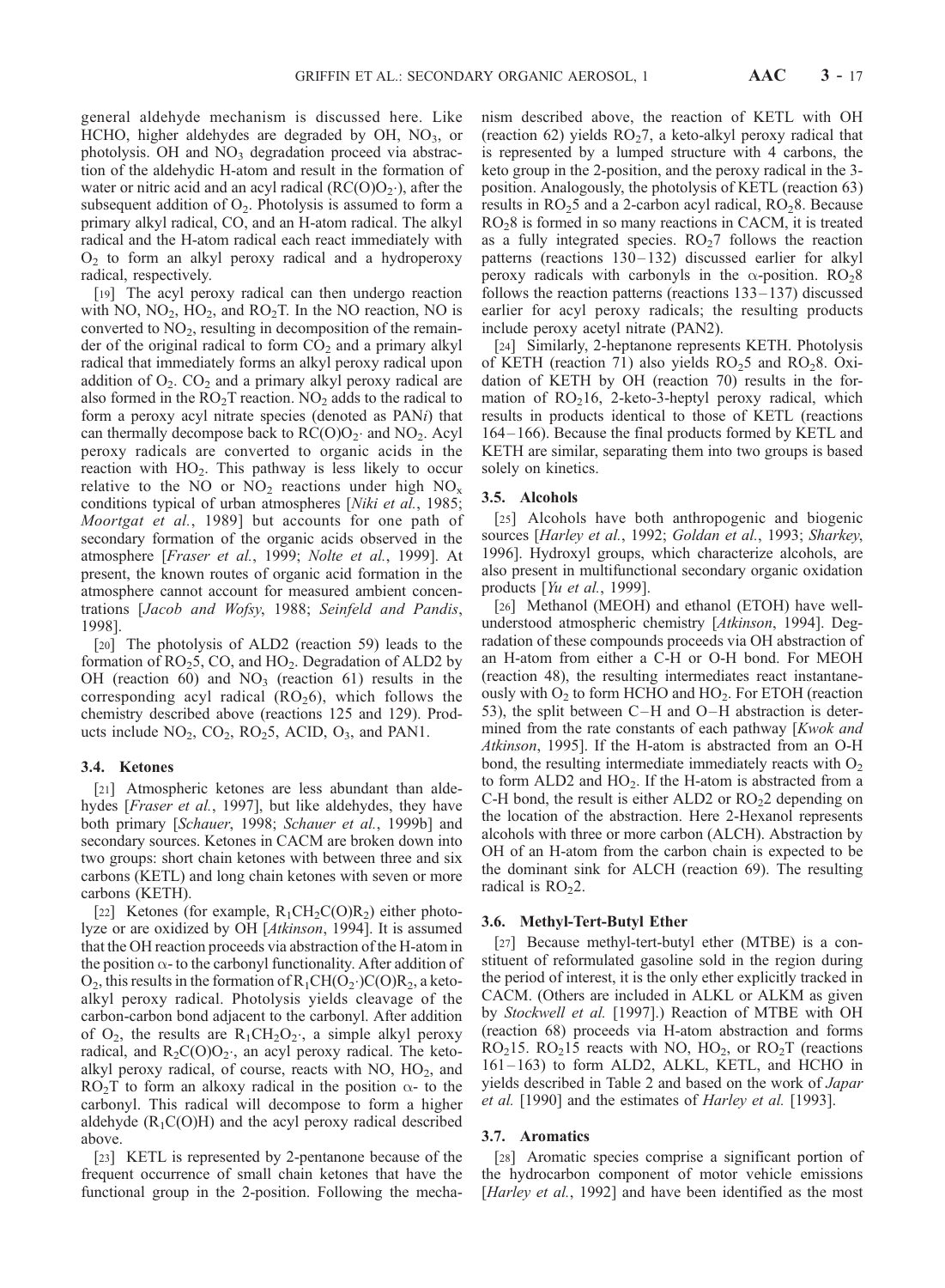general aldehyde mechanism is discussed here. Like HCHO, higher aldehydes are degraded by OH, $NO_3$, or photolysis. OH and $NO_3$ degradation proceed via abstraction of the aldehydic H-atom and result in the formation of water or nitric acid and an acyl radical ($RC(O)O_2\cdot$), after the subsequent addition of $O_2$. Photolysis is assumed to form a primary alkyl radical, CO, and an H-atom radical. The alkyl radical and the H-atom radical each react immediately with $O_2$ to form an alkyl peroxy radical and a hydroperoxy radical, respectively.

[19] The acyl peroxy radical can then undergo reaction with NO, $NO_2$, $HO_2$, and $RO_2T$. In the NO reaction, NO is converted to $NO_2$, resulting in decomposition of the remainder of the original radical to form $CO_2$ and a primary alkyl radical that immediately forms an alkyl peroxy radical upon addition of $O_2$. $CO_2$ and a primary alkyl peroxy radical are also formed in the $RO_2T$ reaction. $NO_2$ adds to the radical to form a peroxy acyl nitrate species (denoted as PAN*i*) that can thermally decompose back to $RC(O)O_2\cdot$ and $NO_2$. Acyl peroxy radicals are converted to organic acids in the reaction with $HO_2$. This pathway is less likely to occur relative to the NO or $NO_2$ reactions under high $NO_x$ conditions typical of urban atmospheres [*Niki et al.*, 1985; *Moortgat et al.*, 1989] but accounts for one path of secondary formation of the organic acids observed in the atmosphere [*Fraser et al.*, 1999; *Nolte et al.*, 1999]. At present, the known routes of organic acid formation in the atmosphere cannot account for measured ambient concentrations [*Jacob and Wofsy*, 1988; *Seinfeld and Pandis*, 1998].

[20] The photolysis of ALD2 (reaction 59) leads to the formation of $RO_25$, CO, and $HO_2$. Degradation of ALD2 by OH (reaction 60) and $NO_3$ (reaction 61) results in the corresponding acyl radical ($RO_26$), which follows the chemistry described above (reactions 125 and 129). Products include $NO_2$, $CO_2$, $RO_25$, ACID, $O_3$, and PAN1.

### 3.4. Ketones

[21] Atmospheric ketones are less abundant than aldehydes [*Fraser et al.*, 1997], but like aldehydes, they have both primary [*Schauer*, 1998; *Schauer et al.*, 1999b] and secondary sources. Ketones in CACM are broken down into two groups: short chain ketones with between three and six carbons (KETL) and long chain ketones with seven or more carbons (KETH).

[22] Ketones (for example, $R_1CH_2C(O)R_2$) either photolyze or are oxidized by OH [*Atkinson*, 1994]. It is assumed that the OH reaction proceeds via abstraction of the H-atom in the position $\alpha$- to the carbonyl functionality. After addition of $O_2$, this results in the formation of $R_1CH(O_2\cdot)C(O)R_2$, a keto-alkyl peroxy radical. Photolysis yields cleavage of the carbon-carbon bond adjacent to the carbonyl. After addition of $O_2$, the results are $R_1CH_2O_2\cdot$, a simple alkyl peroxy radical, and $R_2C(O)O_2\cdot$, an acyl peroxy radical. The keto-alkyl peroxy radical, of course, reacts with NO, $HO_2$, and $RO_2T$ to form an alkoxy radical in the position $\alpha$- to the carbonyl. This radical will decompose to form a higher aldehyde ($R_1C(O)H$) and the acyl peroxy radical described above.

[23] KETL is represented by 2-pentanone because of the frequent occurrence of small chain ketones that have the functional group in the 2-position. Following the mechanism described above, the reaction of KETL with OH (reaction 62) yields $RO_27$, a keto-alkyl peroxy radical that is represented by a lumped structure with 4 carbons, the keto group in the 2-position, and the peroxy radical in the 3-position. Analogously, the photolysis of KETL (reaction 63) results in $RO_25$ and a 2-carbon acyl radical, $RO_28$. Because $RO_28$ is formed in so many reactions in CACM, it is treated as a fully integrated species. $RO_27$ follows the reaction patterns (reactions 130–132) discussed earlier for alkyl peroxy radicals with carbonyls in the $\alpha$-position. $RO_28$ follows the reaction patterns (reactions 133–137) discussed earlier for acyl peroxy radicals; the resulting products include peroxy acetyl nitrate (PAN2).

[24] Similarly, 2-heptanone represents KETH. Photolysis of KETH (reaction 71) also yields $RO_25$ and $RO_28$. Oxidation of KETH by OH (reaction 70) results in the formation of $RO_216$, 2-keto-3-heptyl peroxy radical, which results in products identical to those of KETL (reactions 164–166). Because the final products formed by KETL and KETH are similar, separating them into two groups is based solely on kinetics.

### 3.5. Alcohols

[25] Alcohols have both anthropogenic and biogenic sources [*Harley et al.*, 1992; *Goldan et al.*, 1993; *Sharkey*, 1996]. Hydroxyl groups, which characterize alcohols, are also present in multifunctional secondary organic oxidation products [*Yu et al.*, 1999].

[26] Methanol (MEOH) and ethanol (ETOH) have well-understood atmospheric chemistry [*Atkinson*, 1994]. Degradation of these compounds proceeds via OH abstraction of an H-atom from either a C-H or O-H bond. For MEOH (reaction 48), the resulting intermediates react instantaneously with $O_2$ to form HCHO and $HO_2$. For ETOH (reaction 53), the split between C–H and O–H abstraction is determined from the rate constants of each pathway [*Kwok and Atkinson*, 1995]. If the H-atom is abstracted from an O-H bond, the resulting intermediate immediately reacts with $O_2$ to form ALD2 and $HO_2$. If the H-atom is abstracted from a C-H bond, the result is either ALD2 or $RO_22$ depending on the location of the abstraction. Here 2-Hexanol represents alcohols with three or more carbon (ALCH). Abstraction by OH of an H-atom from the carbon chain is expected to be the dominant sink for ALCH (reaction 69). The resulting radical is $RO_22$.

### 3.6. Methyl-Tert-Butyl Ether

[27] Because methyl-tert-butyl ether (MTBE) is a constituent of reformulated gasoline sold in the region during the period of interest, it is the only ether explicitly tracked in CACM. (Others are included in ALKL or ALKM as given by *Stockwell et al.* [1997].) Reaction of MTBE with OH (reaction 68) proceeds via H-atom abstraction and forms $RO_215$. $RO_215$ reacts with NO, $HO_2$, or $RO_2T$ (reactions 161–163) to form ALD2, ALKL, KETL, and HCHO in yields described in Table 2 and based on the work of *Japar et al.* [1990] and the estimates of *Harley et al.* [1993].

### 3.7. Aromatics

[28] Aromatic species comprise a significant portion of the hydrocarbon component of motor vehicle emissions [*Harley et al.*, 1992] and have been identified as the most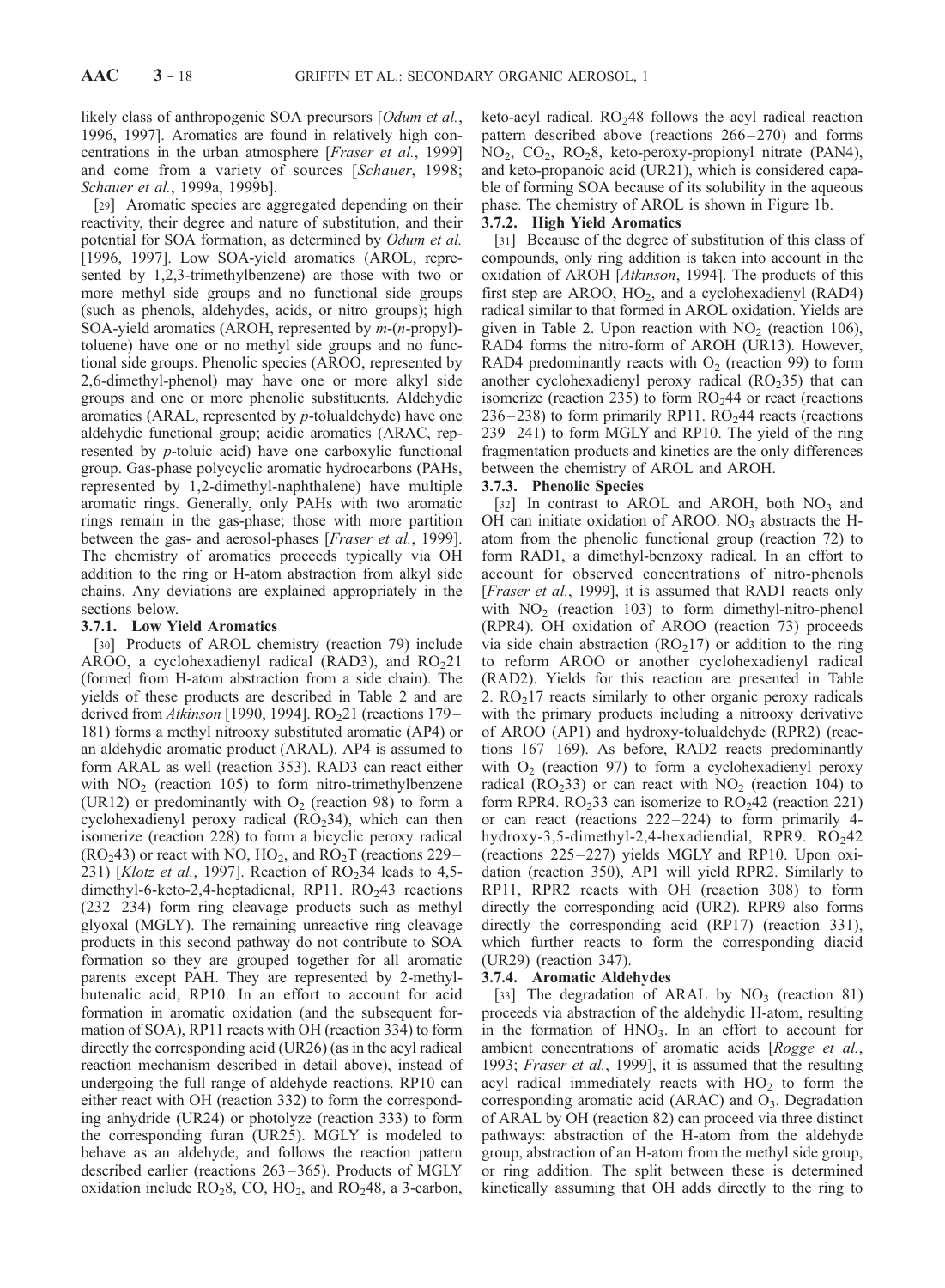likely class of anthropogenic SOA precursors [*Odum et al.*, 1996, 1997]. Aromatics are found in relatively high concentrations in the urban atmosphere [*Fraser et al.*, 1999] and come from a variety of sources [*Schauer*, 1998; *Schauer et al.*, 1999a, 1999b].

[29] Aromatic species are aggregated depending on their reactivity, their degree and nature of substitution, and their potential for SOA formation, as determined by *Odum et al.* [1996, 1997]. Low SOA-yield aromatics (AROL, represented by 1,2,3-trimethylbenzene) are those with two or more methyl side groups and no functional side groups (such as phenols, aldehydes, acids, or nitro groups); high SOA-yield aromatics (AROH, represented by *m*-(*n*-propyl)-toluene) have one or no methyl side groups and no functional side groups. Phenolic species (AROO, represented by 2,6-dimethyl-phenol) may have one or more alkyl side groups and one or more phenolic substituents. Aldehydic aromatics (ARAL, represented by *p*-tolualdehyde) have one aldehydic functional group; acidic aromatics (ARAC, represented by *p*-toluic acid) have one carboxylic functional group. Gas-phase polycyclic aromatic hydrocarbons (PAHs, represented by 1,2-dimethyl-naphthalene) have multiple aromatic rings. Generally, only PAHs with two aromatic rings remain in the gas-phase; those with more partition between the gas- and aerosol-phases [*Fraser et al.*, 1999]. The chemistry of aromatics proceeds typically via OH addition to the ring or H-atom abstraction from alkyl side chains. Any deviations are explained appropriately in the sections below.

### 3.7.1. Low Yield Aromatics

[30] Products of AROL chemistry (reaction 79) include AROO, a cyclohexadienyl radical (RAD3), and $RO_2$21 (formed from H-atom abstraction from a side chain). The yields of these products are described in Table 2 and are derived from *Atkinson* [1990, 1994]. $RO_2$21 (reactions 179–181) forms a methyl nitrooxy substituted aromatic (AP4) or an aldehydic aromatic product (ARAL). AP4 is assumed to form ARAL as well (reaction 353). RAD3 can react either with $NO_2$ (reaction 105) to form nitro-trimethylbenzene (UR12) or predominantly with $O_2$ (reaction 98) to form a cyclohexadienyl peroxy radical ($RO_2$34), which can then isomerize (reaction 228) to form a bicyclic peroxy radical ($RO_2$43) or react with NO, $HO_2$, and $RO_2$T (reactions 229–231) [*Klotz et al.*, 1997]. Reaction of $RO_2$34 leads to 4,5-dimethyl-6-keto-2,4-heptadienal, RP11. $RO_2$43 reactions (232–234) form ring cleavage products such as methyl glyoxal (MGLY). The remaining unreactive ring cleavage products in this second pathway do not contribute to SOA formation so they are grouped together for all aromatic parents except PAH. They are represented by 2-methyl-butenalic acid, RP10. In an effort to account for acid formation in aromatic oxidation (and the subsequent formation of SOA), RP11 reacts with OH (reaction 334) to form directly the corresponding acid (UR26) (as in the acyl radical reaction mechanism described in detail above), instead of undergoing the full range of aldehyde reactions. RP10 can either react with OH (reaction 332) to form the corresponding anhydride (UR24) or photolyze (reaction 333) to form the corresponding furan (UR25). MGLY is modeled to behave as an aldehyde, and follows the reaction pattern described earlier (reactions 263–365). Products of MGLY oxidation include $RO_2$8, CO, $HO_2$, and $RO_2$48, a 3-carbon, keto-acyl radical. $RO_2$48 follows the acyl radical reaction pattern described above (reactions 266–270) and forms $NO_2$, $CO_2$, $RO_2$8, keto-peroxy-propionyl nitrate (PAN4), and keto-propanoic acid (UR21), which is considered capable of forming SOA because of its solubility in the aqueous phase. The chemistry of AROL is shown in Figure 1b.

### 3.7.2. High Yield Aromatics

[31] Because of the degree of substitution of this class of compounds, only ring addition is taken into account in the oxidation of AROH [*Atkinson*, 1994]. The products of this first step are AROO, $HO_2$, and a cyclohexadienyl (RAD4) radical similar to that formed in AROL oxidation. Yields are given in Table 2. Upon reaction with $NO_2$ (reaction 106), RAD4 forms the nitro-form of AROH (UR13). However, RAD4 predominantly reacts with $O_2$ (reaction 99) to form another cyclohexadienyl peroxy radical ($RO_2$35) that can isomerize (reaction 235) to form $RO_2$44 or react (reactions 236–238) to form primarily RP11. $RO_2$44 reacts (reactions 239–241) to form MGLY and RP10. The yield of the ring fragmentation products and kinetics are the only differences between the chemistry of AROL and AROH.

### 3.7.3. Phenolic Species

[32] In contrast to AROL and AROH, both $NO_3$ and OH can initiate oxidation of AROO. $NO_3$ abstracts the H-atom from the phenolic functional group (reaction 72) to form RAD1, a dimethyl-benzoxy radical. In an effort to account for observed concentrations of nitro-phenols [*Fraser et al.*, 1999], it is assumed that RAD1 reacts only with $NO_2$ (reaction 103) to form dimethyl-nitro-phenol (RPR4). OH oxidation of AROO (reaction 73) proceeds via side chain abstraction ($RO_2$17) or addition to the ring to reform AROO or another cyclohexadienyl radical (RAD2). Yields for this reaction are presented in Table 2. $RO_2$17 reacts similarly to other organic peroxy radicals with the primary products including a nitrooxy derivative of AROO (AP1) and hydroxy-tolualdehyde (RPR2) (reactions 167–169). As before, RAD2 reacts predominantly with $O_2$ (reaction 97) to form a cyclohexadienyl peroxy radical ($RO_2$33) or can react with $NO_2$ (reaction 104) to form RPR4. $RO_2$33 can isomerize to $RO_2$42 (reaction 221) or can react (reactions 222–224) to form primarily 4-hydroxy-3,5-dimethyl-2,4-hexadiendial, RPR9. $RO_2$42 (reactions 225–227) yields MGLY and RP10. Upon oxidation (reaction 350), AP1 will yield RPR2. Similarly to RP11, RPR2 reacts with OH (reaction 308) to form directly the corresponding acid (UR2). RPR9 also forms directly the corresponding acid (RP17) (reaction 331), which further reacts to form the corresponding diacid (UR29) (reaction 347).

### 3.7.4. Aromatic Aldehydes

[33] The degradation of ARAL by $NO_3$ (reaction 81) proceeds via abstraction of the aldehydic H-atom, resulting in the formation of $HNO_3$. In an effort to account for ambient concentrations of aromatic acids [*Rogge et al.*, 1993; *Fraser et al.*, 1999], it is assumed that the resulting acyl radical immediately reacts with $HO_2$ to form the corresponding aromatic acid (ARAC) and $O_3$. Degradation of ARAL by OH (reaction 82) can proceed via three distinct pathways: abstraction of the H-atom from the aldehyde group, abstraction of an H-atom from the methyl side group, or ring addition. The split between these is determined kinetically assuming that OH adds directly to the ring to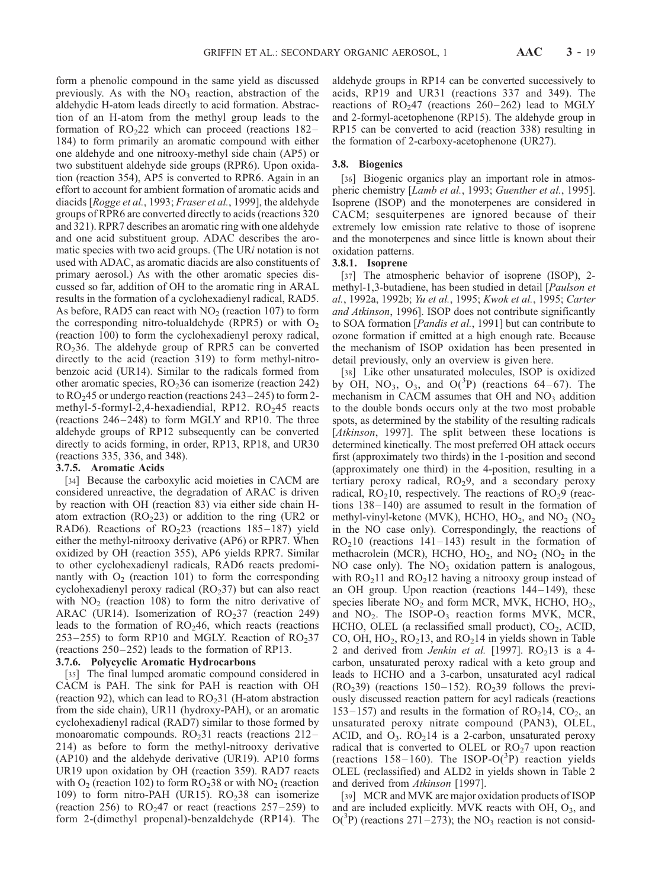form a phenolic compound in the same yield as discussed previously. As with the $NO_3$ reaction, abstraction of the aldehydic H-atom leads directly to acid formation. Abstraction of an H-atom from the methyl group leads to the formation of $RO_2$22 which can proceed (reactions 182–184) to form primarily an aromatic compound with either one aldehyde and one nitrooxy-methyl side chain (AP5) or two substituent aldehyde side groups (RPR6). Upon oxidation (reaction 354), AP5 is converted to RPR6. Again in an effort to account for ambient formation of aromatic acids and diacids [*Rogge et al.*, 1993; *Fraser et al.*, 1999], the aldehyde groups of RPR6 are converted directly to acids (reactions 320 and 321). RPR7 describes an aromatic ring with one aldehyde and one acid substituent group. ADAC describes the aromatic species with two acid groups. (The UR*i* notation is not used with ADAC, as aromatic diacids are also constituents of primary aerosol.) As with the other aromatic species discussed so far, addition of OH to the aromatic ring in ARAL results in the formation of a cyclohexadienyl radical, RAD5. As before, RAD5 can react with $NO_2$ (reaction 107) to form the corresponding nitro-tolualdehyde (RPR5) or with $O_2$ (reaction 100) to form the cyclohexadienyl peroxy radical, $RO_2$36. The aldehyde group of RPR5 can be converted directly to the acid (reaction 319) to form methyl-nitrobenzoic acid (UR14). Similar to the radicals formed from other aromatic species, $RO_2$36 can isomerize (reaction 242) to $RO_2$45 or undergo reaction (reactions 243–245) to form 2-methyl-5-formyl-2,4-hexadiendial, RP12. $RO_2$45 reacts (reactions 246–248) to form MGLY and RP10. The three aldehyde groups of RP12 subsequently can be converted directly to acids forming, in order, RP13, RP18, and UR30 (reactions 335, 336, and 348).

#### 3.7.5. Aromatic Acids

[34] Because the carboxylic acid moieties in CACM are considered unreactive, the degradation of ARAC is driven by reaction with OH (reaction 83) via either side chain H-atom extraction ($RO_2$23) or addition to the ring (UR2 or RAD6). Reactions of $RO_2$23 (reactions 185–187) yield either the methyl-nitrooxy derivative (AP6) or RPR7. When oxidized by OH (reaction 355), AP6 yields RPR7. Similar to other cyclohexadienyl radicals, RAD6 reacts predominantly with $O_2$ (reaction 101) to form the corresponding cyclohexadienyl peroxy radical ($RO_2$37) but can also react with $NO_2$ (reaction 108) to form the nitro derivative of ARAC (UR14). Isomerization of $RO_2$37 (reaction 249) leads to the formation of $RO_2$46, which reacts (reactions 253–255) to form RP10 and MGLY. Reaction of $RO_2$37 (reactions 250–252) leads to the formation of RP13.

#### 3.7.6. Polycyclic Aromatic Hydrocarbons

[35] The final lumped aromatic compound considered in CACM is PAH. The sink for PAH is reaction with OH (reaction 92), which can lead to $RO_2$31 (H-atom abstraction from the side chain), UR11 (hydroxy-PAH), or an aromatic cyclohexadienyl radical (RAD7) similar to those formed by monoaromatic compounds. $RO_2$31 reacts (reactions 212–214) as before to form the methyl-nitrooxy derivative (AP10) and the aldehyde derivative (UR19). AP10 forms UR19 upon oxidation by OH (reaction 359). RAD7 reacts with $O_2$ (reaction 102) to form $RO_2$38 or with $NO_2$ (reaction 109) to form nitro-PAH (UR15). $RO_2$38 can isomerize (reaction 256) to $RO_2$47 or react (reactions 257–259) to form 2-(dimethyl propenal)-benzaldehyde (RP14). The aldehyde groups in RP14 can be converted successively to acids, RP19 and UR31 (reactions 337 and 349). The reactions of $RO_2$47 (reactions 260–262) lead to MGLY and 2-formyl-acetophenone (RP15). The aldehyde group in RP15 can be converted to acid (reaction 338) resulting in the formation of 2-carboxy-acetophenone (UR27).

### 3.8. Biogenics

[36] Biogenic organics play an important role in atmospheric chemistry [*Lamb et al.*, 1993; *Guenther et al.*, 1995]. Isoprene (ISOP) and the monoterpenes are considered in CACM; sesquiterpenes are ignored because of their extremely low emission rate relative to those of isoprene and the monoterpenes and since little is known about their oxidation patterns.

#### 3.8.1. Isoprene

[37] The atmospheric behavior of isoprene (ISOP), 2-methyl-1,3-butadiene, has been studied in detail [*Paulson et al.*, 1992a, 1992b; *Yu et al.*, 1995; *Kwok et al.*, 1995; *Carter and Atkinson*, 1996]. ISOP does not contribute significantly to SOA formation [*Pandis et al.*, 1991] but can contribute to ozone formation if emitted at a high enough rate. Because the mechanism of ISOP oxidation has been presented in detail previously, only an overview is given here.

[38] Like other unsaturated molecules, ISOP is oxidized by OH, $NO_3$, $O_3$, and $O(^3P)$ (reactions 64–67). The mechanism in CACM assumes that OH and $NO_3$ addition to the double bonds occurs only at the two most probable spots, as determined by the stability of the resulting radicals [*Atkinson*, 1997]. The split between these locations is determined kinetically. The most preferred OH attack occurs first (approximately two thirds) in the 1-position and second (approximately one third) in the 4-position, resulting in a tertiary peroxy radical, $RO_2$9, and a secondary peroxy radical, $RO_2$10, respectively. The reactions of $RO_2$9 (reactions 138–140) are assumed to result in the formation of methyl-vinyl-ketone (MVK), HCHO, $HO_2$, and $NO_2$ ($NO_2$ in the NO case only). Correspondingly, the reactions of $RO_2$10 (reactions 141–143) result in the formation of methacrolein (MCR), HCHO, $HO_2$, and $NO_2$ ($NO_2$ in the NO case only). The $NO_3$ oxidation pattern is analogous, with $RO_2$11 and $RO_2$12 having a nitrooxy group instead of an OH group. Upon reaction (reactions 144–149), these species liberate $NO_2$ and form MCR, MVK, HCHO, $HO_2$, and $NO_2$. The ISOP-$O_3$ reaction forms MVK, MCR, HCHO, OLEL (a reclassified small product), $CO_2$, ACID, CO, OH, $HO_2$, $RO_2$13, and $RO_2$14 in yields shown in Table 2 and derived from *Jenkin et al.* [1997]. $RO_2$13 is a 4-carbon, unsaturated peroxy radical with a keto group and leads to HCHO and a 3-carbon, unsaturated acyl radical ($RO_2$39) (reactions 150–152). $RO_2$39 follows the previously discussed reaction pattern for acyl radicals (reactions 153–157) and results in the formation of $RO_2$14, $CO_2$, an unsaturated peroxy nitrate compound (PAN3), OLEL, ACID, and $O_3$. $RO_2$14 is a 2-carbon, unsaturated peroxy radical that is converted to OLEL or $RO_2$7 upon reaction (reactions 158–160). The ISOP-$O(^3P)$ reaction yields OLEL (reclassified) and ALD2 in yields shown in Table 2 and derived from *Atkinson* [1997].

[39] MCR and MVK are major oxidation products of ISOP and are included explicitly. MVK reacts with OH, $O_3$, and $O(^3P)$ (reactions 271–273); the $NO_3$ reaction is not consid-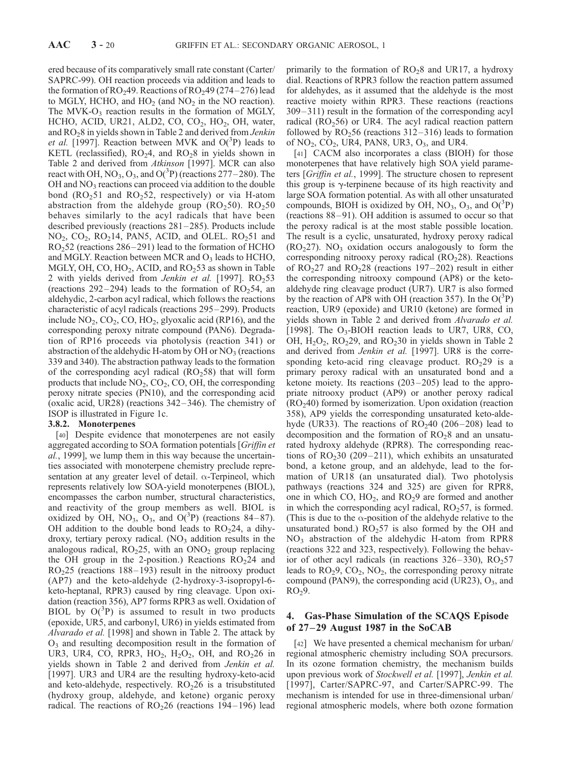ered because of its comparatively small rate constant (Carter/SAPRC-99). OH reaction proceeds via addition and leads to the formation of $RO_249$. Reactions of $RO_249$ (274–276) lead to MGLY, HCHO, and $HO_2$ (and $NO_2$ in the NO reaction). The MVK-$O_3$ reaction results in the formation of MGLY, HCHO, ACID, UR21, ALD2, CO, $CO_2$, $HO_2$, OH, water, and $RO_28$ in yields shown in Table 2 and derived from *Jenkin et al.* [1997]. Reaction between MVK and $O(^3P)$ leads to KETL (reclassified), $RO_24$, and $RO_28$ in yields shown in Table 2 and derived from *Atkinson* [1997]. MCR can also react with OH, $NO_3$, $O_3$, and $O(^3P)$ (reactions 277–280). The OH and $NO_3$ reactions can proceed via addition to the double bond ($RO_251$ and $RO_252$, respectively) or via H-atom abstraction from the aldehyde group ($RO_250$). $RO_250$ behaves similarly to the acyl radicals that have been described previously (reactions 281–285). Products include $NO_2$, $CO_2$, $RO_214$, PAN5, ACID, and OLEL. $RO_251$ and $RO_252$ (reactions 286–291) lead to the formation of HCHO and MGLY. Reaction between MCR and $O_3$ leads to HCHO, MGLY, OH, CO, $HO_2$, ACID, and $RO_253$ as shown in Table 2 with yields derived from *Jenkin et al.* [1997]. $RO_253$ (reactions 292–294) leads to the formation of $RO_254$, an aldehydic, 2-carbon acyl radical, which follows the reactions characteristic of acyl radicals (reactions 295–299). Products include $NO_2$, $CO_2$, CO, $HO_2$, glyoxalic acid (RP16), and the corresponding peroxy nitrate compound (PAN6). Degradation of RP16 proceeds via photolysis (reaction 341) or abstraction of the aldehydic H-atom by OH or $NO_3$ (reactions 339 and 340). The abstraction pathway leads to the formation of the corresponding acyl radical ($RO_258$) that will form products that include $NO_2$, $CO_2$, CO, OH, the corresponding peroxy nitrate species (PN10), and the corresponding acid (oxalic acid, UR28) (reactions 342–346). The chemistry of ISOP is illustrated in Figure 1c.

### 3.8.2. Monoterpenes

[40] Despite evidence that monoterpenes are not easily aggregated according to SOA formation potentials [*Griffin et al.*, 1999], we lump them in this way because the uncertainties associated with monoterpene chemistry preclude representation at any greater level of detail. α-Terpineol, which represents relatively low SOA-yield monoterpenes (BIOL), encompasses the carbon number, structural characteristics, and reactivity of the group members as well. BIOL is oxidized by OH, $NO_3$, $O_3$, and $O(^3P)$ (reactions 84–87). OH addition to the double bond leads to $RO_224$, a dihydroxy, tertiary peroxy radical. ($NO_3$ addition results in the analogous radical, $RO_225$, with an $ONO_2$ group replacing the OH group in the 2-position.) Reactions $RO_224$ and $RO_225$ (reactions 188–193) result in the nitrooxy product (AP7) and the keto-aldehyde (2-hydroxy-3-isopropyl-6-keto-heptanal, RPR3) caused by ring cleavage. Upon oxidation (reaction 356), AP7 forms RPR3 as well. Oxidation of BIOL by $O(^3P)$ is assumed to result in two products (epoxide, UR5, and carbonyl, UR6) in yields estimated from *Alvarado et al.* [1998] and shown in Table 2. The attack by $O_3$ and resulting decomposition result in the formation of UR3, UR4, CO, RPR3, $HO_2$, $H_2O_2$, OH, and $RO_226$ in yields shown in Table 2 and derived from *Jenkin et al.* [1997]. UR3 and UR4 are the resulting hydroxy-keto-acid and keto-aldehyde, respectively. $RO_226$ is a trisubstituted (hydroxy group, aldehyde, and ketone) organic peroxy radical. The reactions of $RO_226$ (reactions 194–196) lead primarily to the formation of $RO_28$ and UR17, a hydroxy dial. Reactions of RPR3 follow the reaction pattern assumed for aldehydes, as it assumed that the aldehyde is the most reactive moiety within RPR3. These reactions (reactions 309–311) result in the formation of the corresponding acyl radical ($RO_256$) or UR4. The acyl radical reaction pattern followed by $RO_256$ (reactions 312–316) leads to formation of $NO_2$, $CO_2$, UR4, PAN8, UR3, $O_3$, and UR4.

[41] CACM also incorporates a class (BIOH) for those monoterpenes that have relatively high SOA yield parameters [*Griffin et al.*, 1999]. The structure chosen to represent this group is γ-terpinene because of its high reactivity and large SOA formation potential. As with all other unsaturated compounds, BIOH is oxidized by OH, $NO_3$, $O_3$, and $O(^3P)$ (reactions 88–91). OH addition is assumed to occur so that the peroxy radical is at the most stable possible location. The result is a cyclic, unsaturated, hydroxy peroxy radical ($RO_227$). $NO_3$ oxidation occurs analogously to form the corresponding nitrooxy peroxy radical ($RO_228$). Reactions of $RO_227$ and $RO_228$ (reactions 197–202) result in either the corresponding nitrooxy compound (AP8) or the keto-aldehyde ring cleavage product (UR7). UR7 is also formed by the reaction of AP8 with OH (reaction 357). In the $O(^3P)$ reaction, UR9 (epoxide) and UR10 (ketone) are formed in yields shown in Table 2 and derived from *Alvarado et al.* [1998]. The $O_3$-BIOH reaction leads to UR7, UR8, CO, OH, $H_2O_2$, $RO_229$, and $RO_230$ in yields shown in Table 2 and derived from *Jenkin et al.* [1997]. UR8 is the corresponding keto-acid ring cleavage product. $RO_229$ is a primary peroxy radical with an unsaturated bond and a ketone moiety. Its reactions (203–205) lead to the appropriate nitrooxy product (AP9) or another peroxy radical ($RO_240$) formed by isomerization. Upon oxidation (reaction 358), AP9 yields the corresponding unsaturated keto-aldehyde (UR33). The reactions of $RO_240$ (206–208) lead to decomposition and the formation of $RO_28$ and an unsaturated hydroxy aldehyde (RPR8). The corresponding reactions of $RO_230$ (209–211), which exhibits an unsaturated bond, a ketone group, and an aldehyde, lead to the formation of UR18 (an unsaturated dial). Two photolysis pathways (reactions 324 and 325) are given for RPR8, one in which CO, $HO_2$, and $RO_29$ are formed and another in which the corresponding acyl radical, $RO_257$, is formed. (This is due to the α-position of the aldehyde relative to the unsaturated bond.) $RO_257$ is also formed by the OH and $NO_3$ abstraction of the aldehydic H-atom from RPR8 (reactions 322 and 323, respectively). Following the behavior of other acyl radicals (in reactions 326–330), $RO_257$ leads to $RO_29$, $CO_2$, $NO_2$, the corresponding peroxy nitrate compound (PAN9), the corresponding acid (UR23), $O_3$, and $RO_29$.

## 4. Gas-Phase Simulation of the SCAQS Episode of 27–29 August 1987 in the SoCAB

[42] We have presented a chemical mechanism for urban/regional atmospheric chemistry including SOA precursors. In its ozone formation chemistry, the mechanism builds upon previous work of *Stockwell et al.* [1997], *Jenkin et al.* [1997], Carter/SAPRC-97, and Carter/SAPRC-99. The mechanism is intended for use in three-dimensional urban/regional atmospheric models, where both ozone formation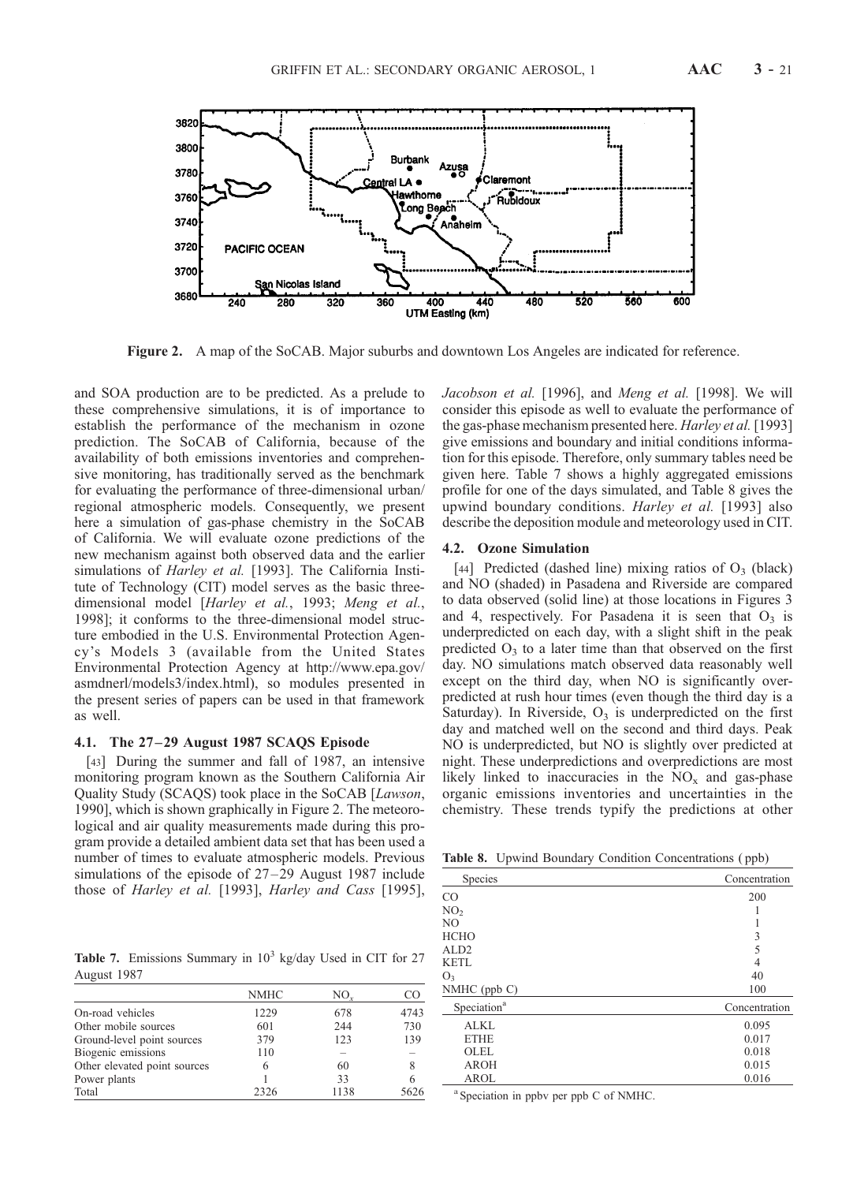**Figure 2.** A map of the SoCAB. Major suburbs and downtown Los Angeles are indicated for reference.

and SOA production are to be predicted. As a prelude to these comprehensive simulations, it is of importance to establish the performance of the mechanism in ozone prediction. The SoCAB of California, because of the availability of both emissions inventories and comprehensive monitoring, has traditionally served as the benchmark for evaluating the performance of three-dimensional urban/regional atmospheric models. Consequently, we present here a simulation of gas-phase chemistry in the SoCAB of California. We will evaluate ozone predictions of the new mechanism against both observed data and the earlier simulations of *Harley et al.* [1993]. The California Institute of Technology (CIT) model serves as the basic three-dimensional model [*Harley et al.*, 1993; *Meng et al.*, 1998]; it conforms to the three-dimensional model structure embodied in the U.S. Environmental Protection Agency's Models 3 (available from the United States Environmental Protection Agency at http://www.epa.gov/asmdnerl/models3/index.html), so modules presented in the present series of papers can be used in that framework as well.

### 4.1. The 27–29 August 1987 SCAQS Episode

[43] During the summer and fall of 1987, an intensive monitoring program known as the Southern California Air Quality Study (SCAQS) took place in the SoCAB [*Lawson*, 1990], which is shown graphically in Figure 2. The meteorological and air quality measurements made during this program provide a detailed ambient data set that has been used a number of times to evaluate atmospheric models. Previous simulations of the episode of 27–29 August 1987 include those of *Harley et al.* [1993], *Harley and Cass* [1995], *Jacobson et al.* [1996], and *Meng et al.* [1998]. We will consider this episode as well to evaluate the performance of the gas-phase mechanism presented here. *Harley et al.* [1993] give emissions and boundary and initial conditions information for this episode. Therefore, only summary tables need be given here. Table 7 shows a highly aggregated emissions profile for one of the days simulated, and Table 8 gives the upwind boundary conditions. *Harley et al.* [1993] also describe the deposition module and meteorology used in CIT.

**Table 7.** Emissions Summary in $10^3$ kg/day Used in CIT for 27 August 1987

| | NMHC | $NO_x$ | CO |
|---|---|---|---|
| On-road vehicles | 1229 | 678 | 4743 |
| Other mobile sources | 601 | 244 | 730 |
| Ground-level point sources | 379 | 123 | 139 |
| Biogenic emissions | 110 | – | – |
| Other elevated point sources | 6 | 60 | 8 |
| Power plants | 1 | 33 | 6 |
| Total | 2326 | 1138 | 5626 |

### 4.2. Ozone Simulation

[44] Predicted (dashed line) mixing ratios of $O_3$ (black) and NO (shaded) in Pasadena and Riverside are compared to data observed (solid line) at those locations in Figures 3 and 4, respectively. For Pasadena it is seen that $O_3$ is underpredicted on each day, with a slight shift in the peak predicted $O_3$ to a later time than that observed on the first day. NO simulations match observed data reasonably well except on the third day, when NO is significantly overpredicted at rush hour times (even though the third day is a Saturday). In Riverside, $O_3$ is underpredicted on the first day and matched well on the second and third days. Peak NO is underpredicted, but NO is slightly over predicted at night. These underpredictions and overpredictions are most likely linked to inaccuracies in the $NO_x$ and gas-phase organic emissions inventories and uncertainties in the chemistry. These trends typify the predictions at other

**Table 8.** Upwind Boundary Condition Concentrations (ppb)

| Species | Concentration |
|---|---|
| CO | 200 |
| $NO_2$ | 1 |
| NO | 1 |
| HCHO | 3 |
| ALD2 | 5 |
| KETL | 4 |
| $O_3$ | 40 |
| NMHC (ppb C) | 100 |
| Speciation[a] | Concentration |
| ALKL | 0.095 |
| ETHE | 0.017 |
| OLEL | 0.018 |
| AROH | 0.015 |
| AROL | 0.016 |

[a] Speciation in ppbv per ppb C of NMHC.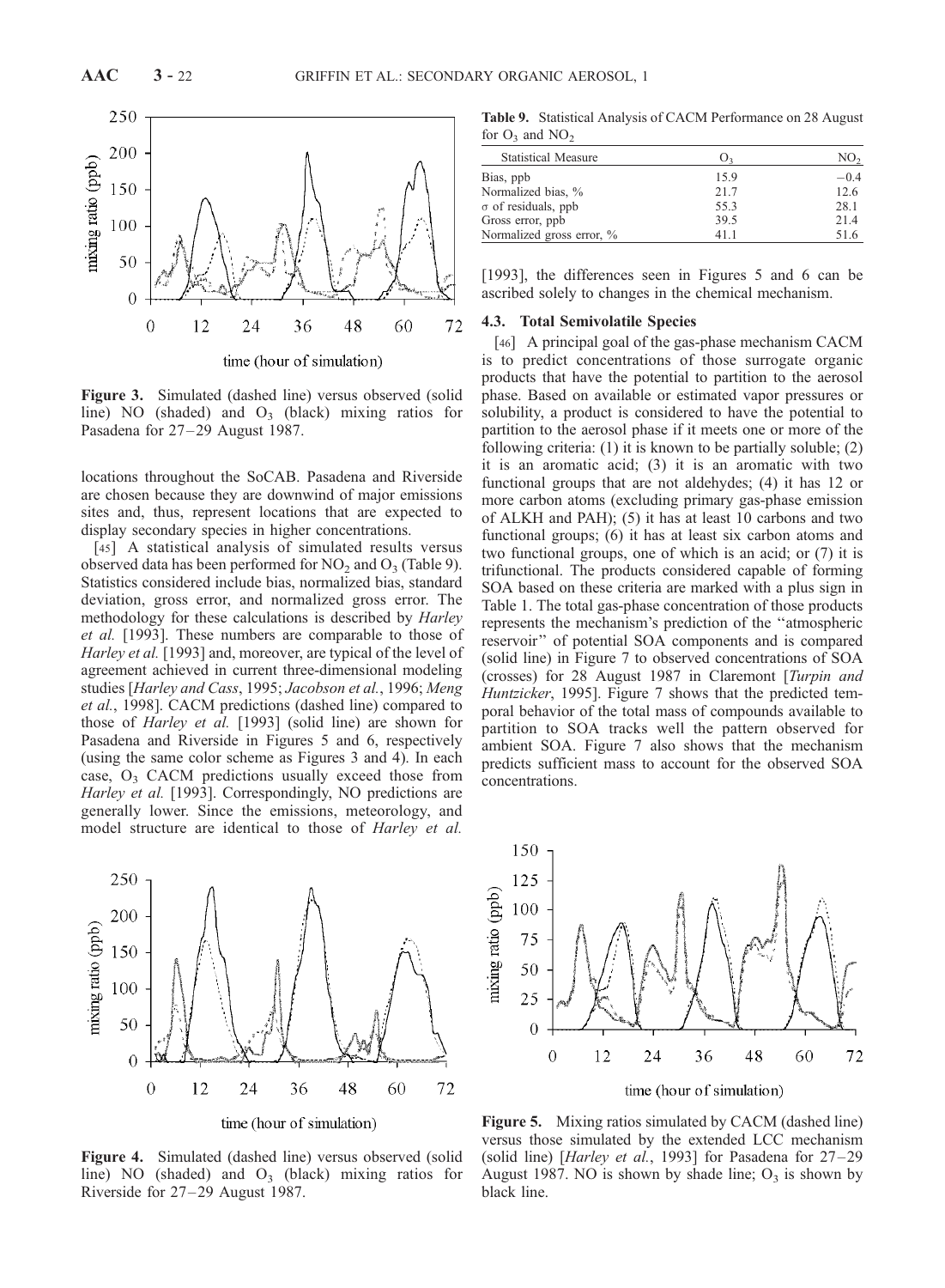Figure 3. Simulated (dashed line) versus observed (solid line) NO (shaded) and $O_3$ (black) mixing ratios for Pasadena for 27–29 August 1987.

locations throughout the SoCAB. Pasadena and Riverside are chosen because they are downwind of major emissions sites and, thus, represent locations that are expected to display secondary species in higher concentrations.

[45] A statistical analysis of simulated results versus observed data has been performed for $NO_2$ and $O_3$ (Table 9). Statistics considered include bias, normalized bias, standard deviation, gross error, and normalized gross error. The methodology for these calculations is described by *Harley et al.* [1993]. These numbers are comparable to those of *Harley et al.* [1993] and, moreover, are typical of the level of agreement achieved in current three-dimensional modeling studies [*Harley and Cass*, 1995; *Jacobson et al.*, 1996; *Meng et al.*, 1998]. CACM predictions (dashed line) compared to those of *Harley et al.* [1993] (solid line) are shown for Pasadena and Riverside in Figures 5 and 6, respectively (using the same color scheme as Figures 3 and 4). In each case, $O_3$ CACM predictions usually exceed those from *Harley et al.* [1993]. Correspondingly, NO predictions are generally lower. Since the emissions, meteorology, and model structure are identical to those of *Harley et al.* [1993], the differences seen in Figures 5 and 6 can be ascribed solely to changes in the chemical mechanism.

**Table 9.** Statistical Analysis of CACM Performance on 28 August for $O_3$ and $NO_2$

| Statistical Measure | $O_3$ | $NO_2$ |
|---|---|---|
| Bias, ppb | 15.9 | −0.4 |
| Normalized bias, % | 21.7 | 12.6 |
| $\sigma$ of residuals, ppb | 55.3 | 28.1 |
| Gross error, ppb | 39.5 | 21.4 |
| Normalized gross error, % | 41.1 | 51.6 |

### 4.3. Total Semivolatile Species

[46] A principal goal of the gas-phase mechanism CACM is to predict concentrations of those surrogate organic products that have the potential to partition to the aerosol phase. Based on available or estimated vapor pressures or solubility, a product is considered to have the potential to partition to the aerosol phase if it meets one or more of the following criteria: (1) it is known to be partially soluble; (2) it is an aromatic acid; (3) it is an aromatic with two functional groups that are not aldehydes; (4) it has 12 or more carbon atoms (excluding primary gas-phase emission of ALKH and PAH); (5) it has at least 10 carbons and two functional groups; (6) it has at least six carbon atoms and two functional groups, one of which is an acid; or (7) it is trifunctional. The products considered capable of forming SOA based on these criteria are marked with a plus sign in Table 1. The total gas-phase concentration of those products represents the mechanism's prediction of the "atmospheric reservoir" of potential SOA components and is compared (solid line) in Figure 7 to observed concentrations of SOA (crosses) for 28 August 1987 in Claremont [*Turpin and Huntzicker*, 1995]. Figure 7 shows that the predicted temporal behavior of the total mass of compounds available to partition to SOA tracks well the pattern observed for ambient SOA. Figure 7 also shows that the mechanism predicts sufficient mass to account for the observed SOA concentrations.

Figure 4. Simulated (dashed line) versus observed (solid line) NO (shaded) and $O_3$ (black) mixing ratios for Riverside for 27–29 August 1987.

Figure 5. Mixing ratios simulated by CACM (dashed line) versus those simulated by the extended LCC mechanism (solid line) [*Harley et al.*, 1993] for Pasadena for 27–29 August 1987. NO is shown by shade line; $O_3$ is shown by black line.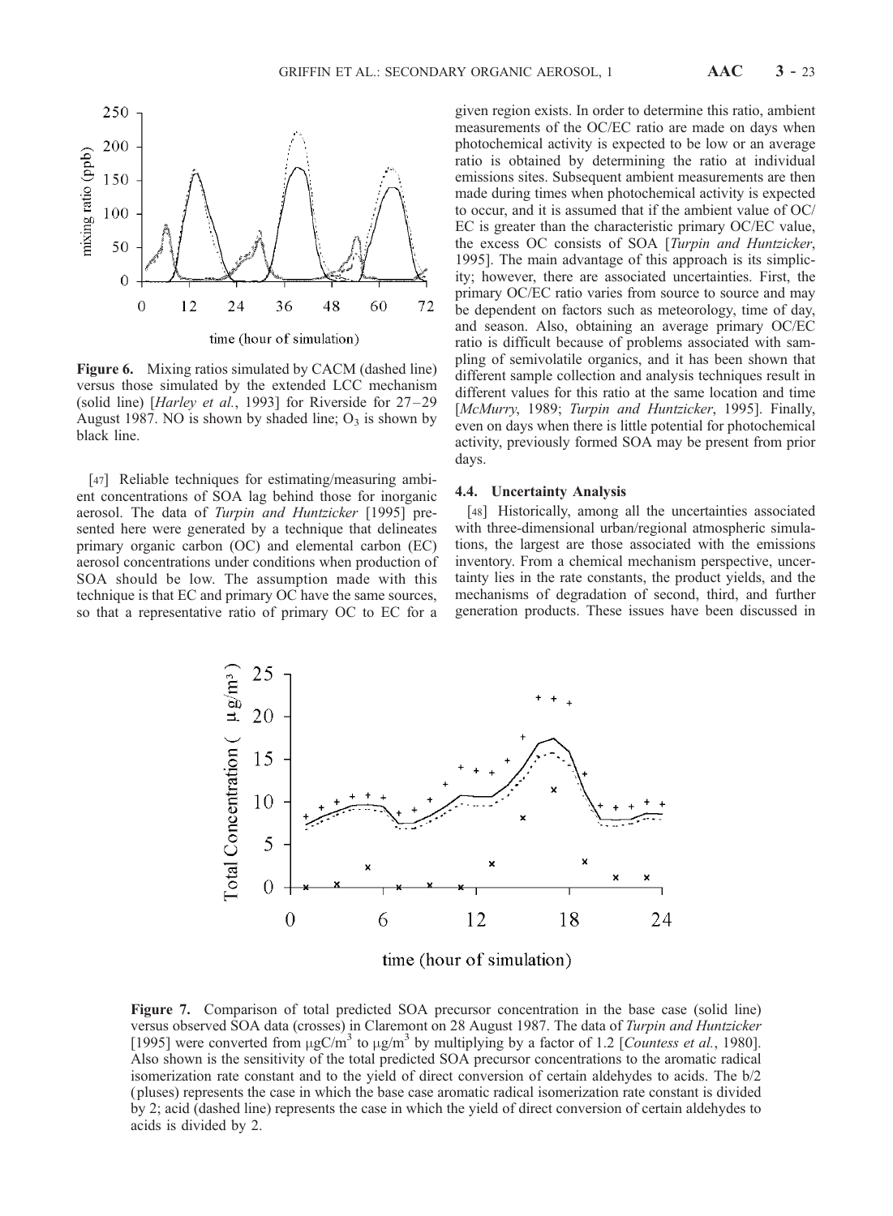Figure 6. Mixing ratios simulated by CACM (dashed line) versus those simulated by the extended LCC mechanism (solid line) [*Harley et al.*, 1993] for Riverside for 27–29 August 1987. NO is shown by shaded line; $O_3$ is shown by black line.

[47] Reliable techniques for estimating/measuring ambient concentrations of SOA lag behind those for inorganic aerosol. The data of *Turpin and Huntzicker* [1995] presented here were generated by a technique that delineates primary organic carbon (OC) and elemental carbon (EC) aerosol concentrations under conditions when production of SOA should be low. The assumption made with this technique is that EC and primary OC have the same sources, so that a representative ratio of primary OC to EC for a given region exists. In order to determine this ratio, ambient measurements of the OC/EC ratio are made on days when photochemical activity is expected to be low or an average ratio is obtained by determining the ratio at individual emissions sites. Subsequent ambient measurements are then made during times when photochemical activity is expected to occur, and it is assumed that if the ambient value of OC/EC is greater than the characteristic primary OC/EC value, the excess OC consists of SOA [*Turpin and Huntzicker*, 1995]. The main advantage of this approach is its simplicity; however, there are associated uncertainties. First, the primary OC/EC ratio varies from source to source and may be dependent on factors such as meteorology, time of day, and season. Also, obtaining an average primary OC/EC ratio is difficult because of problems associated with sampling of semivolatile organics, and it has been shown that different sample collection and analysis techniques result in different values for this ratio at the same location and time [*McMurry*, 1989; *Turpin and Huntzicker*, 1995]. Finally, even on days when there is little potential for photochemical activity, previously formed SOA may be present from prior days.

### 4.4. Uncertainty Analysis

[48] Historically, among all the uncertainties associated with three-dimensional urban/regional atmospheric simulations, the largest are those associated with the emissions inventory. From a chemical mechanism perspective, uncertainty lies in the rate constants, the product yields, and the mechanisms of degradation of second, third, and further generation products. These issues have been discussed in

Figure 7. Comparison of total predicted SOA precursor concentration in the base case (solid line) versus observed SOA data (crosses) in Claremont on 28 August 1987. The data of *Turpin and Huntzicker* [1995] were converted from $\mu gC/m^3$ to $\mu g/m^3$ by multiplying by a factor of 1.2 [*Countess et al.*, 1980]. Also shown is the sensitivity of the total predicted SOA precursor concentrations to the aromatic radical isomerization rate constant and to the yield of direct conversion of certain aldehydes to acids. The b/2 (pluses) represents the case in which the base case aromatic radical isomerization rate constant is divided by 2; acid (dashed line) represents the case in which the yield of direct conversion of certain aldehydes to acids is divided by 2.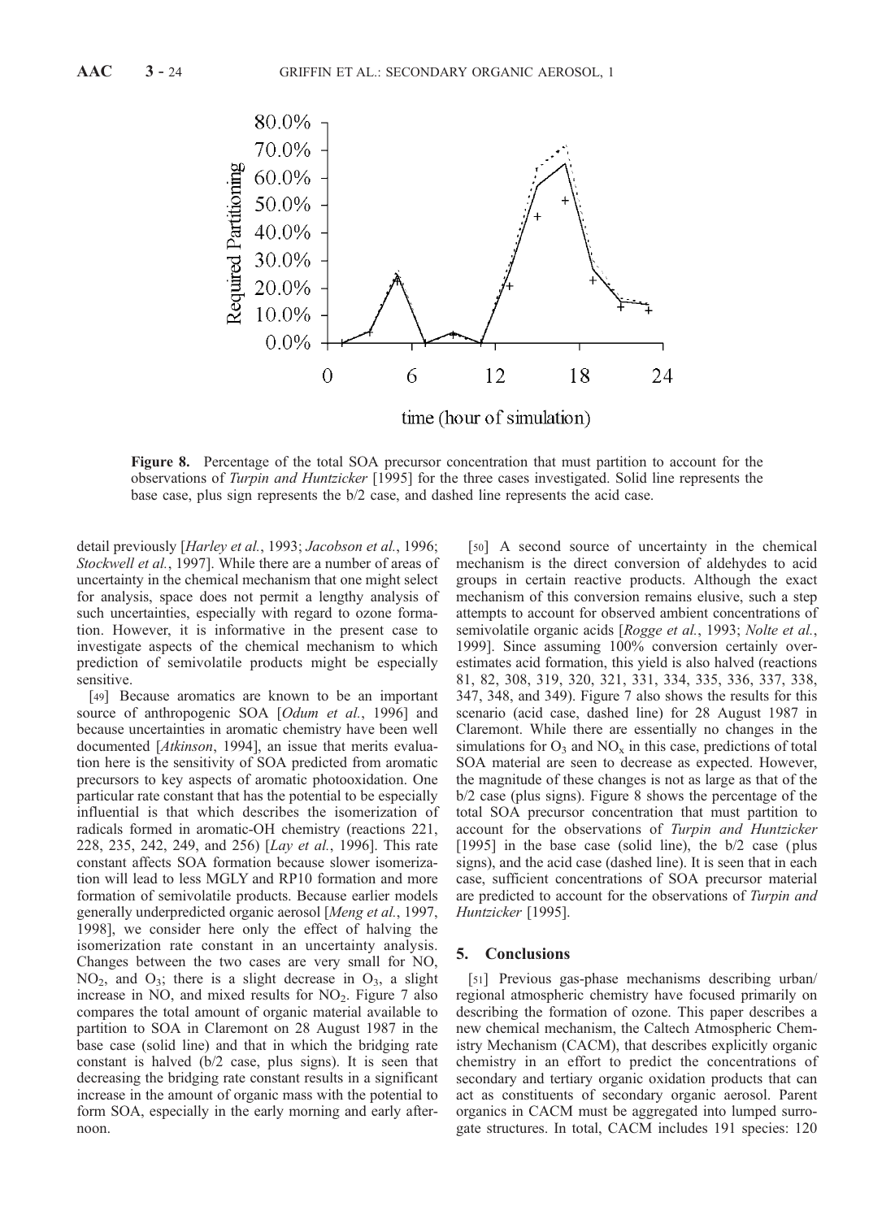**Figure 8.** Percentage of the total SOA precursor concentration that must partition to account for the observations of *Turpin and Huntzicker* [1995] for the three cases investigated. Solid line represents the base case, plus sign represents the b/2 case, and dashed line represents the acid case.

detail previously [*Harley et al.*, 1993; *Jacobson et al.*, 1996; *Stockwell et al.*, 1997]. While there are a number of areas of uncertainty in the chemical mechanism that one might select for analysis, space does not permit a lengthy analysis of such uncertainties, especially with regard to ozone formation. However, it is informative in the present case to investigate aspects of the chemical mechanism to which prediction of semivolatile products might be especially sensitive.

[49] Because aromatics are known to be an important source of anthropogenic SOA [*Odum et al.*, 1996] and because uncertainties in aromatic chemistry have been well documented [*Atkinson*, 1994], an issue that merits evaluation here is the sensitivity of SOA predicted from aromatic precursors to key aspects of aromatic photooxidation. One particular rate constant that has the potential to be especially influential is that which describes the isomerization of radicals formed in aromatic-OH chemistry (reactions 221, 228, 235, 242, 249, and 256) [*Lay et al.*, 1996]. This rate constant affects SOA formation because slower isomerization will lead to less MGLY and RP10 formation and more formation of semivolatile products. Because earlier models generally underpredicted organic aerosol [*Meng et al.*, 1997, 1998], we consider here only the effect of halving the isomerization rate constant in an uncertainty analysis. Changes between the two cases are very small for NO, $NO_2$, and $O_3$; there is a slight decrease in $O_3$, a slight increase in NO, and mixed results for $NO_2$. Figure 7 also compares the total amount of organic material available to partition to SOA in Claremont on 28 August 1987 in the base case (solid line) and that in which the bridging rate constant is halved (b/2 case, plus signs). It is seen that decreasing the bridging rate constant results in a significant increase in the amount of organic mass with the potential to form SOA, especially in the early morning and early afternoon.

[50] A second source of uncertainty in the chemical mechanism is the direct conversion of aldehydes to acid groups in certain reactive products. Although the exact mechanism of this conversion remains elusive, such a step attempts to account for observed ambient concentrations of semivolatile organic acids [*Rogge et al.*, 1993; *Nolte et al.*, 1999]. Since assuming 100% conversion certainly overestimates acid formation, this yield is also halved (reactions 81, 82, 308, 319, 320, 321, 331, 334, 335, 336, 337, 338, 347, 348, and 349). Figure 7 also shows the results for this scenario (acid case, dashed line) for 28 August 1987 in Claremont. While there are essentially no changes in the simulations for $O_3$ and $NO_x$ in this case, predictions of total SOA material are seen to decrease as expected. However, the magnitude of these changes is not as large as that of the b/2 case (plus signs). Figure 8 shows the percentage of the total SOA precursor concentration that must partition to account for the observations of *Turpin and Huntzicker* [1995] in the base case (solid line), the b/2 case (plus signs), and the acid case (dashed line). It is seen that in each case, sufficient concentrations of SOA precursor material are predicted to account for the observations of *Turpin and Huntzicker* [1995].

## 5. Conclusions

[51] Previous gas-phase mechanisms describing urban/regional atmospheric chemistry have focused primarily on describing the formation of ozone. This paper describes a new chemical mechanism, the Caltech Atmospheric Chemistry Mechanism (CACM), that describes explicitly organic chemistry in an effort to predict the concentrations of secondary and tertiary organic oxidation products that can act as constituents of secondary organic aerosol. Parent organics in CACM must be aggregated into lumped surrogate structures. In total, CACM includes 191 species: 120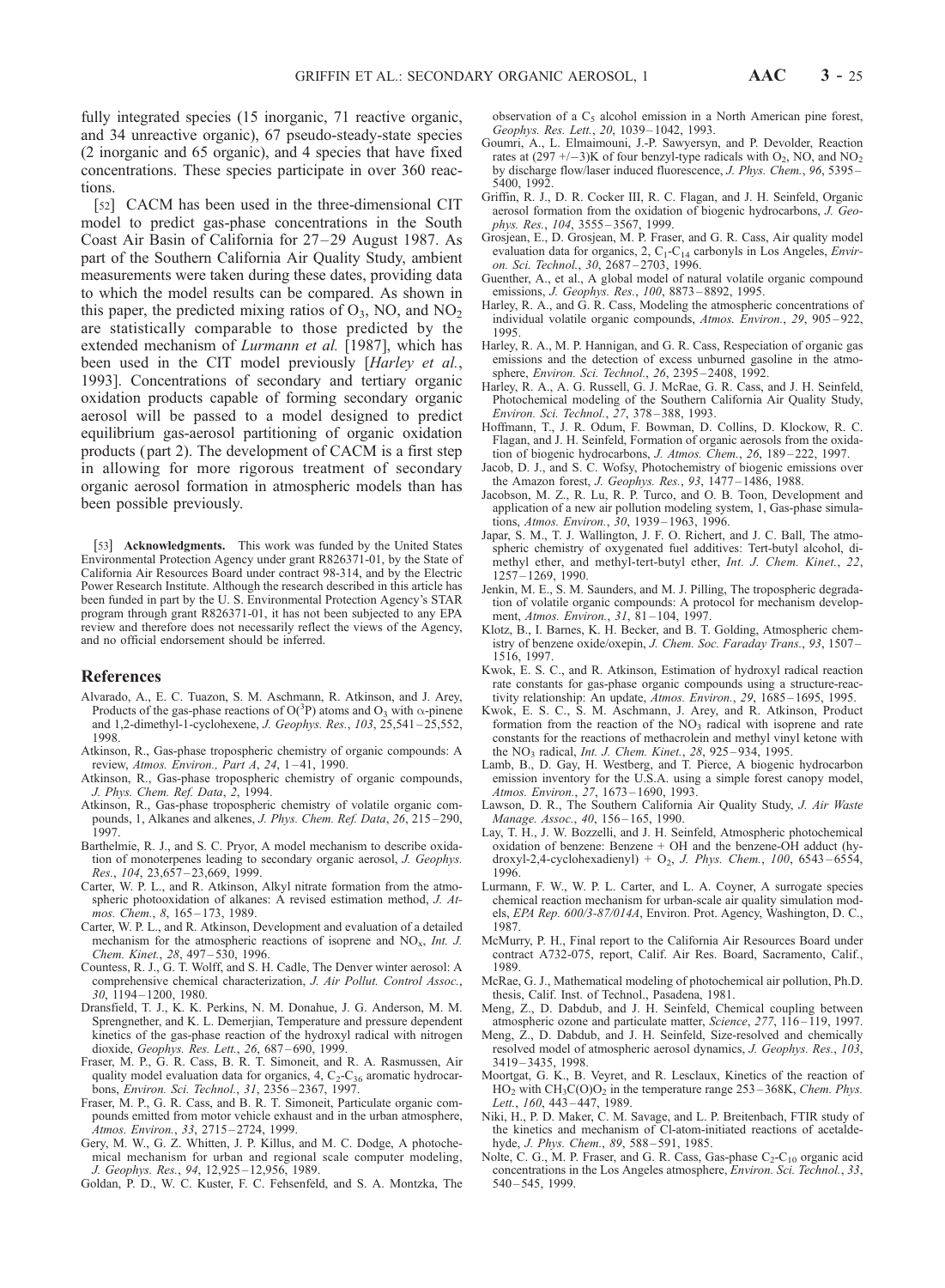fully integrated species (15 inorganic, 71 reactive organic, and 34 unreactive organic), 67 pseudo-steady-state species (2 inorganic and 65 organic), and 4 species that have fixed concentrations. These species participate in over 360 reactions.

[52] CACM has been used in the three-dimensional CIT model to predict gas-phase concentrations in the South Coast Air Basin of California for 27–29 August 1987. As part of the Southern California Air Quality Study, ambient measurements were taken during these dates, providing data to which the model results can be compared. As shown in this paper, the predicted mixing ratios of $O_3$, NO, and $NO_2$ are statistically comparable to those predicted by the extended mechanism of *Lurmann et al.* [1987], which has been used in the CIT model previously [*Harley et al.*, 1993]. Concentrations of secondary and tertiary organic oxidation products capable of forming secondary organic aerosol will be passed to a model designed to predict equilibrium gas-aerosol partitioning of organic oxidation products (part 2). The development of CACM is a first step in allowing for more rigorous treatment of secondary organic aerosol formation in atmospheric models than has been possible previously.

[53] **Acknowledgments.** This work was funded by the United States Environmental Protection Agency under grant R826371-01, by the State of California Air Resources Board under contract 98-314, and by the Electric Power Research Institute. Although the research described in this article has been funded in part by the U. S. Environmental Protection Agency's STAR program through grant R826371-01, it has not been subjected to any EPA review and therefore does not necessarily reflect the views of the Agency, and no official endorsement should be inferred.

## References

Alvarado, A., E. C. Tuazon, S. M. Aschmann, R. Atkinson, and J. Arey, Products of the gas-phase reactions of O($^3$P) atoms and $O_3$ with α-pinene and 1,2-dimethyl-1-cyclohexene, *J. Geophys. Res.*, *103*, 25,541–25,552, 1998.

Atkinson, R., Gas-phase tropospheric chemistry of organic compounds: A review, *Atmos. Environ., Part A*, *24*, 1–41, 1990.

Atkinson, R., Gas-phase tropospheric chemistry of organic compounds, *J. Phys. Chem. Ref. Data*, *2*, 1994.

Atkinson, R., Gas-phase tropospheric chemistry of volatile organic compounds, 1, Alkanes and alkenes, *J. Phys. Chem. Ref. Data*, *26*, 215–290, 1997.

Barthelmie, R. J., and S. C. Pryor, A model mechanism to describe oxidation of monoterpenes leading to secondary organic aerosol, *J. Geophys. Res.*, *104*, 23,657–23,669, 1999.

Carter, W. P. L., and R. Atkinson, Alkyl nitrate formation from the atmospheric photooxidation of alkanes: A revised estimation method, *J. Atmos. Chem.*, *8*, 165–173, 1989.

Carter, W. P. L., and R. Atkinson, Development and evaluation of a detailed mechanism for the atmospheric reactions of isoprene and $NO_x$, *Int. J. Chem. Kinet.*, *28*, 497–530, 1996.

Countess, R. J., G. T. Wolff, and S. H. Cadle, The Denver winter aerosol: A comprehensive chemical characterization, *J. Air Pollut. Control Assoc.*, *30*, 1194–1200, 1980.

Dransfield, T. J., K. K. Perkins, N. M. Donahue, J. G. Anderson, M. M. Sprengnether, and K. L. Demerjian, Temperature and pressure dependent kinetics of the gas-phase reaction of the hydroxyl radical with nitrogen dioxide, *Geophys. Res. Lett.*, *26*, 687–690, 1999.

Fraser, M. P., G. R. Cass, B. R. T. Simoneit, and R. A. Rasmussen, Air quality model evaluation data for organics, 4, $C_2$-$C_{36}$ aromatic hydrocarbons, *Environ. Sci. Technol.*, *31*, 2356–2367, 1997.

Fraser, M. P., G. R. Cass, and B. R. T. Simoneit, Particulate organic compounds emitted from motor vehicle exhaust and in the urban atmosphere, *Atmos. Environ.*, *33*, 2715–2724, 1999.

Gery, M. W., G. Z. Whitten, J. P. Killus, and M. C. Dodge, A photochemical mechanism for urban and regional scale computer modeling, *J. Geophys. Res.*, *94*, 12,925–12,956, 1989.

Goldan, P. D., W. C. Kuster, F. C. Fehsenfeld, and S. A. Montzka, The observation of a $C_5$ alcohol emission in a North American pine forest, *Geophys. Res. Lett.*, *20*, 1039–1042, 1993.

Goumri, A., L. Elmaimouni, J.-P. Sawyersyn, and P. Devolder, Reaction rates at (297 +/−3)K of four benzyl-type radicals with $O_2$, NO, and $NO_2$ by discharge flow/laser induced fluorescence, *J. Phys. Chem.*, *96*, 5395–5400, 1992.

Griffin, R. J., D. R. Cocker III, R. C. Flagan, and J. H. Seinfeld, Organic aerosol formation from the oxidation of biogenic hydrocarbons, *J. Geophys. Res.*, *104*, 3555–3567, 1999.

Grosjean, E., D. Grosjean, M. P. Fraser, and G. R. Cass, Air quality model evaluation data for organics, 2, $C_1$-$C_{14}$ carbonyls in Los Angeles, *Environ. Sci. Technol.*, *30*, 2687–2703, 1996.

Guenther, A., et al., A global model of natural volatile organic compound emissions, *J. Geophys. Res.*, *100*, 8873–8892, 1995.

Harley, R. A., and G. R. Cass, Modeling the atmospheric concentrations of individual volatile organic compounds, *Atmos. Environ.*, *29*, 905–922, 1995.

Harley, R. A., M. P. Hannigan, and G. R. Cass, Respeciation of organic gas emissions and the detection of excess unburned gasoline in the atmosphere, *Environ. Sci. Technol.*, *26*, 2395–2408, 1992.

Harley, R. A., A. G. Russell, G. J. McRae, G. R. Cass, and J. H. Seinfeld, Photochemical modeling of the Southern California Air Quality Study, *Environ. Sci. Technol.*, *27*, 378–388, 1993.

Hoffmann, T., J. R. Odum, F. Bowman, D. Collins, D. Klockow, R. C. Flagan, and J. H. Seinfeld, Formation of organic aerosols from the oxidation of biogenic hydrocarbons, *J. Atmos. Chem.*, *26*, 189–222, 1997.

Jacob, D. J., and S. C. Wofsy, Photochemistry of biogenic emissions over the Amazon forest, *J. Geophys. Res.*, *93*, 1477–1486, 1988.

Jacobson, M. Z., R. Lu, R. P. Turco, and O. B. Toon, Development and application of a new air pollution modeling system, 1, Gas-phase simulations, *Atmos. Environ.*, *30*, 1939–1963, 1996.

Japar, S. M., T. J. Wallington, J. F. O. Richert, and J. C. Ball, The atmospheric chemistry of oxygenated fuel additives: Tert-butyl alcohol, dimethyl ether, and methyl-tert-butyl ether, *Int. J. Chem. Kinet.*, *22*, 1257–1269, 1990.

Jenkin, M. E., S. M. Saunders, and M. J. Pilling, The tropospheric degradation of volatile organic compounds: A protocol for mechanism development, *Atmos. Environ.*, *31*, 81–104, 1997.

Klotz, B., I. Barnes, K. H. Becker, and B. T. Golding, Atmospheric chemistry of benzene oxide/oxepin, *J. Chem. Soc. Faraday Trans.*, *93*, 1507–1516, 1997.

Kwok, E. S. C., and R. Atkinson, Estimation of hydroxyl radical reaction rate constants for gas-phase organic compounds using a structure-reactivity relationship: An update, *Atmos. Environ.*, *29*, 1685–1695, 1995.

Kwok, E. S. C., S. M. Aschmann, J. Arey, and R. Atkinson, Product formation from the reaction of the $NO_3$ radical with isoprene and rate constants for the reactions of methacrolein and methyl vinyl ketone with the $NO_3$ radical, *Int. J. Chem. Kinet.*, *28*, 925–934, 1995.

Lamb, B., D. Gay, H. Westberg, and T. Pierce, A biogenic hydrocarbon emission inventory for the U.S.A. using a simple forest canopy model, *Atmos. Environ.*, *27*, 1673–1690, 1993.

Lawson, D. R., The Southern California Air Quality Study, *J. Air Waste Manage. Assoc.*, *40*, 156–165, 1990.

Lay, T. H., J. W. Bozzelli, and J. H. Seinfeld, Atmospheric photochemical oxidation of benzene: Benzene + OH and the benzene-OH adduct (hydroxyl-2,4-cyclohexadienyl) + $O_2$, *J. Phys. Chem.*, *100*, 6543–6554, 1996.

Lurmann, F. W., W. P. L. Carter, and L. A. Coyner, A surrogate species chemical reaction mechanism for urban-scale air quality simulation models, *EPA Rep. 600/3-87/014A*, Environ. Prot. Agency, Washington, D. C., 1987.

McMurry, P. H., Final report to the California Air Resources Board under contract A732-075, report, Calif. Air Res. Board, Sacramento, Calif., 1989.

McRae, G. J., Mathematical modeling of photochemical air pollution, Ph.D. thesis, Calif. Inst. of Technol., Pasadena, 1981.

Meng, Z., D. Dabdub, and J. H. Seinfeld, Chemical coupling between atmospheric ozone and particulate matter, *Science*, *277*, 116–119, 1997.

Meng, Z., D. Dabdub, and J. H. Seinfeld, Size-resolved and chemically resolved model of atmospheric aerosol dynamics, *J. Geophys. Res.*, *103*, 3419–3435, 1998.

Moortgat, G. K., B. Veyret, and R. Lesclaux, Kinetics of the reaction of $HO_2$ with $CH_3C(O)O_2$ in the temperature range 253–368K, *Chem. Phys. Lett.*, *160*, 443–447, 1989.

Niki, H., P. D. Maker, C. M. Savage, and L. P. Breitenbach, FTIR study of the kinetics and mechanism of Cl-atom-initiated reactions of acetaldehyde, *J. Phys. Chem.*, *89*, 588–591, 1985.

Nolte, C. G., M. P. Fraser, and G. R. Cass, Gas-phase $C_2$-$C_{10}$ organic acid concentrations in the Los Angeles atmosphere, *Environ. Sci. Technol.*, *33*, 540–545, 1999.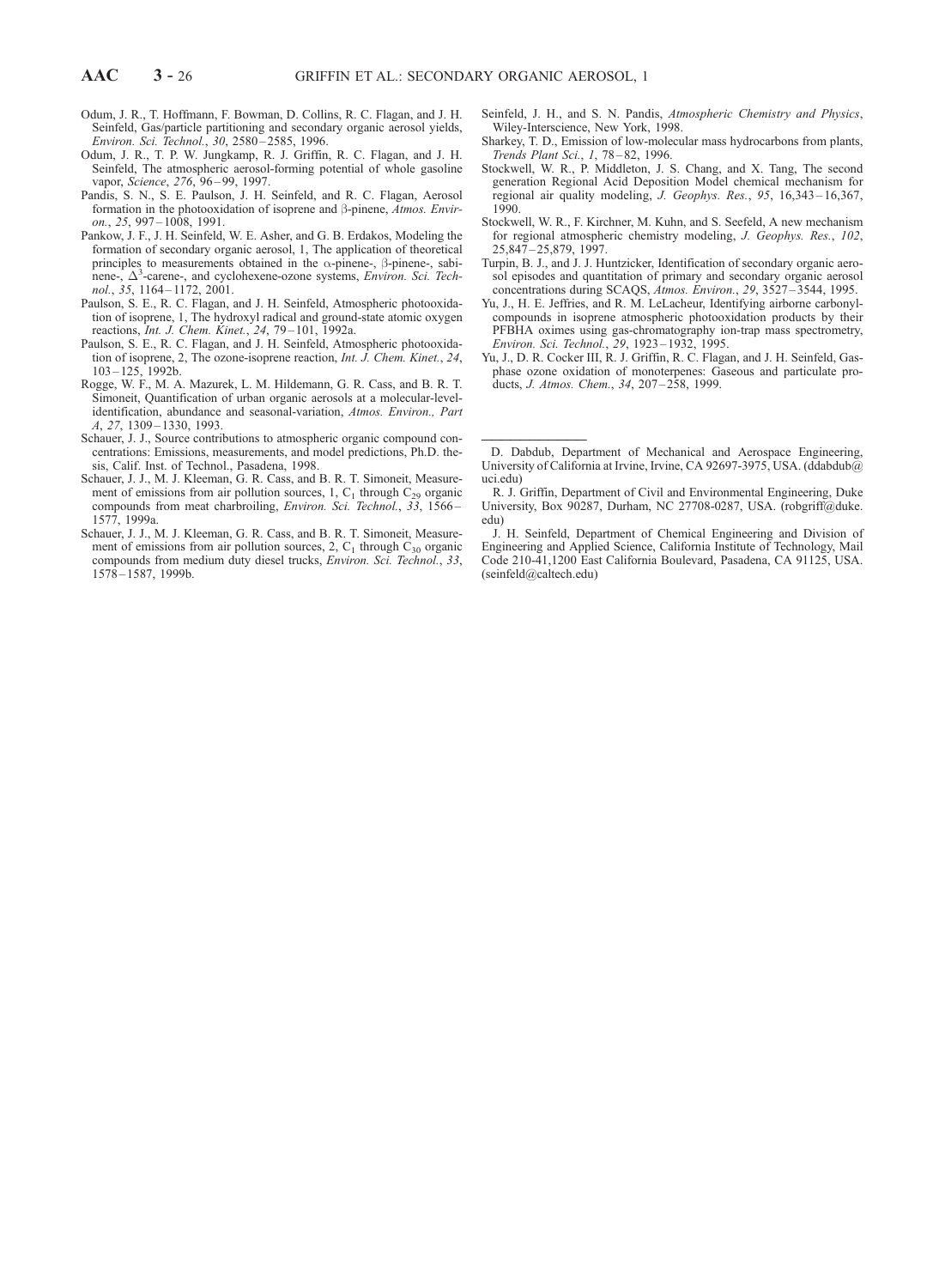Odum, J. R., T. Hoffmann, F. Bowman, D. Collins, R. C. Flagan, and J. H. Seinfeld, Gas/particle partitioning and secondary organic aerosol yields, *Environ. Sci. Technol.*, *30*, 2580–2585, 1996.

Odum, J. R., T. P. W. Jungkamp, R. J. Griffin, R. C. Flagan, and J. H. Seinfeld, The atmospheric aerosol-forming potential of whole gasoline vapor, *Science*, *276*, 96–99, 1997.

Pandis, S. N., S. E. Paulson, J. H. Seinfeld, and R. C. Flagan, Aerosol formation in the photooxidation of isoprene and β-pinene, *Atmos. Environ.*, *25*, 997–1008, 1991.

Pankow, J. F., J. H. Seinfeld, W. E. Asher, and G. B. Erdakos, Modeling the formation of secondary organic aerosol, 1, The application of theoretical principles to measurements obtained in the α-pinene-, β-pinene-, sabinene-, $\Delta^3$-carene-, and cyclohexene-ozone systems, *Environ. Sci. Technol.*, *35*, 1164–1172, 2001.

Paulson, S. E., R. C. Flagan, and J. H. Seinfeld, Atmospheric photooxidation of isoprene, 1, The hydroxyl radical and ground-state atomic oxygen reactions, *Int. J. Chem. Kinet.*, *24*, 79–101, 1992a.

Paulson, S. E., R. C. Flagan, and J. H. Seinfeld, Atmospheric photooxidation of isoprene, 2, The ozone-isoprene reaction, *Int. J. Chem. Kinet.*, *24*, 103–125, 1992b.

Rogge, W. F., M. A. Mazurek, L. M. Hildemann, G. R. Cass, and B. R. T. Simoneit, Quantification of urban organic aerosols at a molecular-level-identification, abundance and seasonal-variation, *Atmos. Environ., Part A*, *27*, 1309–1330, 1993.

Schauer, J. J., Source contributions to atmospheric organic compound concentrations: Emissions, measurements, and model predictions, Ph.D. thesis, Calif. Inst. of Technol., Pasadena, 1998.

Schauer, J. J., M. J. Kleeman, G. R. Cass, and B. R. T. Simoneit, Measurement of emissions from air pollution sources, 1, $C_1$ through $C_{29}$ organic compounds from meat charbroiling, *Environ. Sci. Technol.*, *33*, 1566–1577, 1999a.

Schauer, J. J., M. J. Kleeman, G. R. Cass, and B. R. T. Simoneit, Measurement of emissions from air pollution sources, 2, $C_1$ through $C_{30}$ organic compounds from medium duty diesel trucks, *Environ. Sci. Technol.*, *33*, 1578–1587, 1999b.

Seinfeld, J. H., and S. N. Pandis, *Atmospheric Chemistry and Physics*, Wiley-Interscience, New York, 1998.

Sharkey, T. D., Emission of low-molecular mass hydrocarbons from plants, *Trends Plant Sci.*, *1*, 78–82, 1996.

Stockwell, W. R., P. Middleton, J. S. Chang, and X. Tang, The second generation Regional Acid Deposition Model chemical mechanism for regional air quality modeling, *J. Geophys. Res.*, *95*, 16,343–16,367, 1990.

Stockwell, W. R., F. Kirchner, M. Kuhn, and S. Seefeld, A new mechanism for regional atmospheric chemistry modeling, *J. Geophys. Res.*, *102*, 25,847–25,879, 1997.

Turpin, B. J., and J. J. Huntzicker, Identification of secondary organic aerosol episodes and quantitation of primary and secondary organic aerosol concentrations during SCAQS, *Atmos. Environ.*, *29*, 3527–3544, 1995.

Yu, J., H. E. Jeffries, and R. M. LeLacheur, Identifying airborne carbonyl-compounds in isoprene atmospheric photooxidation products by their PFBHA oximes using gas-chromatography ion-trap mass spectrometry, *Environ. Sci. Technol.*, *29*, 1923–1932, 1995.

Yu, J., D. R. Cocker III, R. J. Griffin, R. C. Flagan, and J. H. Seinfeld, Gas-phase ozone oxidation of monoterpenes: Gaseous and particulate products, *J. Atmos. Chem.*, *34*, 207–258, 1999.

---

D. Dabdub, Department of Mechanical and Aerospace Engineering, University of California at Irvine, Irvine, CA 92697-3975, USA. (ddabdub@uci.edu)

R. J. Griffin, Department of Civil and Environmental Engineering, Duke University, Box 90287, Durham, NC 27708-0287, USA. (robgriff@duke.edu)

J. H. Seinfeld, Department of Chemical Engineering and Division of Engineering and Applied Science, California Institute of Technology, Mail Code 210-41,1200 East California Boulevard, Pasadena, CA 91125, USA. (seinfeld@caltech.edu)